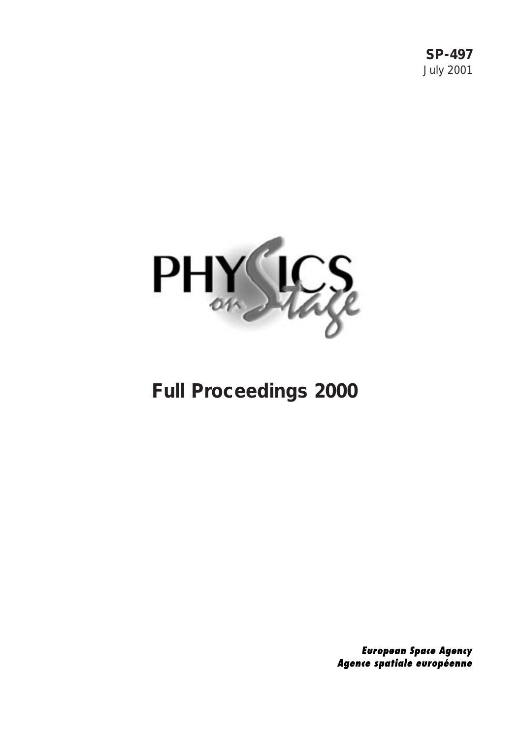**SP-497**
July 2001

PHYSICS on Stage

# Full Proceedings 2000

***European Space Agency***
***Agence spatiale européenne***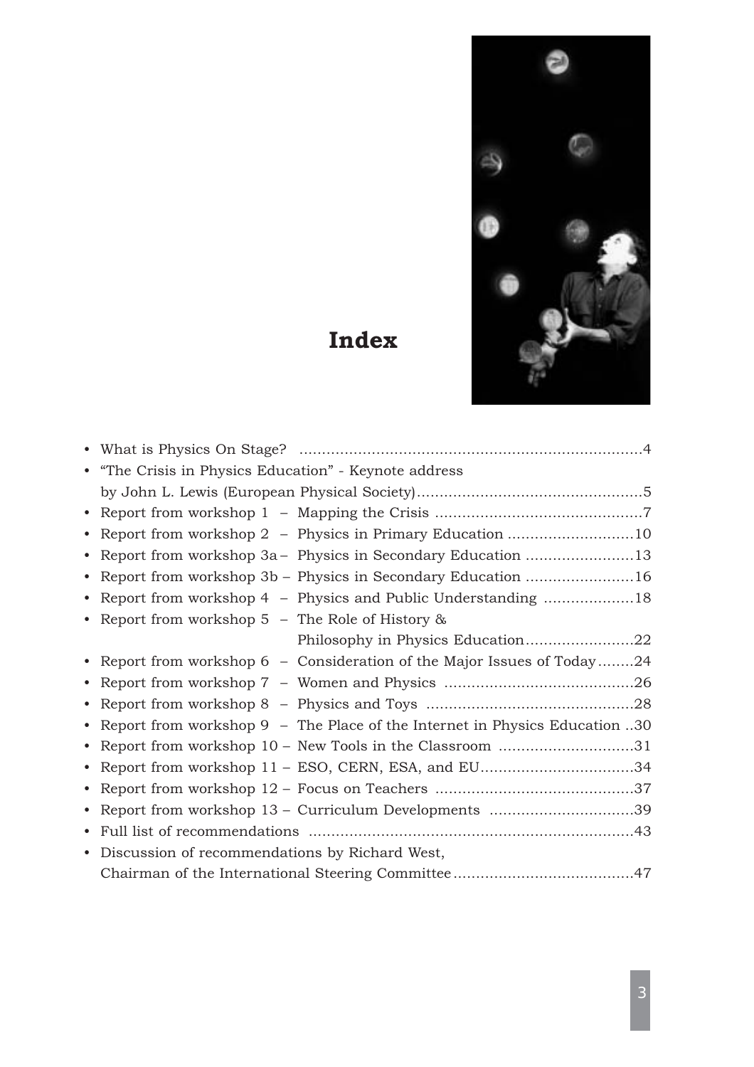# Index

- What is Physics On Stage? ....................................................................4
- "The Crisis in Physics Education" - Keynote address by John L. Lewis (European Physical Society).............................................5
- Report from workshop 1 – Mapping the Crisis ..........................................7
- Report from workshop 2 – Physics in Primary Education ..........................10
- Report from workshop 3a – Physics in Secondary Education ......................13
- Report from workshop 3b – Physics in Secondary Education ......................16
- Report from workshop 4 – Physics and Public Understanding ....................18
- Report from workshop 5 – The Role of History & Philosophy in Physics Education........................22
- Report from workshop 6 – Consideration of the Major Issues of Today........24
- Report from workshop 7 – Women and Physics .......................................26
- Report from workshop 8 – Physics and Toys ...........................................28
- Report from workshop 9 – The Place of the Internet in Physics Education ..30
- Report from workshop 10 – New Tools in the Classroom ...........................31
- Report from workshop 11 – ESO, CERN, ESA, and EU..................................34
- Report from workshop 12 – Focus on Teachers .........................................37
- Report from workshop 13 – Curriculum Developments ..............................39
- Full list of recommendations ......................................................................43
- Discussion of recommendations by Richard West, Chairman of the International Steering Committee.......................................47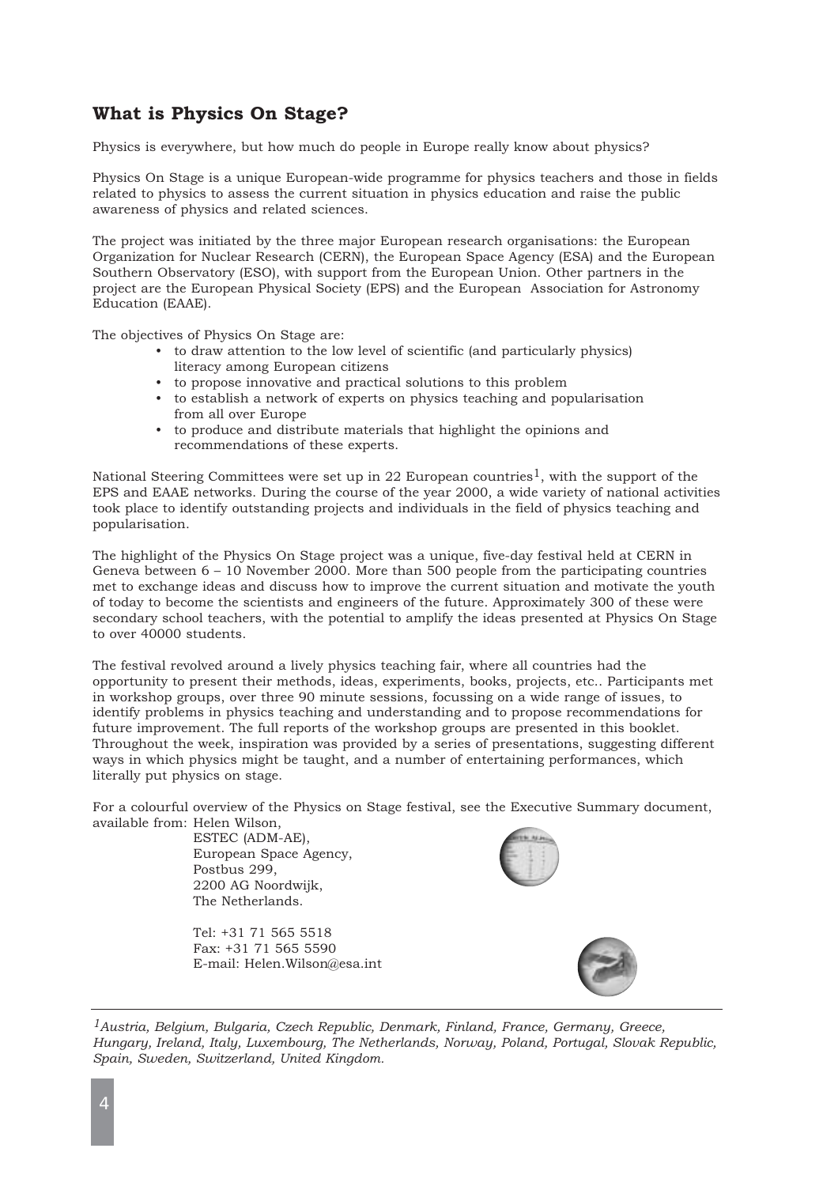## What is Physics On Stage?

Physics is everywhere, but how much do people in Europe really know about physics?

Physics On Stage is a unique European-wide programme for physics teachers and those in fields related to physics to assess the current situation in physics education and raise the public awareness of physics and related sciences.

The project was initiated by the three major European research organisations: the European Organization for Nuclear Research (CERN), the European Space Agency (ESA) and the European Southern Observatory (ESO), with support from the European Union. Other partners in the project are the European Physical Society (EPS) and the European Association for Astronomy Education (EAAE).

The objectives of Physics On Stage are:

- to draw attention to the low level of scientific (and particularly physics) literacy among European citizens
- to propose innovative and practical solutions to this problem
- to establish a network of experts on physics teaching and popularisation from all over Europe
- to produce and distribute materials that highlight the opinions and recommendations of these experts.

National Steering Committees were set up in 22 European countries[1], with the support of the EPS and EAAE networks. During the course of the year 2000, a wide variety of national activities took place to identify outstanding projects and individuals in the field of physics teaching and popularisation.

The highlight of the Physics On Stage project was a unique, five-day festival held at CERN in Geneva between 6 – 10 November 2000. More than 500 people from the participating countries met to exchange ideas and discuss how to improve the current situation and motivate the youth of today to become the scientists and engineers of the future. Approximately 300 of these were secondary school teachers, with the potential to amplify the ideas presented at Physics On Stage to over 40000 students.

The festival revolved around a lively physics teaching fair, where all countries had the opportunity to present their methods, ideas, experiments, books, projects, etc.. Participants met in workshop groups, over three 90 minute sessions, focussing on a wide range of issues, to identify problems in physics teaching and understanding and to propose recommendations for future improvement. The full reports of the workshop groups are presented in this booklet. Throughout the week, inspiration was provided by a series of presentations, suggesting different ways in which physics might be taught, and a number of entertaining performances, which literally put physics on stage.

For a colourful overview of the Physics on Stage festival, see the Executive Summary document, available from: Helen Wilson,
ESTEC (ADM-AE),
European Space Agency,
Postbus 299,
2200 AG Noordwijk,
The Netherlands.

Tel: +31 71 565 5518
Fax: +31 71 565 5590
E-mail: Helen.Wilson@esa.int

---

*[1] Austria, Belgium, Bulgaria, Czech Republic, Denmark, Finland, France, Germany, Greece, Hungary, Ireland, Italy, Luxembourg, The Netherlands, Norway, Poland, Portugal, Slovak Republic, Spain, Sweden, Switzerland, United Kingdom.*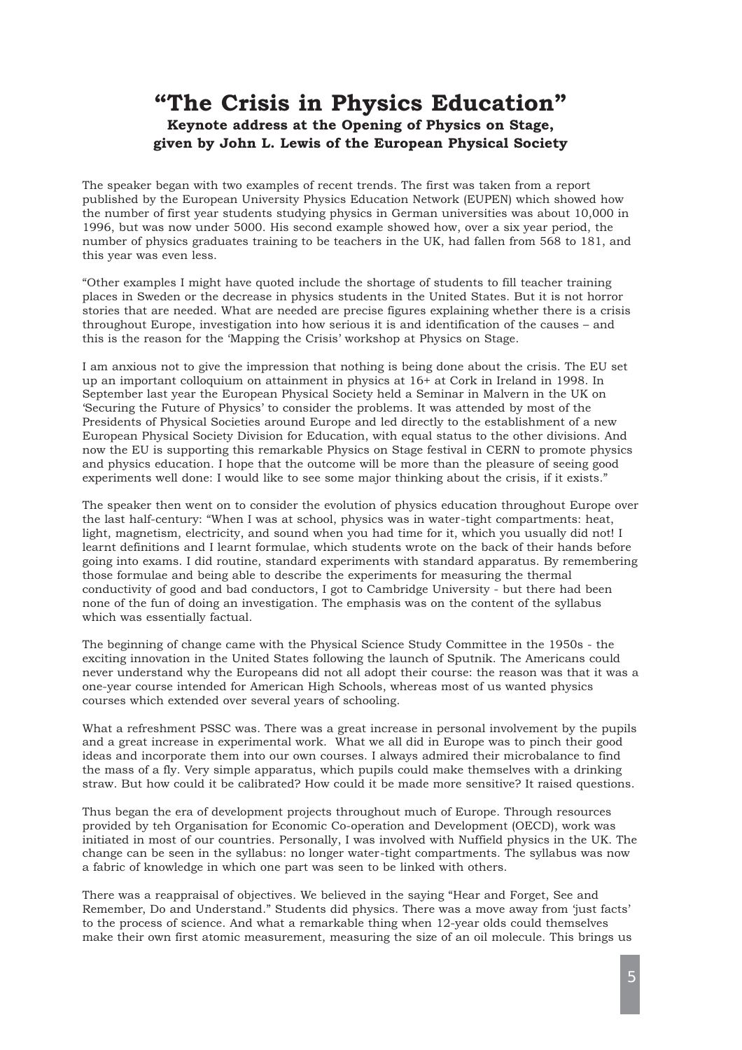# "The Crisis in Physics Education"

### Keynote address at the Opening of Physics on Stage, given by John L. Lewis of the European Physical Society

The speaker began with two examples of recent trends. The first was taken from a report published by the European University Physics Education Network (EUPEN) which showed how the number of first year students studying physics in German universities was about 10,000 in 1996, but was now under 5000. His second example showed how, over a six year period, the number of physics graduates training to be teachers in the UK, had fallen from 568 to 181, and this year was even less.

"Other examples I might have quoted include the shortage of students to fill teacher training places in Sweden or the decrease in physics students in the United States. But it is not horror stories that are needed. What are needed are precise figures explaining whether there is a crisis throughout Europe, investigation into how serious it is and identification of the causes – and this is the reason for the 'Mapping the Crisis' workshop at Physics on Stage.

I am anxious not to give the impression that nothing is being done about the crisis. The EU set up an important colloquium on attainment in physics at 16+ at Cork in Ireland in 1998. In September last year the European Physical Society held a Seminar in Malvern in the UK on 'Securing the Future of Physics' to consider the problems. It was attended by most of the Presidents of Physical Societies around Europe and led directly to the establishment of a new European Physical Society Division for Education, with equal status to the other divisions. And now the EU is supporting this remarkable Physics on Stage festival in CERN to promote physics and physics education. I hope that the outcome will be more than the pleasure of seeing good experiments well done: I would like to see some major thinking about the crisis, if it exists."

The speaker then went on to consider the evolution of physics education throughout Europe over the last half-century: "When I was at school, physics was in water-tight compartments: heat, light, magnetism, electricity, and sound when you had time for it, which you usually did not! I learnt definitions and I learnt formulae, which students wrote on the back of their hands before going into exams. I did routine, standard experiments with standard apparatus. By remembering those formulae and being able to describe the experiments for measuring the thermal conductivity of good and bad conductors, I got to Cambridge University - but there had been none of the fun of doing an investigation. The emphasis was on the content of the syllabus which was essentially factual.

The beginning of change came with the Physical Science Study Committee in the 1950s - the exciting innovation in the United States following the launch of Sputnik. The Americans could never understand why the Europeans did not all adopt their course: the reason was that it was a one-year course intended for American High Schools, whereas most of us wanted physics courses which extended over several years of schooling.

What a refreshment PSSC was. There was a great increase in personal involvement by the pupils and a great increase in experimental work. What we all did in Europe was to pinch their good ideas and incorporate them into our own courses. I always admired their microbalance to find the mass of a fly. Very simple apparatus, which pupils could make themselves with a drinking straw. But how could it be calibrated? How could it be made more sensitive? It raised questions.

Thus began the era of development projects throughout much of Europe. Through resources provided by teh Organisation for Economic Co-operation and Development (OECD), work was initiated in most of our countries. Personally, I was involved with Nuffield physics in the UK. The change can be seen in the syllabus: no longer water-tight compartments. The syllabus was now a fabric of knowledge in which one part was seen to be linked with others.

There was a reappraisal of objectives. We believed in the saying "Hear and Forget, See and Remember, Do and Understand." Students did physics. There was a move away from 'just facts' to the process of science. And what a remarkable thing when 12-year olds could themselves make their own first atomic measurement, measuring the size of an oil molecule. This brings us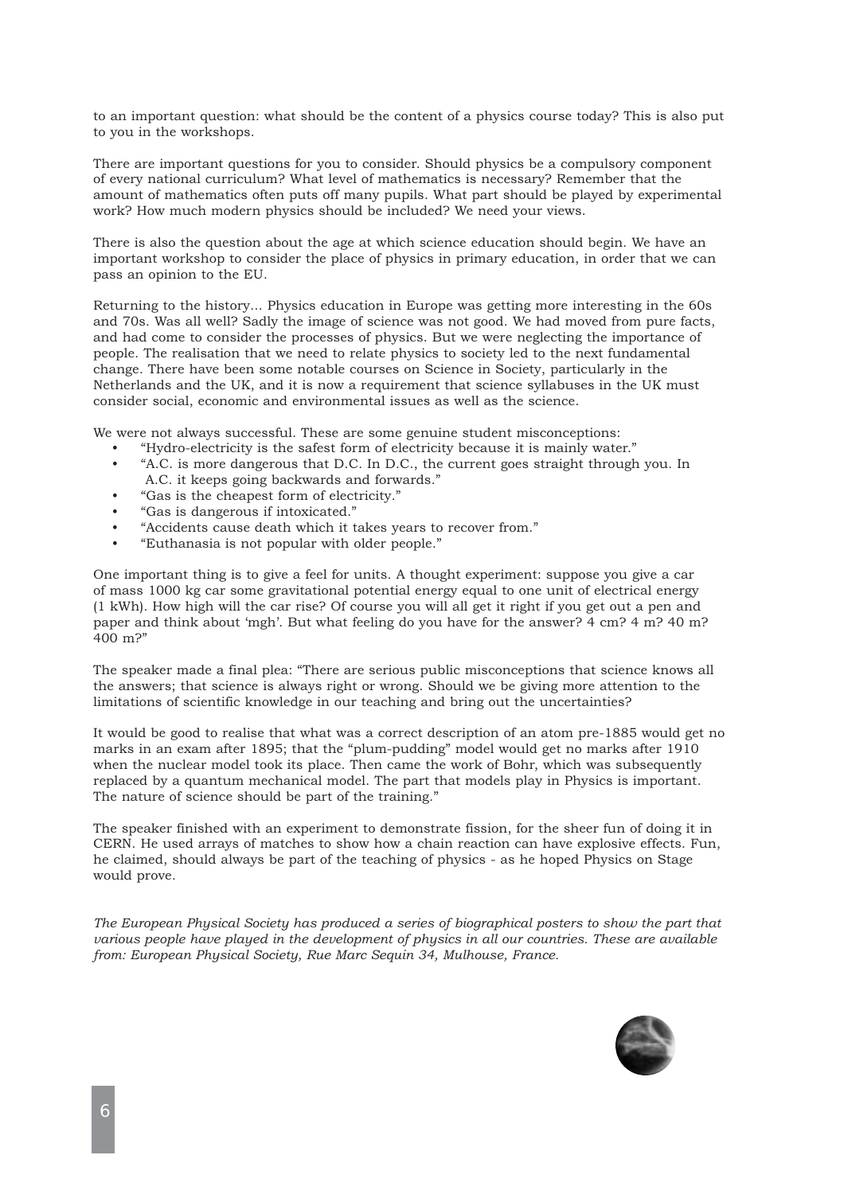to an important question: what should be the content of a physics course today? This is also put to you in the workshops.

There are important questions for you to consider. Should physics be a compulsory component of every national curriculum? What level of mathematics is necessary? Remember that the amount of mathematics often puts off many pupils. What part should be played by experimental work? How much modern physics should be included? We need your views.

There is also the question about the age at which science education should begin. We have an important workshop to consider the place of physics in primary education, in order that we can pass an opinion to the EU.

Returning to the history... Physics education in Europe was getting more interesting in the 60s and 70s. Was all well? Sadly the image of science was not good. We had moved from pure facts, and had come to consider the processes of physics. But we were neglecting the importance of people. The realisation that we need to relate physics to society led to the next fundamental change. There have been some notable courses on Science in Society, particularly in the Netherlands and the UK, and it is now a requirement that science syllabuses in the UK must consider social, economic and environmental issues as well as the science.

We were not always successful. These are some genuine student misconceptions:

- "Hydro-electricity is the safest form of electricity because it is mainly water."
- "A.C. is more dangerous that D.C. In D.C., the current goes straight through you. In A.C. it keeps going backwards and forwards."
- "Gas is the cheapest form of electricity."
- "Gas is dangerous if intoxicated."
- "Accidents cause death which it takes years to recover from."
- "Euthanasia is not popular with older people."

One important thing is to give a feel for units. A thought experiment: suppose you give a car of mass 1000 kg car some gravitational potential energy equal to one unit of electrical energy (1 kWh). How high will the car rise? Of course you will all get it right if you get out a pen and paper and think about 'mgh'. But what feeling do you have for the answer? 4 cm? 4 m? 40 m? 400 m?"

The speaker made a final plea: "There are serious public misconceptions that science knows all the answers; that science is always right or wrong. Should we be giving more attention to the limitations of scientific knowledge in our teaching and bring out the uncertainties?

It would be good to realise that what was a correct description of an atom pre-1885 would get no marks in an exam after 1895; that the "plum-pudding" model would get no marks after 1910 when the nuclear model took its place. Then came the work of Bohr, which was subsequently replaced by a quantum mechanical model. The part that models play in Physics is important. The nature of science should be part of the training."

The speaker finished with an experiment to demonstrate fission, for the sheer fun of doing it in CERN. He used arrays of matches to show how a chain reaction can have explosive effects. Fun, he claimed, should always be part of the teaching of physics - as he hoped Physics on Stage would prove.

*The European Physical Society has produced a series of biographical posters to show the part that various people have played in the development of physics in all our countries. These are available from: European Physical Society, Rue Marc Sequin 34, Mulhouse, France.*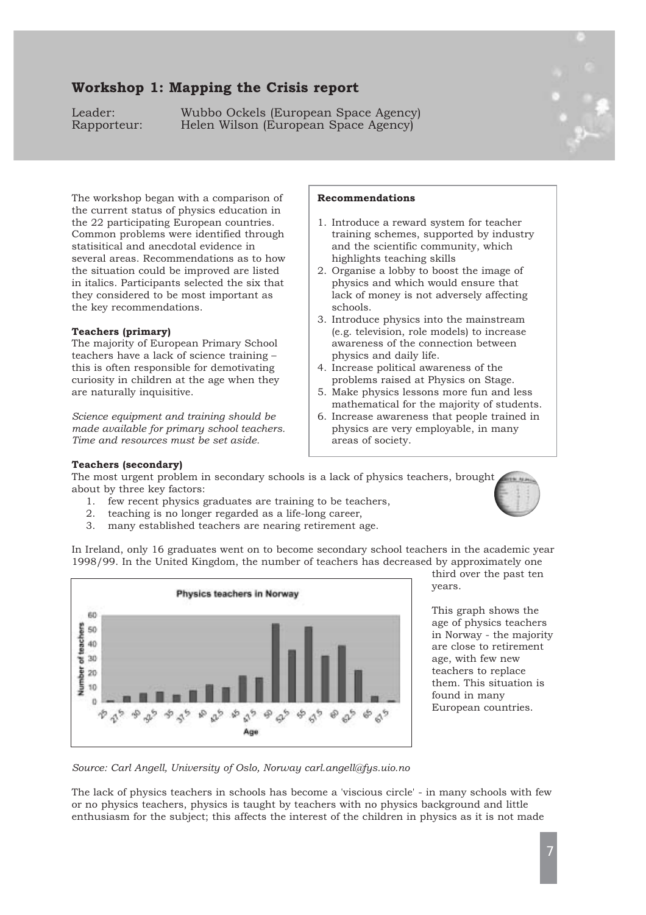# Workshop 1: Mapping the Crisis report

Leader: Wubbo Ockels (European Space Agency)
Rapporteur: Helen Wilson (European Space Agency)

The workshop began with a comparison of the current status of physics education in the 22 participating European countries. Common problems were identified through statisitical and anecdotal evidence in several areas. Recommendations as to how the situation could be improved are listed in italics. Participants selected the six that they considered to be most important as the key recommendations.

**Recommendations**

1. Introduce a reward system for teacher training schemes, supported by industry and the scientific community, which highlights teaching skills
2. Organise a lobby to boost the image of physics and which would ensure that lack of money is not adversely affecting schools.
3. Introduce physics into the mainstream (e.g. television, role models) to increase awareness of the connection between physics and daily life.
4. Increase political awareness of the problems raised at Physics on Stage.
5. Make physics lessons more fun and less mathematical for the majority of students.
6. Increase awareness that people trained in physics are very employable, in many areas of society.

**Teachers (primary)**

The majority of European Primary School teachers have a lack of science training – this is often responsible for demotivating curiosity in children at the age when they are naturally inquisitive.

*Science equipment and training should be made available for primary school teachers. Time and resources must be set aside.*

**Teachers (secondary)**

The most urgent problem in secondary schools is a lack of physics teachers, brought about by three key factors:

1. few recent physics graduates are training to be teachers,
2. teaching is no longer regarded as a life-long career,
3. many established teachers are nearing retirement age.

In Ireland, only 16 graduates went on to become secondary school teachers in the academic year 1998/99. In the United Kingdom, the number of teachers has decreased by approximately one third over the past ten years.

**Physics teachers in Norway**

| Age | 25 | 27.5 | 30 | 32.5 | 35 | 37.5 | 40 | 42.5 | 45 | 47.5 | 50 | 52.5 | 55 | 57.5 | 60 | 62.5 | 65 | 67.5 |
|---|---|---|---|---|---|---|---|---|---|---|---|---|---|---|---|---|---|---|
| Number of teachers | 1 | 4 | 6 | 7 | 5 | 8 | 12 | 10 | 18 | 17 | 54 | 36 | 52 | 32 | 39 | 22 | 4 | 1 |

This graph shows the age of physics teachers in Norway - the majority are close to retirement age, with few new teachers to replace them. This situation is found in many European countries.

*Source: Carl Angell, University of Oslo, Norway carl.angell@fys.uio.no*

The lack of physics teachers in schools has become a 'viscious circle' - in many schools with few or no physics teachers, physics is taught by teachers with no physics background and little enthusiasm for the subject; this affects the interest of the children in physics as it is not made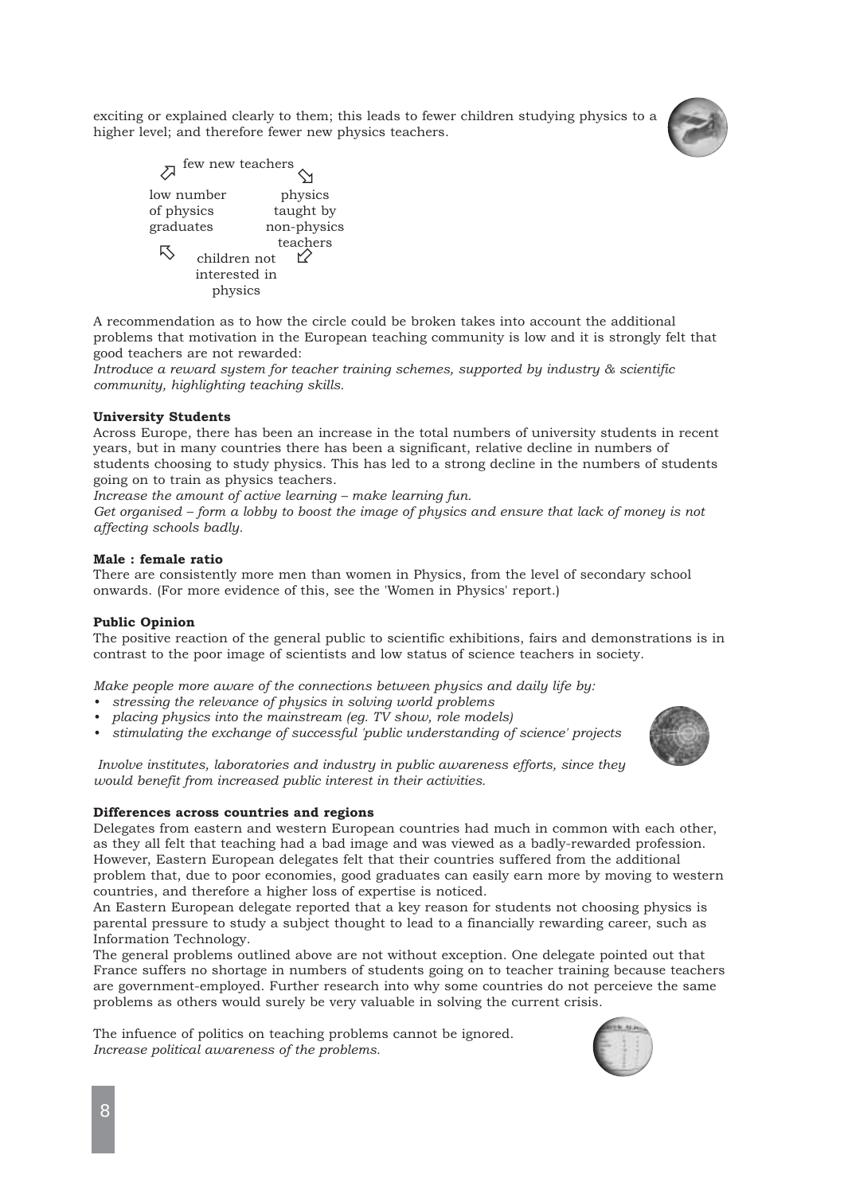exciting or explained clearly to them; this leads to fewer children studying physics to a higher level; and therefore fewer new physics teachers.

few new teachers

low number of physics graduates

physics taught by non-physics teachers

children not interested in physics

A recommendation as to how the circle could be broken takes into account the additional problems that motivation in the European teaching community is low and it is strongly felt that good teachers are not rewarded:
*Introduce a reward system for teacher training schemes, supported by industry & scientific community, highlighting teaching skills.*

**University Students**
Across Europe, there has been an increase in the total numbers of university students in recent years, but in many countries there has been a significant, relative decline in numbers of students choosing to study physics. This has led to a strong decline in the numbers of students going on to train as physics teachers.
*Increase the amount of active learning – make learning fun.*
*Get organised – form a lobby to boost the image of physics and ensure that lack of money is not affecting schools badly.*

**Male : female ratio**
There are consistently more men than women in Physics, from the level of secondary school onwards. (For more evidence of this, see the 'Women in Physics' report.)

**Public Opinion**
The positive reaction of the general public to scientific exhibitions, fairs and demonstrations is in contrast to the poor image of scientists and low status of science teachers in society.

*Make people more aware of the connections between physics and daily life by:*
- *stressing the relevance of physics in solving world problems*
- *placing physics into the mainstream (eg. TV show, role models)*
- *stimulating the exchange of successful 'public understanding of science' projects*

*Involve institutes, laboratories and industry in public awareness efforts, since they would benefit from increased public interest in their activities.*

**Differences across countries and regions**
Delegates from eastern and western European countries had much in common with each other, as they all felt that teaching had a bad image and was viewed as a badly-rewarded profession. However, Eastern European delegates felt that their countries suffered from the additional problem that, due to poor economies, good graduates can easily earn more by moving to western countries, and therefore a higher loss of expertise is noticed.
An Eastern European delegate reported that a key reason for students not choosing physics is parental pressure to study a subject thought to lead to a financially rewarding career, such as Information Technology.
The general problems outlined above are not without exception. One delegate pointed out that France suffers no shortage in numbers of students going on to teacher training because teachers are government-employed. Further research into why some countries do not perceieve the same problems as others would surely be very valuable in solving the current crisis.

The infuence of politics on teaching problems cannot be ignored.
*Increase political awareness of the problems.*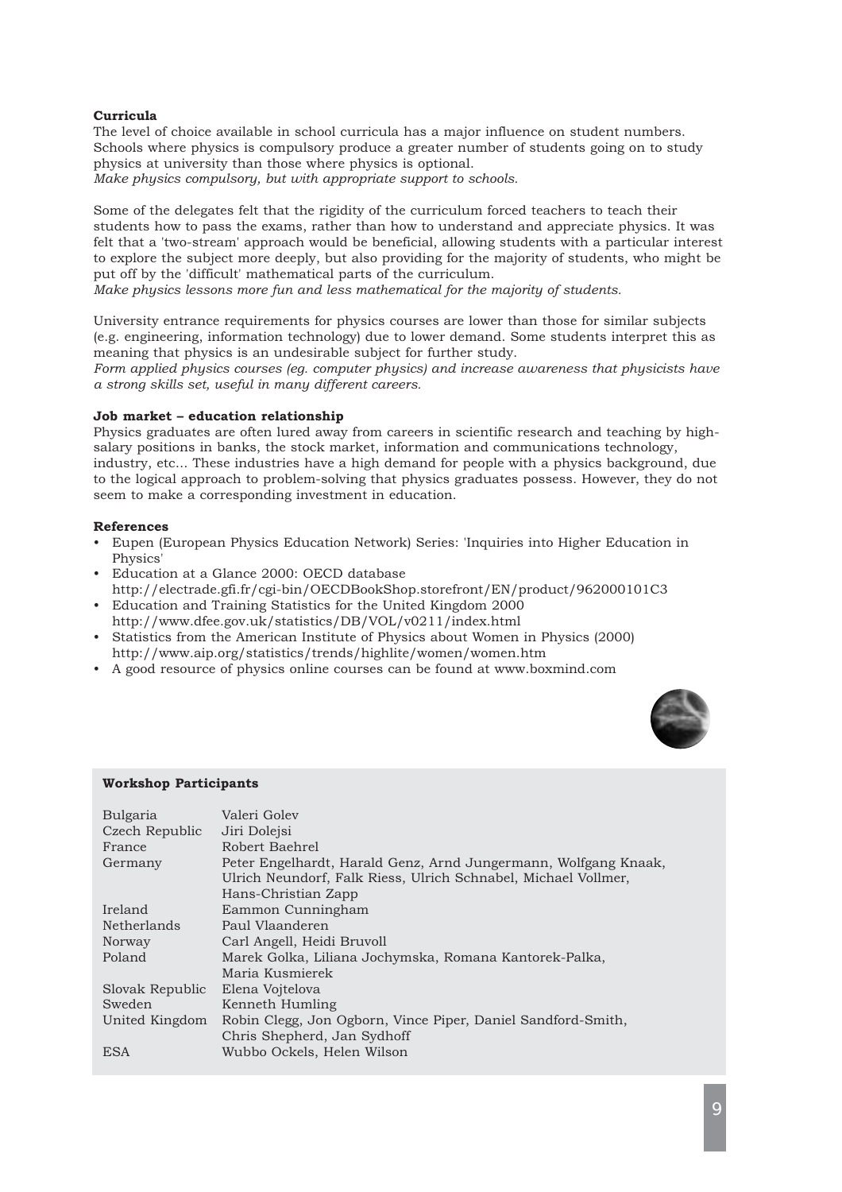**Curricula**

The level of choice available in school curricula has a major influence on student numbers. Schools where physics is compulsory produce a greater number of students going on to study physics at university than those where physics is optional.
*Make physics compulsory, but with appropriate support to schools.*

Some of the delegates felt that the rigidity of the curriculum forced teachers to teach their students how to pass the exams, rather than how to understand and appreciate physics. It was felt that a 'two-stream' approach would be beneficial, allowing students with a particular interest to explore the subject more deeply, but also providing for the majority of students, who might be put off by the 'difficult' mathematical parts of the curriculum.
*Make physics lessons more fun and less mathematical for the majority of students.*

University entrance requirements for physics courses are lower than those for similar subjects (e.g. engineering, information technology) due to lower demand. Some students interpret this as meaning that physics is an undesirable subject for further study.
*Form applied physics courses (eg. computer physics) and increase awareness that physicists have a strong skills set, useful in many different careers.*

**Job market – education relationship**

Physics graduates are often lured away from careers in scientific research and teaching by high-salary positions in banks, the stock market, information and communications technology, industry, etc... These industries have a high demand for people with a physics background, due to the logical approach to problem-solving that physics graduates possess. However, they do not seem to make a corresponding investment in education.

**References**

- Eupen (European Physics Education Network) Series: 'Inquiries into Higher Education in Physics'
- Education at a Glance 2000: OECD database http://electrade.gfi.fr/cgi-bin/OECDBookShop.storefront/EN/product/962000101C3
- Education and Training Statistics for the United Kingdom 2000 http://www.dfee.gov.uk/statistics/DB/VOL/v0211/index.html
- Statistics from the American Institute of Physics about Women in Physics (2000) http://www.aip.org/statistics/trends/highlite/women/women.htm
- A good resource of physics online courses can be found at www.boxmind.com

**Workshop Participants**

| | |
|---|---|
| Bulgaria | Valeri Golev |
| Czech Republic | Jiri Dolejsi |
| France | Robert Baehrel |
| Germany | Peter Engelhardt, Harald Genz, Arnd Jungermann, Wolfgang Knaak, Ulrich Neundorf, Falk Riess, Ulrich Schnabel, Michael Vollmer, Hans-Christian Zapp |
| Ireland | Eammon Cunningham |
| Netherlands | Paul Vlaanderen |
| Norway | Carl Angell, Heidi Bruvoll |
| Poland | Marek Golka, Liliana Jochymska, Romana Kantorek-Palka, Maria Kusmierek |
| Slovak Republic | Elena Vojtelova |
| Sweden | Kenneth Humling |
| United Kingdom | Robin Clegg, Jon Ogborn, Vince Piper, Daniel Sandford-Smith, Chris Shepherd, Jan Sydhoff |
| ESA | Wubbo Ockels, Helen Wilson |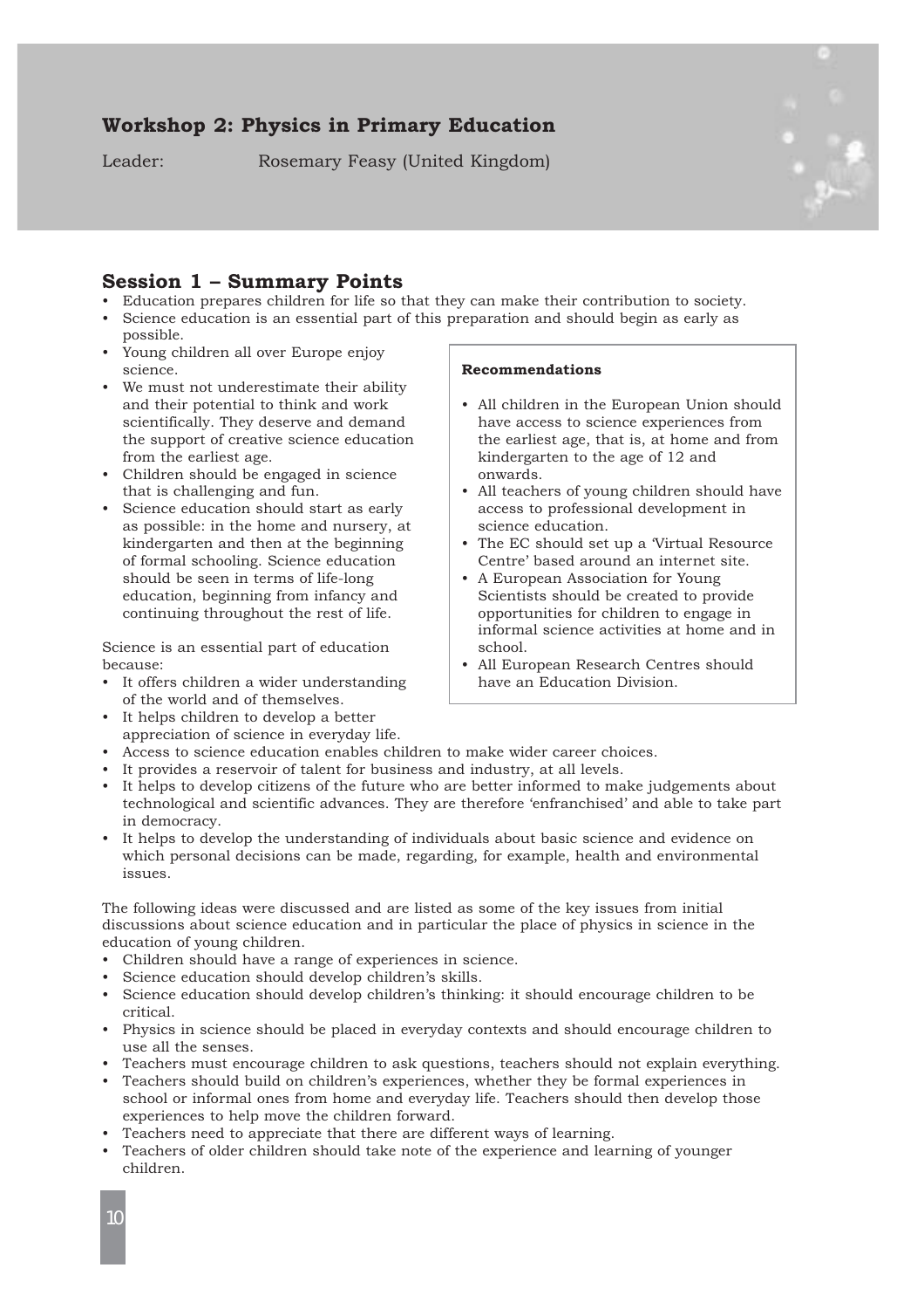## Workshop 2: Physics in Primary Education

Leader: Rosemary Feasy (United Kingdom)

### Session 1 – Summary Points

- Education prepares children for life so that they can make their contribution to society.
- Science education is an essential part of this preparation and should begin as early as possible.
- Young children all over Europe enjoy science.
- We must not underestimate their ability and their potential to think and work scientifically. They deserve and demand the support of creative science education from the earliest age.
- Children should be engaged in science that is challenging and fun.
- Science education should start as early as possible: in the home and nursery, at kindergarten and then at the beginning of formal schooling. Science education should be seen in terms of life-long education, beginning from infancy and continuing throughout the rest of life.

Science is an essential part of education because:

- It offers children a wider understanding of the world and of themselves.
- It helps children to develop a better appreciation of science in everyday life.
- Access to science education enables children to make wider career choices.
- It provides a reservoir of talent for business and industry, at all levels.
- It helps to develop citizens of the future who are better informed to make judgements about technological and scientific advances. They are therefore 'enfranchised' and able to take part in democracy.
- It helps to develop the understanding of individuals about basic science and evidence on which personal decisions can be made, regarding, for example, health and environmental issues.

**Recommendations**

- All children in the European Union should have access to science experiences from the earliest age, that is, at home and from kindergarten to the age of 12 and onwards.
- All teachers of young children should have access to professional development in science education.
- The EC should set up a 'Virtual Resource Centre' based around an internet site.
- A European Association for Young Scientists should be created to provide opportunities for children to engage in informal science activities at home and in school.
- All European Research Centres should have an Education Division.

The following ideas were discussed and are listed as some of the key issues from initial discussions about science education and in particular the place of physics in science in the education of young children.

- Children should have a range of experiences in science.
- Science education should develop children's skills.
- Science education should develop children's thinking: it should encourage children to be critical.
- Physics in science should be placed in everyday contexts and should encourage children to use all the senses.
- Teachers must encourage children to ask questions, teachers should not explain everything.
- Teachers should build on children's experiences, whether they be formal experiences in school or informal ones from home and everyday life. Teachers should then develop those experiences to help move the children forward.
- Teachers need to appreciate that there are different ways of learning.
- Teachers of older children should take note of the experience and learning of younger children.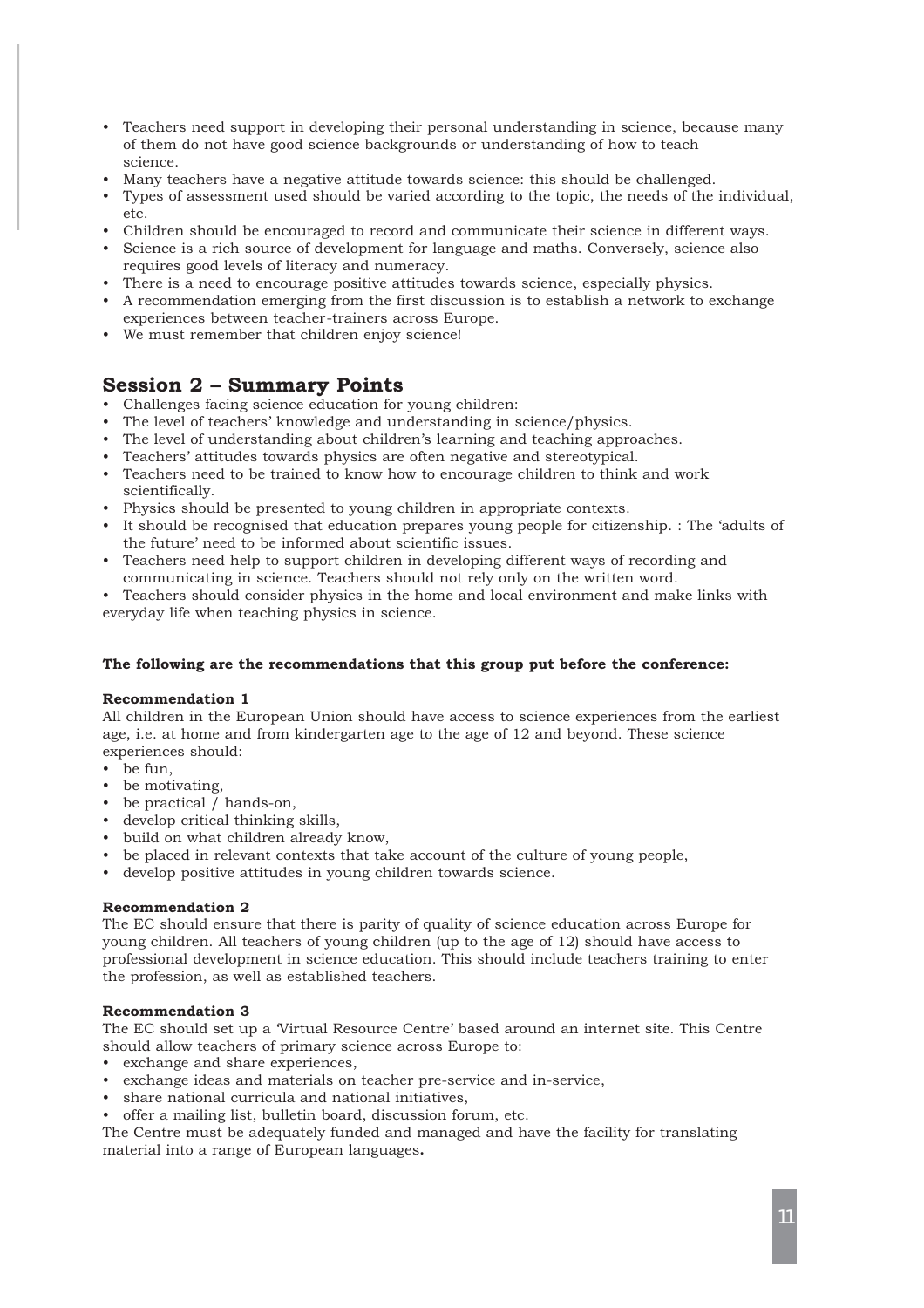- Teachers need support in developing their personal understanding in science, because many of them do not have good science backgrounds or understanding of how to teach science.
- Many teachers have a negative attitude towards science: this should be challenged.
- Types of assessment used should be varied according to the topic, the needs of the individual, etc.
- Children should be encouraged to record and communicate their science in different ways.
- Science is a rich source of development for language and maths. Conversely, science also requires good levels of literacy and numeracy.
- There is a need to encourage positive attitudes towards science, especially physics.
- A recommendation emerging from the first discussion is to establish a network to exchange experiences between teacher-trainers across Europe.
- We must remember that children enjoy science!

## Session 2 – Summary Points

- Challenges facing science education for young children:
- The level of teachers' knowledge and understanding in science/physics.
- The level of understanding about children's learning and teaching approaches.
- Teachers' attitudes towards physics are often negative and stereotypical.
- Teachers need to be trained to know how to encourage children to think and work scientifically.
- Physics should be presented to young children in appropriate contexts.
- It should be recognised that education prepares young people for citizenship. : The 'adults of the future' need to be informed about scientific issues.
- Teachers need help to support children in developing different ways of recording and communicating in science. Teachers should not rely only on the written word.
- Teachers should consider physics in the home and local environment and make links with everyday life when teaching physics in science.

**The following are the recommendations that this group put before the conference:**

**Recommendation 1**

All children in the European Union should have access to science experiences from the earliest age, i.e. at home and from kindergarten age to the age of 12 and beyond. These science experiences should:

- be fun,
- be motivating,
- be practical / hands-on,
- develop critical thinking skills,
- build on what children already know,
- be placed in relevant contexts that take account of the culture of young people,
- develop positive attitudes in young children towards science.

**Recommendation 2**

The EC should ensure that there is parity of quality of science education across Europe for young children. All teachers of young children (up to the age of 12) should have access to professional development in science education. This should include teachers training to enter the profession, as well as established teachers.

**Recommendation 3**

The EC should set up a 'Virtual Resource Centre' based around an internet site. This Centre should allow teachers of primary science across Europe to:

- exchange and share experiences,
- exchange ideas and materials on teacher pre-service and in-service,
- share national curricula and national initiatives,
- offer a mailing list, bulletin board, discussion forum, etc.

The Centre must be adequately funded and managed and have the facility for translating material into a range of European languages.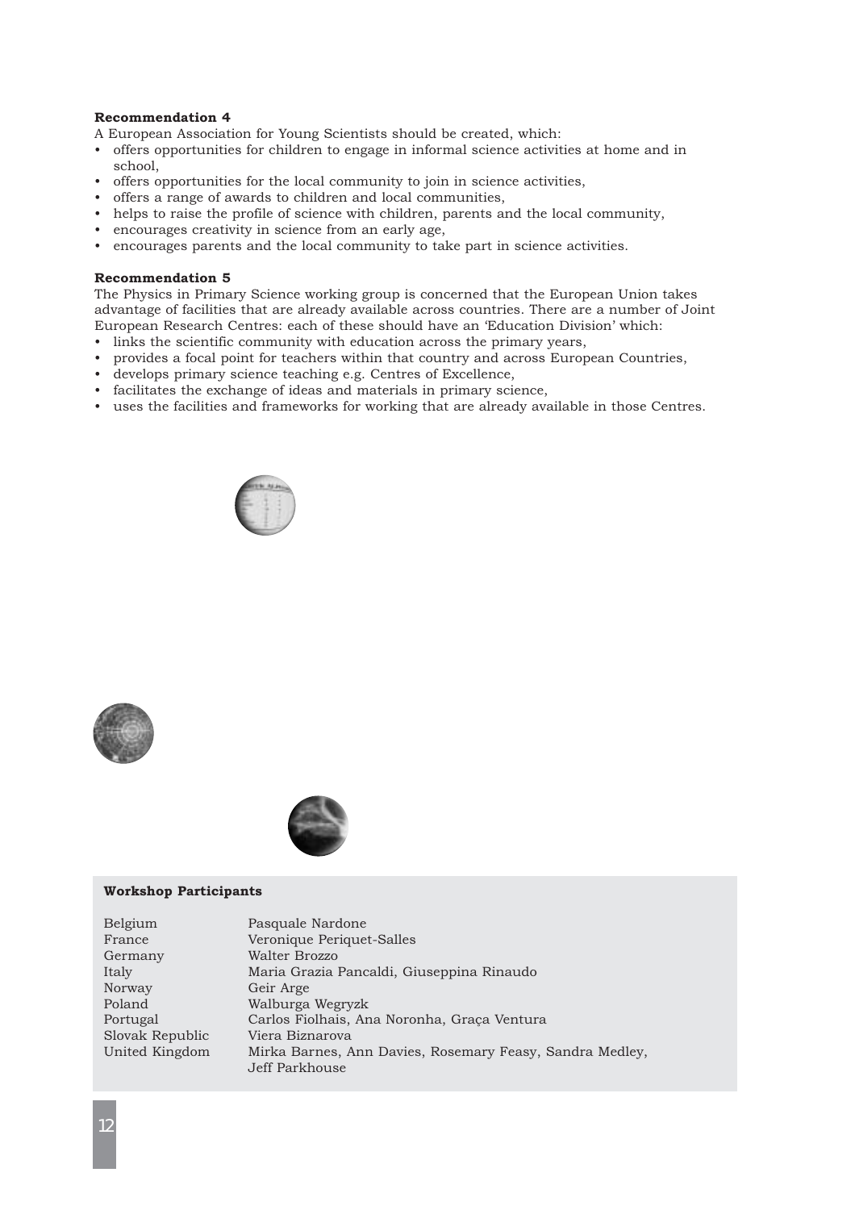**Recommendation 4**

A European Association for Young Scientists should be created, which:

- offers opportunities for children to engage in informal science activities at home and in school,
- offers opportunities for the local community to join in science activities,
- offers a range of awards to children and local communities,
- helps to raise the profile of science with children, parents and the local community,
- encourages creativity in science from an early age,
- encourages parents and the local community to take part in science activities.

**Recommendation 5**

The Physics in Primary Science working group is concerned that the European Union takes advantage of facilities that are already available across countries. There are a number of Joint European Research Centres: each of these should have an 'Education Division' which:

- links the scientific community with education across the primary years,
- provides a focal point for teachers within that country and across European Countries,
- develops primary science teaching e.g. Centres of Excellence,
- facilitates the exchange of ideas and materials in primary science,
- uses the facilities and frameworks for working that are already available in those Centres.

**Workshop Participants**

| | |
|---|---|
| Belgium | Pasquale Nardone |
| France | Veronique Periquet-Salles |
| Germany | Walter Brozzo |
| Italy | Maria Grazia Pancaldi, Giuseppina Rinaudo |
| Norway | Geir Arge |
| Poland | Walburga Wegryzk |
| Portugal | Carlos Fiolhais, Ana Noronha, Graça Ventura |
| Slovak Republic | Viera Biznarova |
| United Kingdom | Mirka Barnes, Ann Davies, Rosemary Feasy, Sandra Medley, Jeff Parkhouse |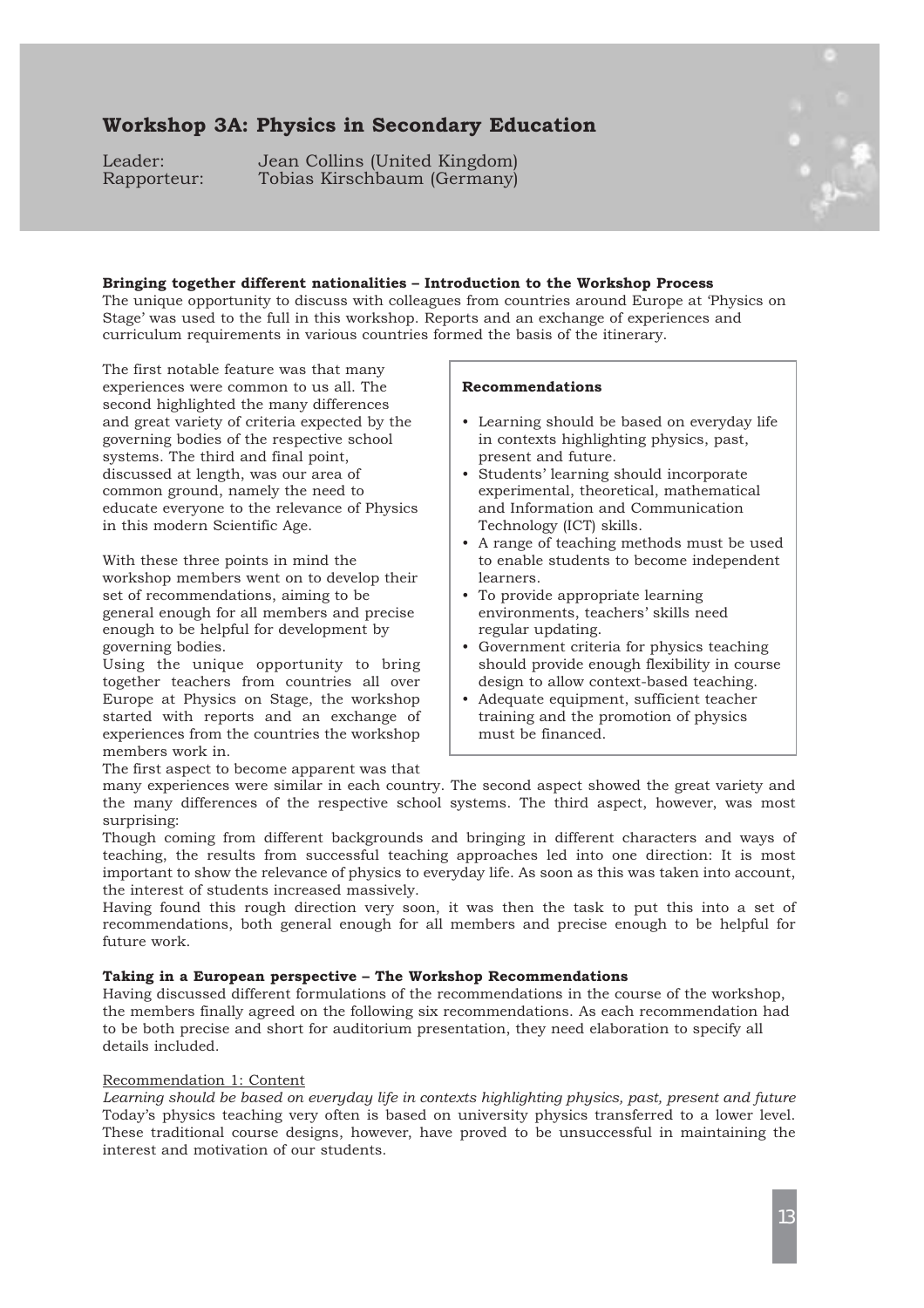## Workshop 3A: Physics in Secondary Education

Leader: Jean Collins (United Kingdom)
Rapporteur: Tobias Kirschbaum (Germany)

**Bringing together different nationalities – Introduction to the Workshop Process**
The unique opportunity to discuss with colleagues from countries around Europe at 'Physics on Stage' was used to the full in this workshop. Reports and an exchange of experiences and curriculum requirements in various countries formed the basis of the itinerary.

The first notable feature was that many experiences were common to us all. The second highlighted the many differences and great variety of criteria expected by the governing bodies of the respective school systems. The third and final point, discussed at length, was our area of common ground, namely the need to educate everyone to the relevance of Physics in this modern Scientific Age.

With these three points in mind the workshop members went on to develop their set of recommendations, aiming to be general enough for all members and precise enough to be helpful for development by governing bodies.

Using the unique opportunity to bring together teachers from countries all over Europe at Physics on Stage, the workshop started with reports and an exchange of experiences from the countries the workshop members work in.

The first aspect to become apparent was that many experiences were similar in each country. The second aspect showed the great variety and the many differences of the respective school systems. The third aspect, however, was most surprising:

Though coming from different backgrounds and bringing in different characters and ways of teaching, the results from successful teaching approaches led into one direction: It is most important to show the relevance of physics to everyday life. As soon as this was taken into account, the interest of students increased massively.

Having found this rough direction very soon, it was then the task to put this into a set of recommendations, both general enough for all members and precise enough to be helpful for future work.

**Recommendations**

- Learning should be based on everyday life in contexts highlighting physics, past, present and future.
- Students' learning should incorporate experimental, theoretical, mathematical and Information and Communication Technology (ICT) skills.
- A range of teaching methods must be used to enable students to become independent learners.
- To provide appropriate learning environments, teachers' skills need regular updating.
- Government criteria for physics teaching should provide enough flexibility in course design to allow context-based teaching.
- Adequate equipment, sufficient teacher training and the promotion of physics must be financed.

**Taking in a European perspective – The Workshop Recommendations**
Having discussed different formulations of the recommendations in the course of the workshop, the members finally agreed on the following six recommendations. As each recommendation had to be both precise and short for auditorium presentation, they need elaboration to specify all details included.

Recommendation 1: Content

*Learning should be based on everyday life in contexts highlighting physics, past, present and future*
Today's physics teaching very often is based on university physics transferred to a lower level. These traditional course designs, however, have proved to be unsuccessful in maintaining the interest and motivation of our students.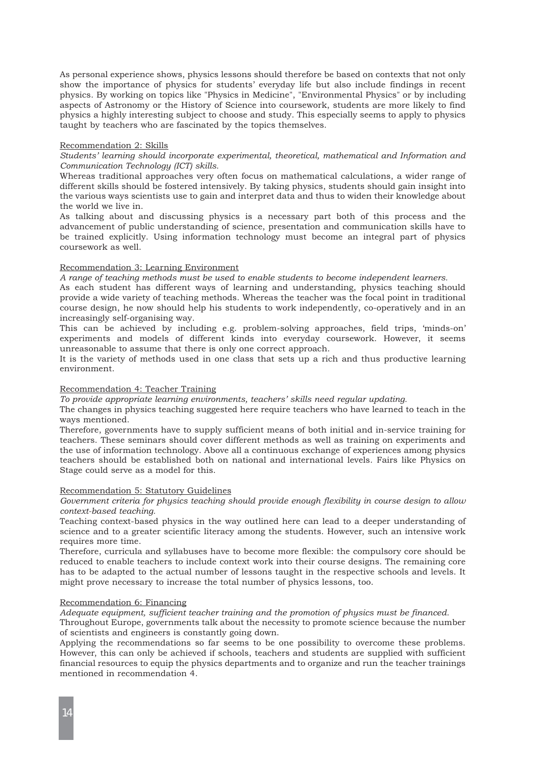As personal experience shows, physics lessons should therefore be based on contexts that not only show the importance of physics for students' everyday life but also include findings in recent physics. By working on topics like "Physics in Medicine", "Environmental Physics" or by including aspects of Astronomy or the History of Science into coursework, students are more likely to find physics a highly interesting subject to choose and study. This especially seems to apply to physics taught by teachers who are fascinated by the topics themselves.

<u>Recommendation 2: Skills</u>

*Students' learning should incorporate experimental, theoretical, mathematical and Information and Communication Technology (ICT) skills.*

Whereas traditional approaches very often focus on mathematical calculations, a wider range of different skills should be fostered intensively. By taking physics, students should gain insight into the various ways scientists use to gain and interpret data and thus to widen their knowledge about the world we live in.

As talking about and discussing physics is a necessary part both of this process and the advancement of public understanding of science, presentation and communication skills have to be trained explicitly. Using information technology must become an integral part of physics coursework as well.

<u>Recommendation 3: Learning Environment</u>

*A range of teaching methods must be used to enable students to become independent learners.*

As each student has different ways of learning and understanding, physics teaching should provide a wide variety of teaching methods. Whereas the teacher was the focal point in traditional course design, he now should help his students to work independently, co-operatively and in an increasingly self-organising way.

This can be achieved by including e.g. problem-solving approaches, field trips, 'minds-on' experiments and models of different kinds into everyday coursework. However, it seems unreasonable to assume that there is only one correct approach.

It is the variety of methods used in one class that sets up a rich and thus productive learning environment.

<u>Recommendation 4: Teacher Training</u>

*To provide appropriate learning environments, teachers' skills need regular updating.*

The changes in physics teaching suggested here require teachers who have learned to teach in the ways mentioned.

Therefore, governments have to supply sufficient means of both initial and in-service training for teachers. These seminars should cover different methods as well as training on experiments and the use of information technology. Above all a continuous exchange of experiences among physics teachers should be established both on national and international levels. Fairs like Physics on Stage could serve as a model for this.

<u>Recommendation 5: Statutory Guidelines</u>

*Government criteria for physics teaching should provide enough flexibility in course design to allow context-based teaching.*

Teaching context-based physics in the way outlined here can lead to a deeper understanding of science and to a greater scientific literacy among the students. However, such an intensive work requires more time.

Therefore, curricula and syllabuses have to become more flexible: the compulsory core should be reduced to enable teachers to include context work into their course designs. The remaining core has to be adapted to the actual number of lessons taught in the respective schools and levels. It might prove necessary to increase the total number of physics lessons, too.

<u>Recommendation 6: Financing</u>

*Adequate equipment, sufficient teacher training and the promotion of physics must be financed.*

Throughout Europe, governments talk about the necessity to promote science because the number of scientists and engineers is constantly going down.

Applying the recommendations so far seems to be one possibility to overcome these problems. However, this can only be achieved if schools, teachers and students are supplied with sufficient financial resources to equip the physics departments and to organize and run the teacher trainings mentioned in recommendation 4.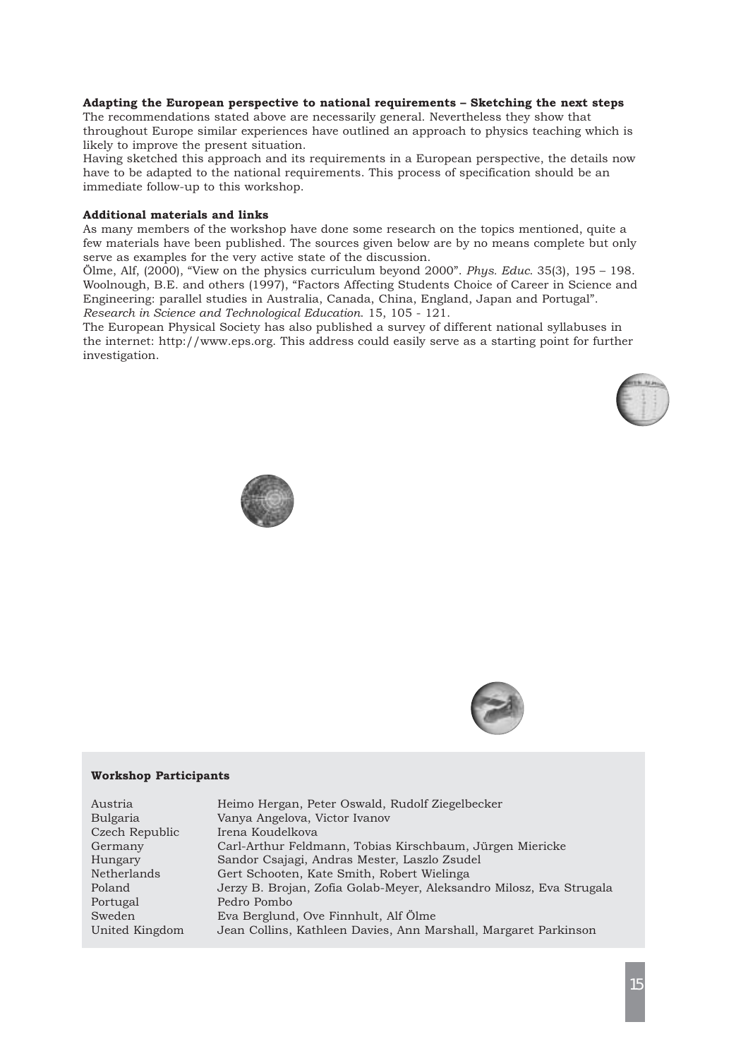**Adapting the European perspective to national requirements – Sketching the next steps**

The recommendations stated above are necessarily general. Nevertheless they show that throughout Europe similar experiences have outlined an approach to physics teaching which is likely to improve the present situation.

Having sketched this approach and its requirements in a European perspective, the details now have to be adapted to the national requirements. This process of specification should be an immediate follow-up to this workshop.

**Additional materials and links**

As many members of the workshop have done some research on the topics mentioned, quite a few materials have been published. The sources given below are by no means complete but only serve as examples for the very active state of the discussion.

Ölme, Alf, (2000), "View on the physics curriculum beyond 2000". *Phys. Educ.* 35(3), 195 – 198.

Woolnough, B.E. and others (1997), "Factors Affecting Students Choice of Career in Science and Engineering: parallel studies in Australia, Canada, China, England, Japan and Portugal". *Research in Science and Technological Education.* 15, 105 - 121.

The European Physical Society has also published a survey of different national syllabuses in the internet: http://www.eps.org. This address could easily serve as a starting point for further investigation.

**Workshop Participants**

| | |
|---|---|
| Austria | Heimo Hergan, Peter Oswald, Rudolf Ziegelbecker |
| Bulgaria | Vanya Angelova, Victor Ivanov |
| Czech Republic | Irena Koudelkova |
| Germany | Carl-Arthur Feldmann, Tobias Kirschbaum, Jürgen Miericke |
| Hungary | Sandor Csajagi, Andras Mester, Laszlo Zsudel |
| Netherlands | Gert Schooten, Kate Smith, Robert Wielinga |
| Poland | Jerzy B. Brojan, Zofia Golab-Meyer, Aleksandro Milosz, Eva Strugala |
| Portugal | Pedro Pombo |
| Sweden | Eva Berglund, Ove Finnhult, Alf Ölme |
| United Kingdom | Jean Collins, Kathleen Davies, Ann Marshall, Margaret Parkinson |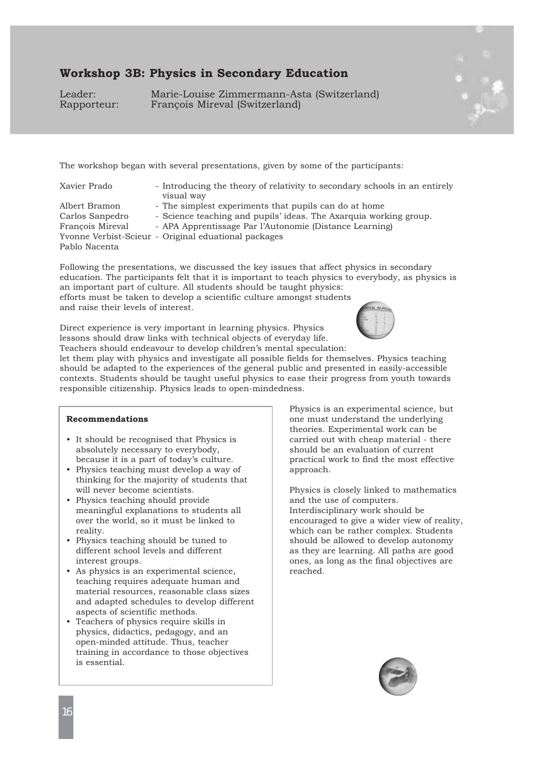## Workshop 3B: Physics in Secondary Education

Leader: Marie-Louise Zimmermann-Asta (Switzerland)
Rapporteur: François Mireval (Switzerland)

The workshop began with several presentations, given by some of the participants:

| | |
|---|---|
| Xavier Prado | - Introducing the theory of relativity to secondary schools in an entirely visual way |
| Albert Bramon | - The simplest experiments that pupils can do at home |
| Carlos Sanpedro | - Science teaching and pupils' ideas. The Axarquia working group. |
| François Mireval | - APA Apprentissage Par l'Autonomie (Distance Learning) |
| Yvonne Verbist-Scieur | - Original eduational packages |
| Pablo Nacenta | |

Following the presentations, we discussed the key issues that affect physics in secondary education. The participants felt that it is important to teach physics to everybody, as physics is an important part of culture. All students should be taught physics: efforts must be taken to develop a scientific culture amongst students and raise their levels of interest.

Direct experience is very important in learning physics. Physics lessons should draw links with technical objects of everyday life. Teachers should endeavour to develop children's mental speculation: let them play with physics and investigate all possible fields for themselves. Physics teaching should be adapted to the experiences of the general public and presented in easily-accessible contexts. Students should be taught useful physics to ease their progress from youth towards responsible citizenship. Physics leads to open-mindedness.

Physics is an experimental science, but one must understand the underlying theories. Experimental work can be carried out with cheap material - there should be an evaluation of current practical work to find the most effective approach.

Physics is closely linked to mathematics and the use of computers. Interdisciplinary work should be encouraged to give a wider view of reality, which can be rather complex. Students should be allowed to develop autonomy as they are learning. All paths are good ones, as long as the final objectives are reached.

**Recommendations**

- It should be recognised that Physics is absolutely necessary to everybody, because it is a part of today's culture.
- Physics teaching must develop a way of thinking for the majority of students that will never become scientists.
- Physics teaching should provide meaningful explanations to students all over the world, so it must be linked to reality.
- Physics teaching should be tuned to different school levels and different interest groups.
- As physics is an experimental science, teaching requires adequate human and material resources, reasonable class sizes and adapted schedules to develop different aspects of scientific methods.
- Teachers of physics require skills in physics, didactics, pedagogy, and an open-minded attitude. Thus, teacher training in accordance to those objectives is essential.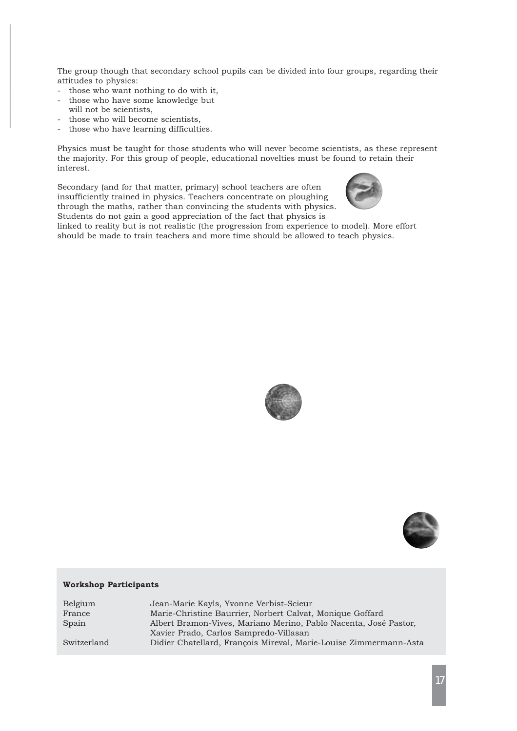The group though that secondary school pupils can be divided into four groups, regarding their attitudes to physics:

- those who want nothing to do with it,
- those who have some knowledge but will not be scientists,
- those who will become scientists,
- those who have learning difficulties.

Physics must be taught for those students who will never become scientists, as these represent the majority. For this group of people, educational novelties must be found to retain their interest.

Secondary (and for that matter, primary) school teachers are often insufficiently trained in physics. Teachers concentrate on ploughing through the maths, rather than convincing the students with physics. Students do not gain a good appreciation of the fact that physics is linked to reality but is not realistic (the progression from experience to model). More effort should be made to train teachers and more time should be allowed to teach physics.

**Workshop Participants**

| | |
|---|---|
| Belgium | Jean-Marie Kayls, Yvonne Verbist-Scieur |
| France | Marie-Christine Baurrier, Norbert Calvat, Monique Goffard |
| Spain | Albert Bramon-Vives, Mariano Merino, Pablo Nacenta, José Pastor, Xavier Prado, Carlos Sampredo-Villasan |
| Switzerland | Didier Chatellard, François Mireval, Marie-Louise Zimmermann-Asta |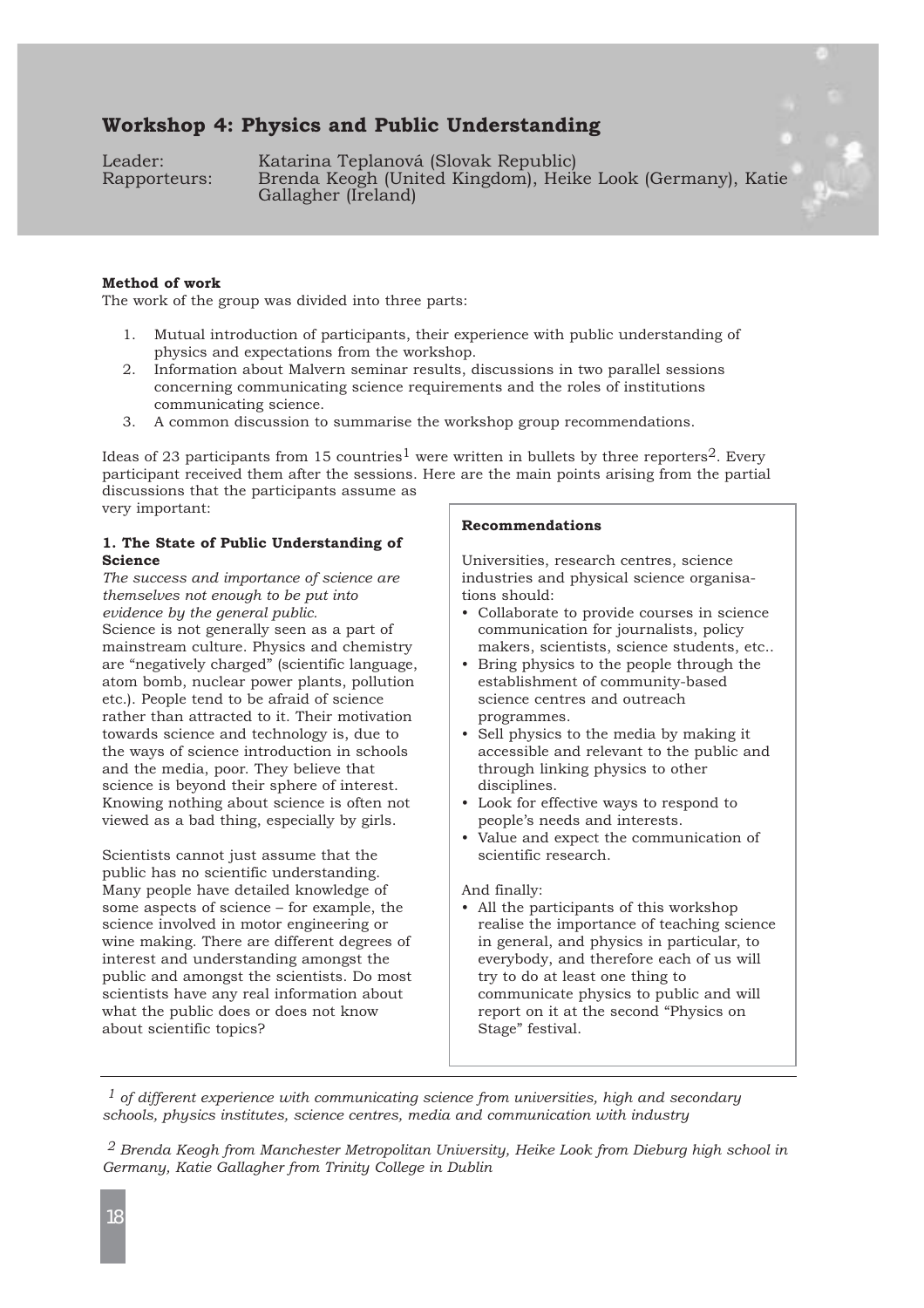## Workshop 4: Physics and Public Understanding

Leader: Katarina Teplanová (Slovak Republic)
Rapporteurs: Brenda Keogh (United Kingdom), Heike Look (Germany), Katie Gallagher (Ireland)

**Method of work**

The work of the group was divided into three parts:

1. Mutual introduction of participants, their experience with public understanding of physics and expectations from the workshop.
2. Information about Malvern seminar results, discussions in two parallel sessions concerning communicating science requirements and the roles of institutions communicating science.
3. A common discussion to summarise the workshop group recommendations.

Ideas of 23 participants from 15 countries[1] were written in bullets by three reporters[2]. Every participant received them after the sessions. Here are the main points arising from the partial discussions that the participants assume as very important:

**1. The State of Public Understanding of Science**

*The success and importance of science are themselves not enough to be put into evidence by the general public.*
Science is not generally seen as a part of mainstream culture. Physics and chemistry are "negatively charged" (scientific language, atom bomb, nuclear power plants, pollution etc.). People tend to be afraid of science rather than attracted to it. Their motivation towards science and technology is, due to the ways of science introduction in schools and the media, poor. They believe that science is beyond their sphere of interest. Knowing nothing about science is often not viewed as a bad thing, especially by girls.

Scientists cannot just assume that the public has no scientific understanding. Many people have detailed knowledge of some aspects of science – for example, the science involved in motor engineering or wine making. There are different degrees of interest and understanding amongst the public and amongst the scientists. Do most scientists have any real information about what the public does or does not know about scientific topics?

**Recommendations**

Universities, research centres, science industries and physical science organisations should:

- Collaborate to provide courses in science communication for journalists, policy makers, scientists, science students, etc..
- Bring physics to the people through the establishment of community-based science centres and outreach programmes.
- Sell physics to the media by making it accessible and relevant to the public and through linking physics to other disciplines.
- Look for effective ways to respond to people's needs and interests.
- Value and expect the communication of scientific research.

And finally:

- All the participants of this workshop realise the importance of teaching science in general, and physics in particular, to everybody, and therefore each of us will try to do at least one thing to communicate physics to public and will report on it at the second "Physics on Stage" festival.

---

[1] *of different experience with communicating science from universities, high and secondary schools, physics institutes, science centres, media and communication with industry*

[2] *Brenda Keogh from Manchester Metropolitan University, Heike Look from Dieburg high school in Germany, Katie Gallagher from Trinity College in Dublin*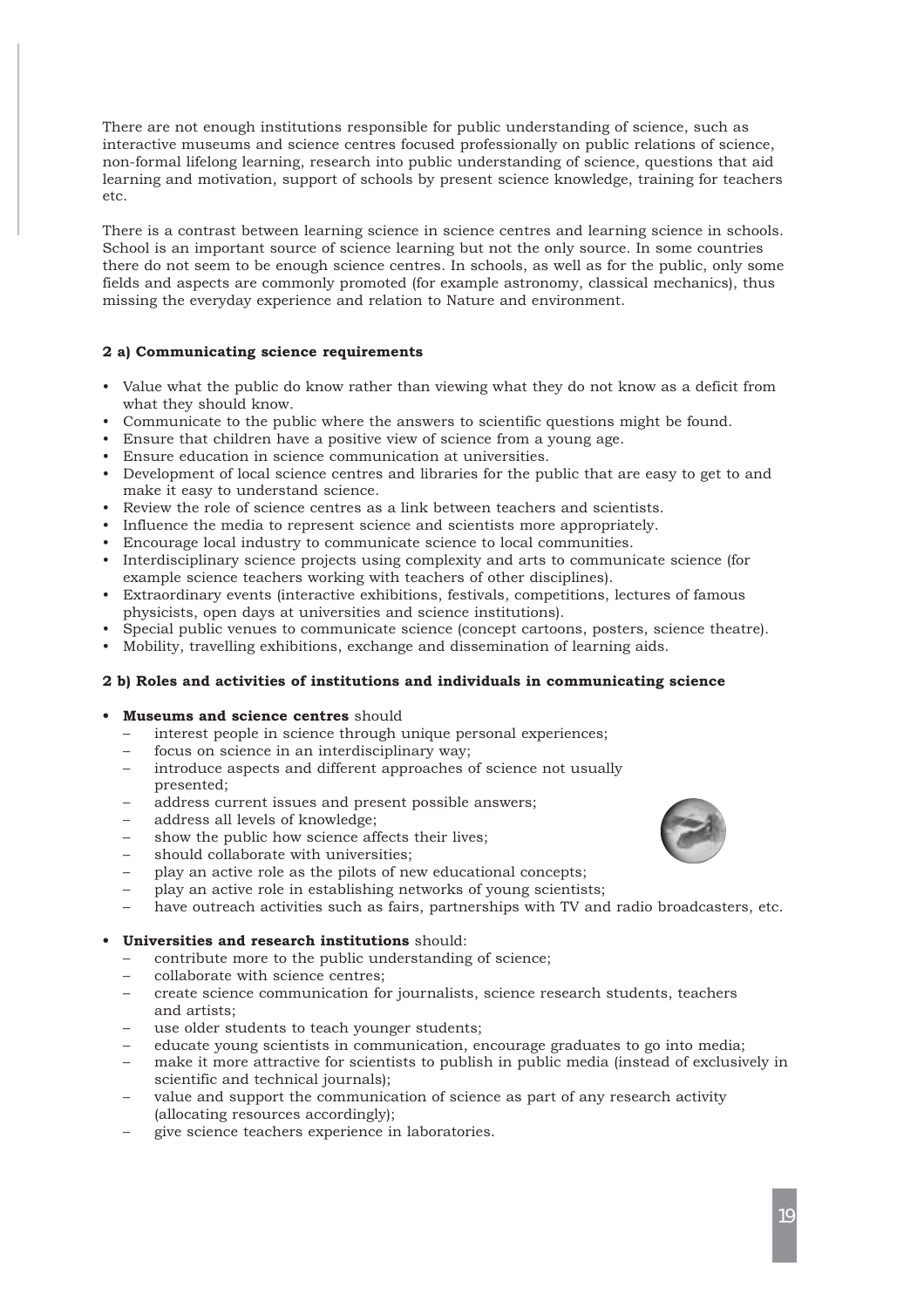There are not enough institutions responsible for public understanding of science, such as interactive museums and science centres focused professionally on public relations of science, non-formal lifelong learning, research into public understanding of science, questions that aid learning and motivation, support of schools by present science knowledge, training for teachers etc.

There is a contrast between learning science in science centres and learning science in schools. School is an important source of science learning but not the only source. In some countries there do not seem to be enough science centres. In schools, as well as for the public, only some fields and aspects are commonly promoted (for example astronomy, classical mechanics), thus missing the everyday experience and relation to Nature and environment.

#### 2 a) Communicating science requirements

- Value what the public do know rather than viewing what they do not know as a deficit from what they should know.
- Communicate to the public where the answers to scientific questions might be found.
- Ensure that children have a positive view of science from a young age.
- Ensure education in science communication at universities.
- Development of local science centres and libraries for the public that are easy to get to and make it easy to understand science.
- Review the role of science centres as a link between teachers and scientists.
- Influence the media to represent science and scientists more appropriately.
- Encourage local industry to communicate science to local communities.
- Interdisciplinary science projects using complexity and arts to communicate science (for example science teachers working with teachers of other disciplines).
- Extraordinary events (interactive exhibitions, festivals, competitions, lectures of famous physicists, open days at universities and science institutions).
- Special public venues to communicate science (concept cartoons, posters, science theatre).
- Mobility, travelling exhibitions, exchange and dissemination of learning aids.

#### 2 b) Roles and activities of institutions and individuals in communicating science

- **Museums and science centres** should
  - interest people in science through unique personal experiences;
  - focus on science in an interdisciplinary way;
  - introduce aspects and different approaches of science not usually presented;
  - address current issues and present possible answers;
  - address all levels of knowledge;
  - show the public how science affects their lives;
  - should collaborate with universities;
  - play an active role as the pilots of new educational concepts;
  - play an active role in establishing networks of young scientists;
  - have outreach activities such as fairs, partnerships with TV and radio broadcasters, etc.

- **Universities and research institutions** should:
  - contribute more to the public understanding of science;
  - collaborate with science centres;
  - create science communication for journalists, science research students, teachers and artists;
  - use older students to teach younger students;
  - educate young scientists in communication, encourage graduates to go into media;
  - make it more attractive for scientists to publish in public media (instead of exclusively in scientific and technical journals);
  - value and support the communication of science as part of any research activity (allocating resources accordingly);
  - give science teachers experience in laboratories.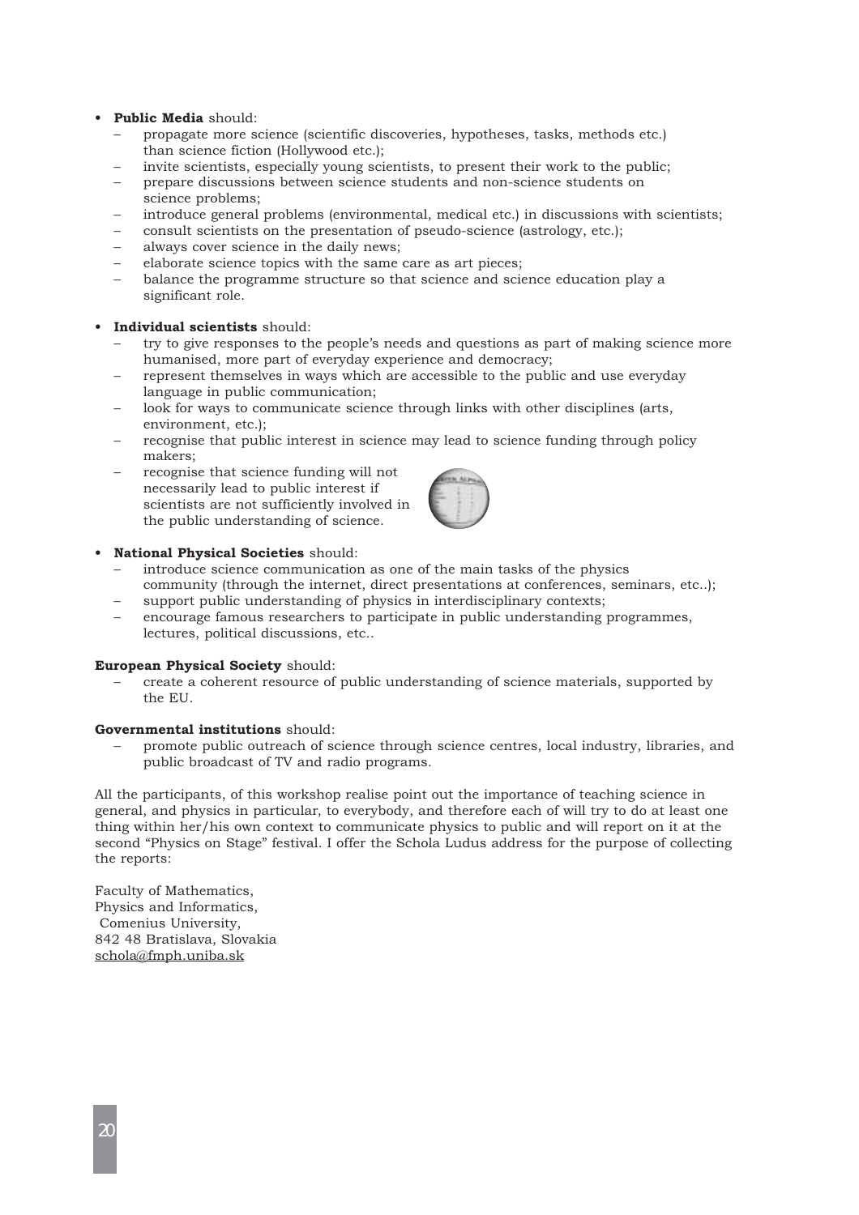- **Public Media** should:
  - propagate more science (scientific discoveries, hypotheses, tasks, methods etc.) than science fiction (Hollywood etc.);
  - invite scientists, especially young scientists, to present their work to the public;
  - prepare discussions between science students and non-science students on science problems;
  - introduce general problems (environmental, medical etc.) in discussions with scientists;
  - consult scientists on the presentation of pseudo-science (astrology, etc.);
  - always cover science in the daily news;
  - elaborate science topics with the same care as art pieces;
  - balance the programme structure so that science and science education play a significant role.

- **Individual scientists** should:
  - try to give responses to the people's needs and questions as part of making science more humanised, more part of everyday experience and democracy;
  - represent themselves in ways which are accessible to the public and use everyday language in public communication;
  - look for ways to communicate science through links with other disciplines (arts, environment, etc.);
  - recognise that public interest in science may lead to science funding through policy makers;
  - recognise that science funding will not necessarily lead to public interest if scientists are not sufficiently involved in the public understanding of science.

- **National Physical Societies** should:
  - introduce science communication as one of the main tasks of the physics community (through the internet, direct presentations at conferences, seminars, etc..);
  - support public understanding of physics in interdisciplinary contexts;
  - encourage famous researchers to participate in public understanding programmes, lectures, political discussions, etc..

**European Physical Society** should:
- create a coherent resource of public understanding of science materials, supported by the EU.

**Governmental institutions** should:
- promote public outreach of science through science centres, local industry, libraries, and public broadcast of TV and radio programs.

All the participants, of this workshop realise point out the importance of teaching science in general, and physics in particular, to everybody, and therefore each of will try to do at least one thing within her/his own context to communicate physics to public and will report on it at the second "Physics on Stage" festival. I offer the Schola Ludus address for the purpose of collecting the reports:

Faculty of Mathematics,
Physics and Informatics,
Comenius University,
842 48 Bratislava, Slovakia
schola@fmph.uniba.sk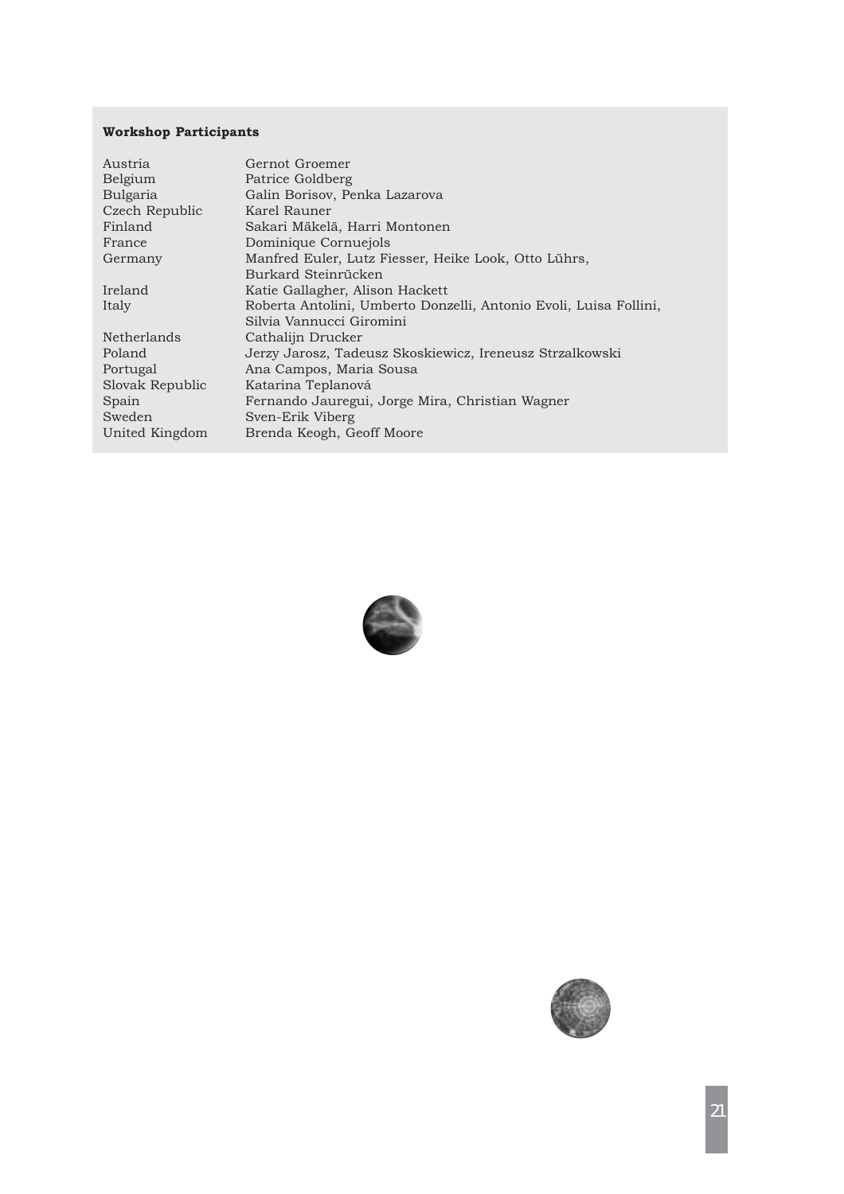**Workshop Participants**

| | |
|---|---|
| Austria | Gernot Groemer |
| Belgium | Patrice Goldberg |
| Bulgaria | Galin Borisov, Penka Lazarova |
| Czech Republic | Karel Rauner |
| Finland | Sakari Mäkelä, Harri Montonen |
| France | Dominique Cornuejols |
| Germany | Manfred Euler, Lutz Fiesser, Heike Look, Otto Lührs, Burkard Steinrücken |
| Ireland | Katie Gallagher, Alison Hackett |
| Italy | Roberta Antolini, Umberto Donzelli, Antonio Evoli, Luisa Follini, Silvia Vannucci Giromini |
| Netherlands | Cathalijn Drucker |
| Poland | Jerzy Jarosz, Tadeusz Skoskiewicz, Ireneusz Strzalkowski |
| Portugal | Ana Campos, Maria Sousa |
| Slovak Republic | Katarina Teplanová |
| Spain | Fernando Jauregui, Jorge Mira, Christian Wagner |
| Sweden | Sven-Erik Viberg |
| United Kingdom | Brenda Keogh, Geoff Moore |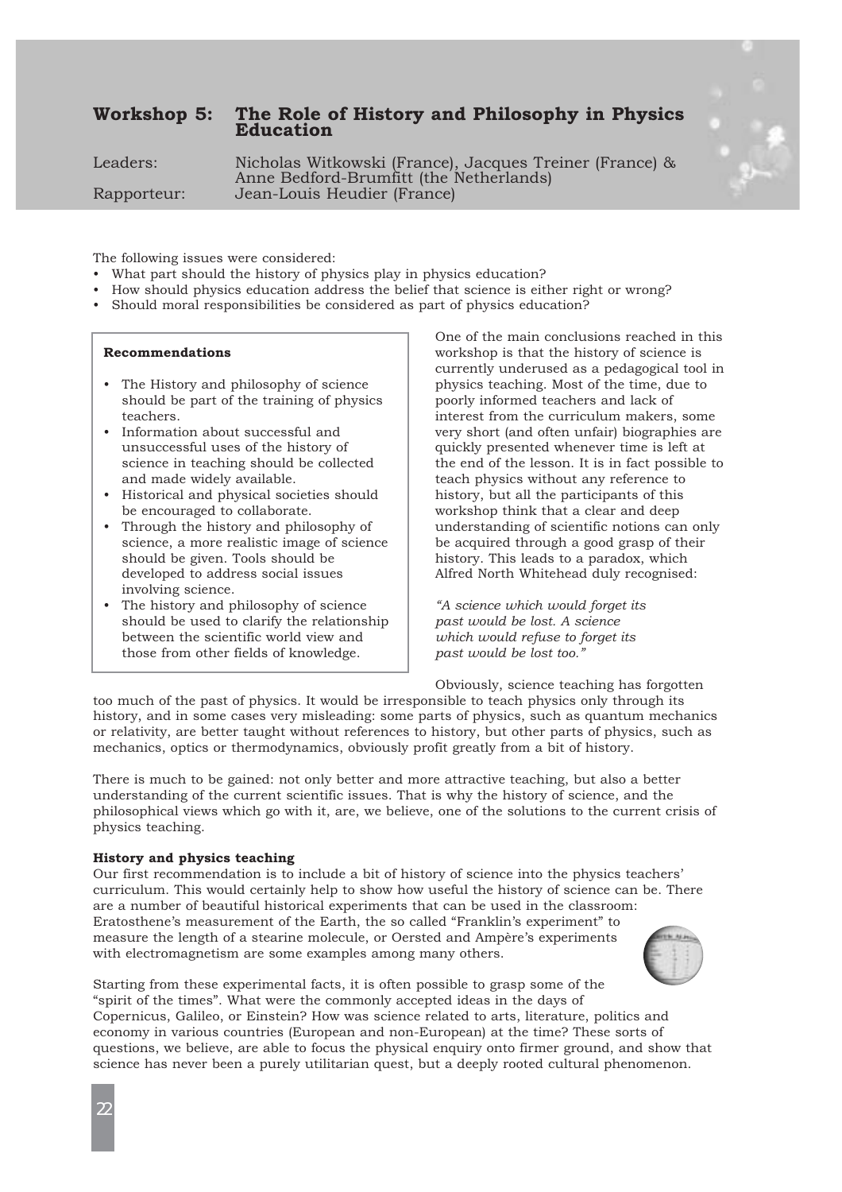# Workshop 5: The Role of History and Philosophy in Physics Education

Leaders: Nicholas Witkowski (France), Jacques Treiner (France) & Anne Bedford-Brumfitt (the Netherlands)

Rapporteur: Jean-Louis Heudier (France)

The following issues were considered:

- What part should the history of physics play in physics education?
- How should physics education address the belief that science is either right or wrong?
- Should moral responsibilities be considered as part of physics education?

**Recommendations**

- The History and philosophy of science should be part of the training of physics teachers.
- Information about successful and unsuccessful uses of the history of science in teaching should be collected and made widely available.
- Historical and physical societies should be encouraged to collaborate.
- Through the history and philosophy of science, a more realistic image of science should be given. Tools should be developed to address social issues involving science.
- The history and philosophy of science should be used to clarify the relationship between the scientific world view and those from other fields of knowledge.

One of the main conclusions reached in this workshop is that the history of science is currently underused as a pedagogical tool in physics teaching. Most of the time, due to poorly informed teachers and lack of interest from the curriculum makers, some very short (and often unfair) biographies are quickly presented whenever time is left at the end of the lesson. It is in fact possible to teach physics without any reference to history, but all the participants of this workshop think that a clear and deep understanding of scientific notions can only be acquired through a good grasp of their history. This leads to a paradox, which Alfred North Whitehead duly recognised:

*"A science which would forget its past would be lost. A science which would refuse to forget its past would be lost too."*

Obviously, science teaching has forgotten too much of the past of physics. It would be irresponsible to teach physics only through its history, and in some cases very misleading: some parts of physics, such as quantum mechanics or relativity, are better taught without references to history, but other parts of physics, such as mechanics, optics or thermodynamics, obviously profit greatly from a bit of history.

There is much to be gained: not only better and more attractive teaching, but also a better understanding of the current scientific issues. That is why the history of science, and the philosophical views which go with it, are, we believe, one of the solutions to the current crisis of physics teaching.

### History and physics teaching

Our first recommendation is to include a bit of history of science into the physics teachers' curriculum. This would certainly help to show how useful the history of science can be. There are a number of beautiful historical experiments that can be used in the classroom: Eratosthene's measurement of the Earth, the so called "Franklin's experiment" to measure the length of a stearine molecule, or Oersted and Ampère's experiments with electromagnetism are some examples among many others.

Starting from these experimental facts, it is often possible to grasp some of the "spirit of the times". What were the commonly accepted ideas in the days of Copernicus, Galileo, or Einstein? How was science related to arts, literature, politics and economy in various countries (European and non-European) at the time? These sorts of questions, we believe, are able to focus the physical enquiry onto firmer ground, and show that science has never been a purely utilitarian quest, but a deeply rooted cultural phenomenon.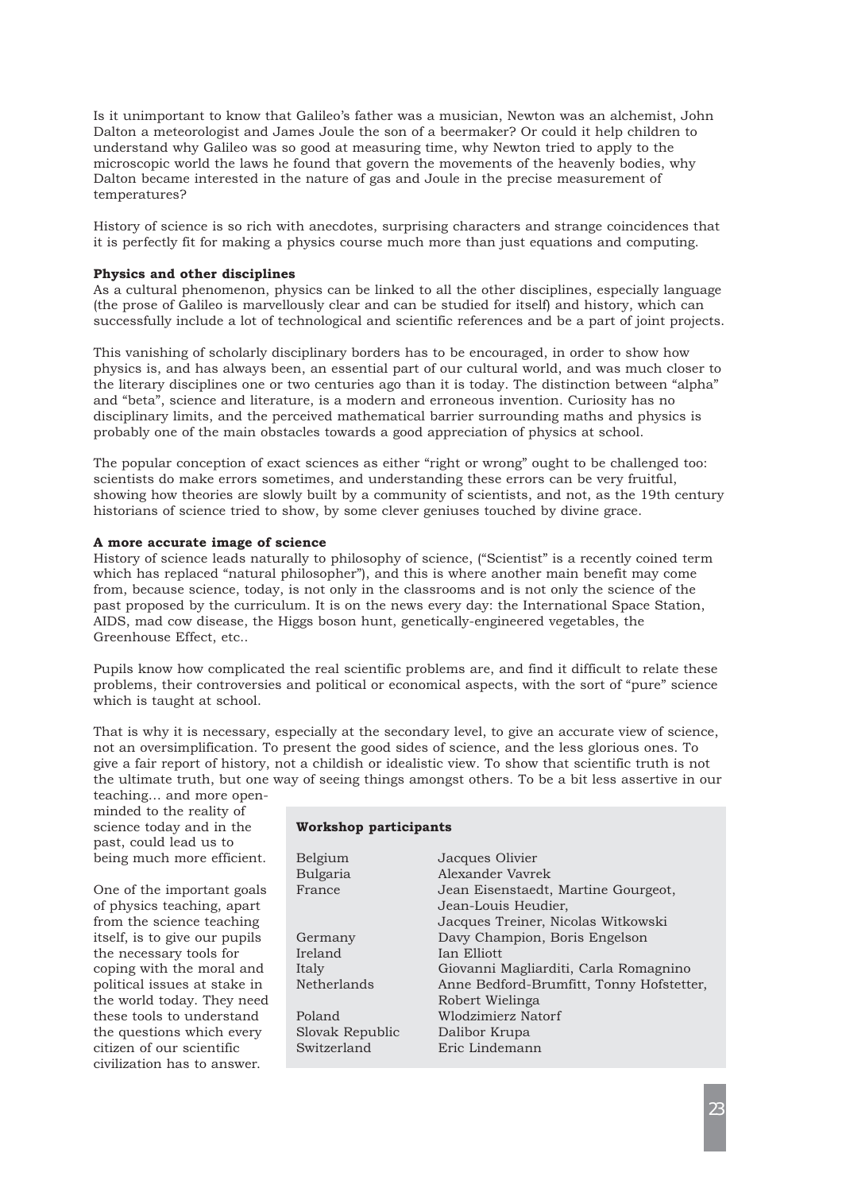Is it unimportant to know that Galileo's father was a musician, Newton was an alchemist, John Dalton a meteorologist and James Joule the son of a beermaker? Or could it help children to understand why Galileo was so good at measuring time, why Newton tried to apply to the microscopic world the laws he found that govern the movements of the heavenly bodies, why Dalton became interested in the nature of gas and Joule in the precise measurement of temperatures?

History of science is so rich with anecdotes, surprising characters and strange coincidences that it is perfectly fit for making a physics course much more than just equations and computing.

**Physics and other disciplines**

As a cultural phenomenon, physics can be linked to all the other disciplines, especially language (the prose of Galileo is marvellously clear and can be studied for itself) and history, which can successfully include a lot of technological and scientific references and be a part of joint projects.

This vanishing of scholarly disciplinary borders has to be encouraged, in order to show how physics is, and has always been, an essential part of our cultural world, and was much closer to the literary disciplines one or two centuries ago than it is today. The distinction between "alpha" and "beta", science and literature, is a modern and erroneous invention. Curiosity has no disciplinary limits, and the perceived mathematical barrier surrounding maths and physics is probably one of the main obstacles towards a good appreciation of physics at school.

The popular conception of exact sciences as either "right or wrong" ought to be challenged too: scientists do make errors sometimes, and understanding these errors can be very fruitful, showing how theories are slowly built by a community of scientists, and not, as the 19th century historians of science tried to show, by some clever geniuses touched by divine grace.

**A more accurate image of science**

History of science leads naturally to philosophy of science, ("Scientist" is a recently coined term which has replaced "natural philosopher"), and this is where another main benefit may come from, because science, today, is not only in the classrooms and is not only the science of the past proposed by the curriculum. It is on the news every day: the International Space Station, AIDS, mad cow disease, the Higgs boson hunt, genetically-engineered vegetables, the Greenhouse Effect, etc..

Pupils know how complicated the real scientific problems are, and find it difficult to relate these problems, their controversies and political or economical aspects, with the sort of "pure" science which is taught at school.

That is why it is necessary, especially at the secondary level, to give an accurate view of science, not an oversimplification. To present the good sides of science, and the less glorious ones. To give a fair report of history, not a childish or idealistic view. To show that scientific truth is not the ultimate truth, but one way of seeing things amongst others. To be a bit less assertive in our teaching… and more open-minded to the reality of science today and in the past, could lead us to being much more efficient.

One of the important goals of physics teaching, apart from the science teaching itself, is to give our pupils the necessary tools for coping with the moral and political issues at stake in the world today. They need these tools to understand the questions which every citizen of our scientific civilization has to answer.

**Workshop participants**

| | |
|---|---|
| Belgium | Jacques Olivier |
| Bulgaria | Alexander Vavrek |
| France | Jean Eisenstaedt, Martine Gourgeot, Jean-Louis Heudier, Jacques Treiner, Nicolas Witkowski |
| Germany | Davy Champion, Boris Engelson |
| Ireland | Ian Elliott |
| Italy | Giovanni Magliarditi, Carla Romagnino |
| Netherlands | Anne Bedford-Brumfitt, Tonny Hofstetter, Robert Wielinga |
| Poland | Wlodzimierz Natorf |
| Slovak Republic | Dalibor Krupa |
| Switzerland | Eric Lindemann |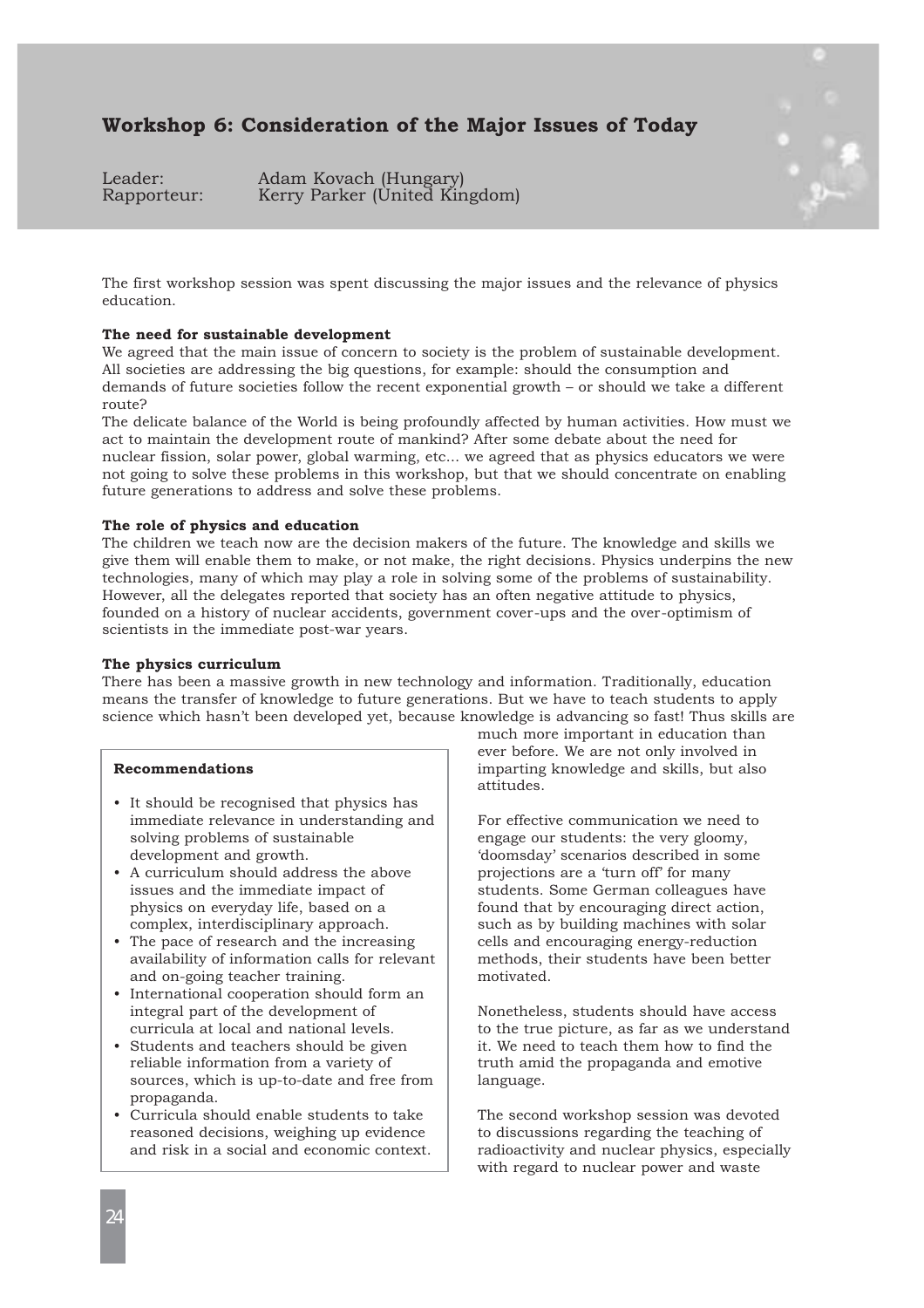# Workshop 6: Consideration of the Major Issues of Today

Leader: Adam Kovach (Hungary)
Rapporteur: Kerry Parker (United Kingdom)

The first workshop session was spent discussing the major issues and the relevance of physics education.

**The need for sustainable development**

We agreed that the main issue of concern to society is the problem of sustainable development. All societies are addressing the big questions, for example: should the consumption and demands of future societies follow the recent exponential growth – or should we take a different route?

The delicate balance of the World is being profoundly affected by human activities. How must we act to maintain the development route of mankind? After some debate about the need for nuclear fission, solar power, global warming, etc... we agreed that as physics educators we were not going to solve these problems in this workshop, but that we should concentrate on enabling future generations to address and solve these problems.

**The role of physics and education**

The children we teach now are the decision makers of the future. The knowledge and skills we give them will enable them to make, or not make, the right decisions. Physics underpins the new technologies, many of which may play a role in solving some of the problems of sustainability. However, all the delegates reported that society has an often negative attitude to physics, founded on a history of nuclear accidents, government cover-ups and the over-optimism of scientists in the immediate post-war years.

**The physics curriculum**

There has been a massive growth in new technology and information. Traditionally, education means the transfer of knowledge to future generations. But we have to teach students to apply science which hasn't been developed yet, because knowledge is advancing so fast! Thus skills are much more important in education than ever before. We are not only involved in imparting knowledge and skills, but also attitudes.

For effective communication we need to engage our students: the very gloomy, 'doomsday' scenarios described in some projections are a 'turn off' for many students. Some German colleagues have found that by encouraging direct action, such as by building machines with solar cells and encouraging energy-reduction methods, their students have been better motivated.

Nonetheless, students should have access to the true picture, as far as we understand it. We need to teach them how to find the truth amid the propaganda and emotive language.

The second workshop session was devoted to discussions regarding the teaching of radioactivity and nuclear physics, especially with regard to nuclear power and waste

**Recommendations**

- It should be recognised that physics has immediate relevance in understanding and solving problems of sustainable development and growth.
- A curriculum should address the above issues and the immediate impact of physics on everyday life, based on a complex, interdisciplinary approach.
- The pace of research and the increasing availability of information calls for relevant and on-going teacher training.
- International cooperation should form an integral part of the development of curricula at local and national levels.
- Students and teachers should be given reliable information from a variety of sources, which is up-to-date and free from propaganda.
- Curricula should enable students to take reasoned decisions, weighing up evidence and risk in a social and economic context.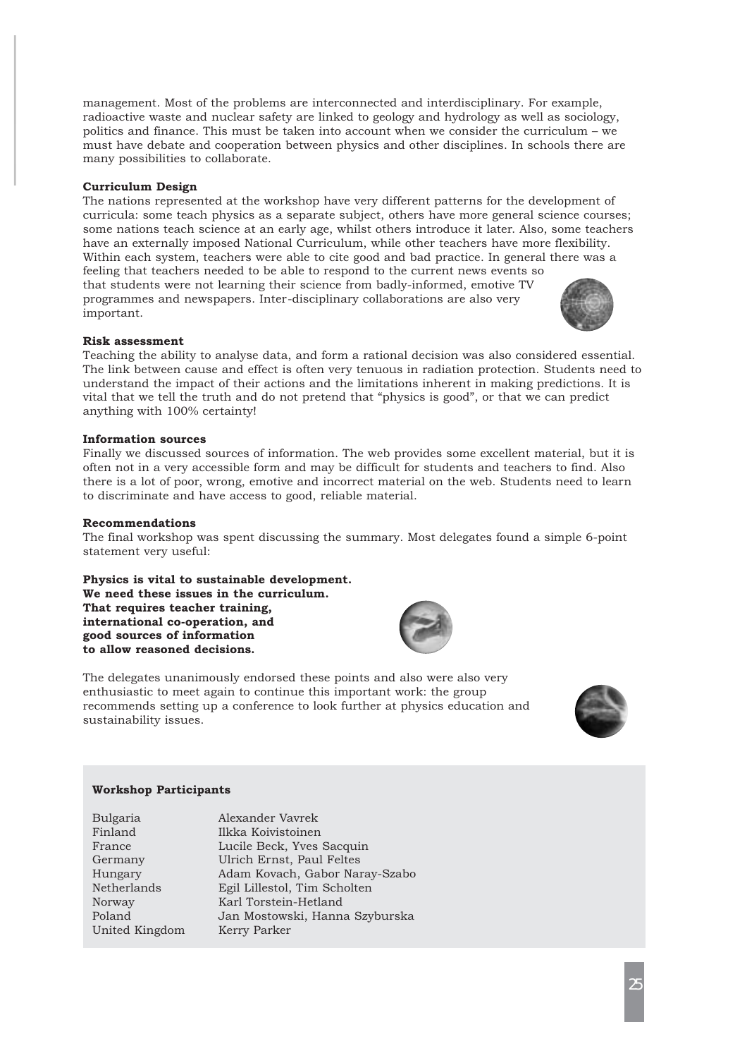management. Most of the problems are interconnected and interdisciplinary. For example, radioactive waste and nuclear safety are linked to geology and hydrology as well as sociology, politics and finance. This must be taken into account when we consider the curriculum – we must have debate and cooperation between physics and other disciplines. In schools there are many possibilities to collaborate.

**Curriculum Design**

The nations represented at the workshop have very different patterns for the development of curricula: some teach physics as a separate subject, others have more general science courses; some nations teach science at an early age, whilst others introduce it later. Also, some teachers have an externally imposed National Curriculum, while other teachers have more flexibility. Within each system, teachers were able to cite good and bad practice. In general there was a feeling that teachers needed to be able to respond to the current news events so that students were not learning their science from badly-informed, emotive TV programmes and newspapers. Inter-disciplinary collaborations are also very important.

**Risk assessment**

Teaching the ability to analyse data, and form a rational decision was also considered essential. The link between cause and effect is often very tenuous in radiation protection. Students need to understand the impact of their actions and the limitations inherent in making predictions. It is vital that we tell the truth and do not pretend that "physics is good", or that we can predict anything with 100% certainty!

**Information sources**

Finally we discussed sources of information. The web provides some excellent material, but it is often not in a very accessible form and may be difficult for students and teachers to find. Also there is a lot of poor, wrong, emotive and incorrect material on the web. Students need to learn to discriminate and have access to good, reliable material.

**Recommendations**

The final workshop was spent discussing the summary. Most delegates found a simple 6-point statement very useful:

**Physics is vital to sustainable development.**
**We need these issues in the curriculum.**
**That requires teacher training,**
**international co-operation, and**
**good sources of information**
**to allow reasoned decisions.**

The delegates unanimously endorsed these points and also were also very enthusiastic to meet again to continue this important work: the group recommends setting up a conference to look further at physics education and sustainability issues.

**Workshop Participants**

| | |
|---|---|
| Bulgaria | Alexander Vavrek |
| Finland | Ilkka Koivistoinen |
| France | Lucile Beck, Yves Sacquin |
| Germany | Ulrich Ernst, Paul Feltes |
| Hungary | Adam Kovach, Gabor Naray-Szabo |
| Netherlands | Egil Lillestol, Tim Scholten |
| Norway | Karl Torstein-Hetland |
| Poland | Jan Mostowski, Hanna Szyburska |
| United Kingdom | Kerry Parker |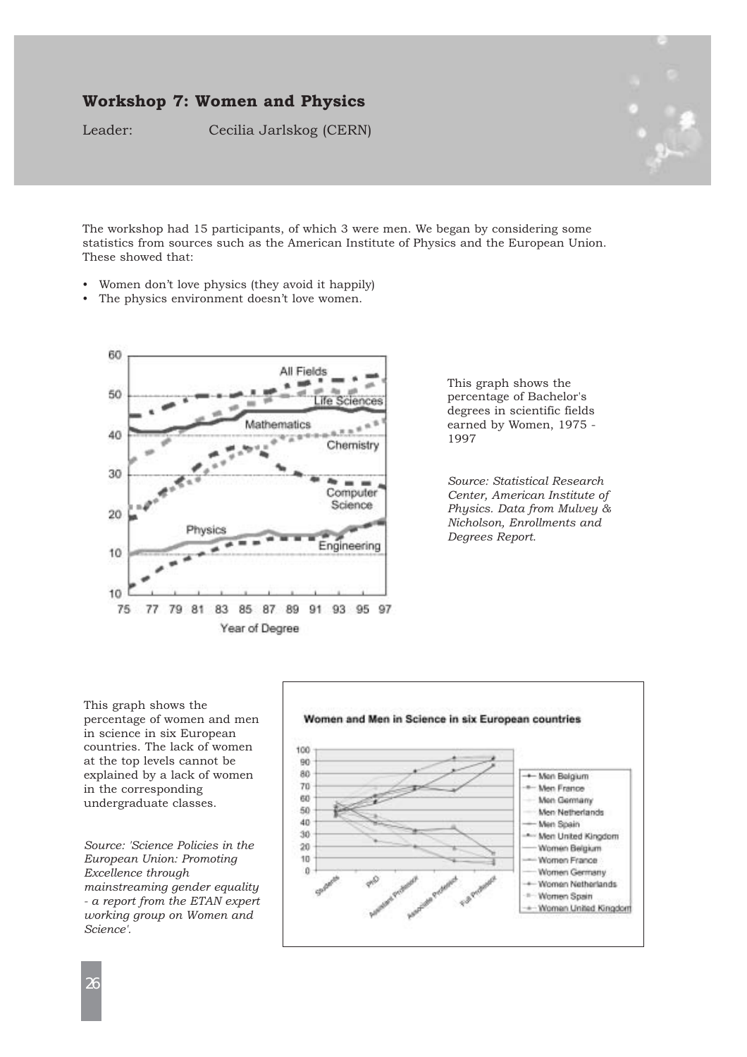## Workshop 7: Women and Physics

Leader: Cecilia Jarlskog (CERN)

The workshop had 15 participants, of which 3 were men. We began by considering some statistics from sources such as the American Institute of Physics and the European Union. These showed that:

- Women don't love physics (they avoid it happily)
- The physics environment doesn't love women.

This graph shows the percentage of Bachelor's degrees in scientific fields earned by Women, 1975 - 1997

*Source: Statistical Research Center, American Institute of Physics. Data from Mulvey & Nicholson, Enrollments and Degrees Report.*

This graph shows the percentage of women and men in science in six European countries. The lack of women at the top levels cannot be explained by a lack of women in the corresponding undergraduate classes.

*Source: 'Science Policies in the European Union: Promoting Excellence through mainstreaming gender equality - a report from the ETAN expert working group on Women and Science'.*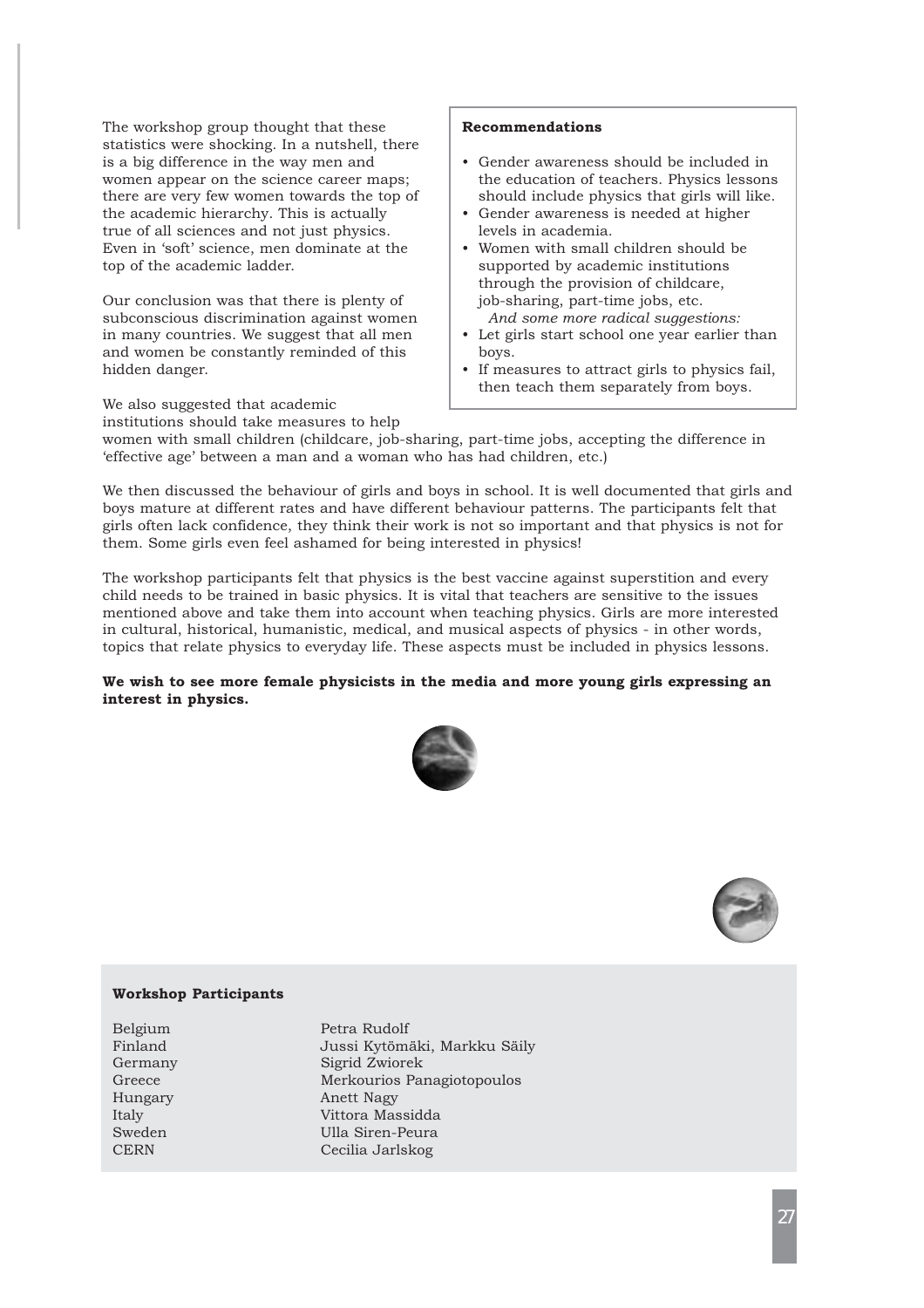The workshop group thought that these statistics were shocking. In a nutshell, there is a big difference in the way men and women appear on the science career maps; there are very few women towards the top of the academic hierarchy. This is actually true of all sciences and not just physics. Even in 'soft' science, men dominate at the top of the academic ladder.

Our conclusion was that there is plenty of subconscious discrimination against women in many countries. We suggest that all men and women be constantly reminded of this hidden danger.

We also suggested that academic institutions should take measures to help women with small children (childcare, job-sharing, part-time jobs, accepting the difference in 'effective age' between a man and a woman who has had children, etc.)

**Recommendations**

- Gender awareness should be included in the education of teachers. Physics lessons should include physics that girls will like.
- Gender awareness is needed at higher levels in academia.
- Women with small children should be supported by academic institutions through the provision of childcare, job-sharing, part-time jobs, etc.

*And some more radical suggestions:*

- Let girls start school one year earlier than boys.
- If measures to attract girls to physics fail, then teach them separately from boys.

We then discussed the behaviour of girls and boys in school. It is well documented that girls and boys mature at different rates and have different behaviour patterns. The participants felt that girls often lack confidence, they think their work is not so important and that physics is not for them. Some girls even feel ashamed for being interested in physics!

The workshop participants felt that physics is the best vaccine against superstition and every child needs to be trained in basic physics. It is vital that teachers are sensitive to the issues mentioned above and take them into account when teaching physics. Girls are more interested in cultural, historical, humanistic, medical, and musical aspects of physics - in other words, topics that relate physics to everyday life. These aspects must be included in physics lessons.

**We wish to see more female physicists in the media and more young girls expressing an interest in physics.**

**Workshop Participants**

| | |
|---|---|
| Belgium | Petra Rudolf |
| Finland | Jussi Kytömäki, Markku Säily |
| Germany | Sigrid Zwiorek |
| Greece | Merkourios Panagiotopoulos |
| Hungary | Anett Nagy |
| Italy | Vittora Massidda |
| Sweden | Ulla Siren-Peura |
| CERN | Cecilia Jarlskog |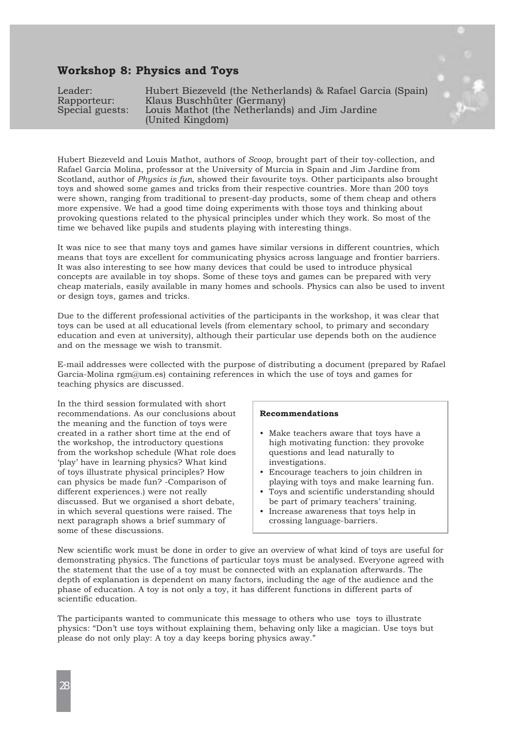## Workshop 8: Physics and Toys

Leader: Hubert Biezeveld (the Netherlands) & Rafael Garcia (Spain)
Rapporteur: Klaus Buschhüter (Germany)
Special guests: Louis Mathot (the Netherlands) and Jim Jardine (United Kingdom)

Hubert Biezeveld and Louis Mathot, authors of *Scoop*, brought part of their toy-collection, and Rafael Garcia Molina, professor at the University of Murcia in Spain and Jim Jardine from Scotland, author of *Physics is fun*, showed their favourite toys. Other participants also brought toys and showed some games and tricks from their respective countries. More than 200 toys were shown, ranging from traditional to present-day products, some of them cheap and others more expensive. We had a good time doing experiments with those toys and thinking about provoking questions related to the physical principles under which they work. So most of the time we behaved like pupils and students playing with interesting things.

It was nice to see that many toys and games have similar versions in different countries, which means that toys are excellent for communicating physics across language and frontier barriers. It was also interesting to see how many devices that could be used to introduce physical concepts are available in toy shops. Some of these toys and games can be prepared with very cheap materials, easily available in many homes and schools. Physics can also be used to invent or design toys, games and tricks.

Due to the different professional activities of the participants in the workshop, it was clear that toys can be used at all educational levels (from elementary school, to primary and secondary education and even at university), although their particular use depends both on the audience and on the message we wish to transmit.

E-mail addresses were collected with the purpose of distributing a document (prepared by Rafael Garcia-Molina rgm@um.es) containing references in which the use of toys and games for teaching physics are discussed.

In the third session formulated with short recommendations. As our conclusions about the meaning and the function of toys were created in a rather short time at the end of the workshop, the introductory questions from the workshop schedule (What role does 'play' have in learning physics? What kind of toys illustrate physical principles? How can physics be made fun? -Comparison of different experiences.) were not really discussed. But we organised a short debate, in which several questions were raised. The next paragraph shows a brief summary of some of these discussions.

**Recommendations**

- Make teachers aware that toys have a high motivating function: they provoke questions and lead naturally to investigations.
- Encourage teachers to join children in playing with toys and make learning fun.
- Toys and scientific understanding should be part of primary teachers' training.
- Increase awareness that toys help in crossing language-barriers.

New scientific work must be done in order to give an overview of what kind of toys are useful for demonstrating physics. The functions of particular toys must be analysed. Everyone agreed with the statement that the use of a toy must be connected with an explanation afterwards. The depth of explanation is dependent on many factors, including the age of the audience and the phase of education. A toy is not only a toy, it has different functions in different parts of scientific education.

The participants wanted to communicate this message to others who use toys to illustrate physics: "Don't use toys without explaining them, behaving only like a magician. Use toys but please do not only play: A toy a day keeps boring physics away."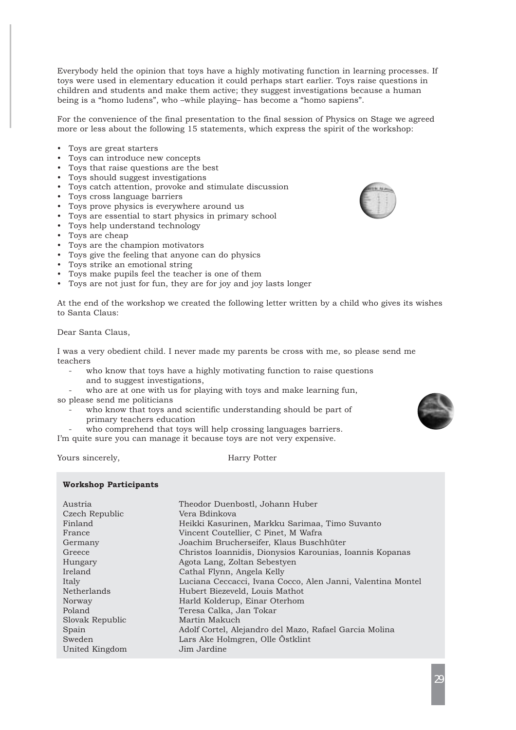Everybody held the opinion that toys have a highly motivating function in learning processes. If toys were used in elementary education it could perhaps start earlier. Toys raise questions in children and students and make them active; they suggest investigations because a human being is a "homo ludens", who –while playing– has become a "homo sapiens".

For the convenience of the final presentation to the final session of Physics on Stage we agreed more or less about the following 15 statements, which express the spirit of the workshop:

- Toys are great starters
- Toys can introduce new concepts
- Toys that raise questions are the best
- Toys should suggest investigations
- Toys catch attention, provoke and stimulate discussion
- Toys cross language barriers
- Toys prove physics is everywhere around us
- Toys are essential to start physics in primary school
- Toys help understand technology
- Toys are cheap
- Toys are the champion motivators
- Toys give the feeling that anyone can do physics
- Toys strike an emotional string
- Toys make pupils feel the teacher is one of them
- Toys are not just for fun, they are for joy and joy lasts longer

At the end of the workshop we created the following letter written by a child who gives its wishes to Santa Claus:

Dear Santa Claus,

I was a very obedient child. I never made my parents be cross with me, so please send me teachers

- who know that toys have a highly motivating function to raise questions and to suggest investigations,
- who are at one with us for playing with toys and make learning fun,

so please send me politicians

- who know that toys and scientific understanding should be part of primary teachers education
- who comprehend that toys will help crossing languages barriers.

I'm quite sure you can manage it because toys are not very expensive.

Yours sincerely, Harry Potter

**Workshop Participants**

| | |
|---|---|
| Austria | Theodor Duenbostl, Johann Huber |
| Czech Republic | Vera Bdinkova |
| Finland | Heikki Kasurinen, Markku Sarimaa, Timo Suvanto |
| France | Vincent Coutellier, C Pinet, M Wafra |
| Germany | Joachim Brucherseifer, Klaus Buschhüter |
| Greece | Christos Ioannidis, Dionysios Karounias, Ioannis Kopanas |
| Hungary | Agota Lang, Zoltan Sebestyen |
| Ireland | Cathal Flynn, Angela Kelly |
| Italy | Luciana Ceccacci, Ivana Cocco, Alen Janni, Valentina Montel |
| Netherlands | Hubert Biezeveld, Louis Mathot |
| Norway | Harld Kolderup, Einar Oterhom |
| Poland | Teresa Calka, Jan Tokar |
| Slovak Republic | Martin Makuch |
| Spain | Adolf Cortel, Alejandro del Mazo, Rafael Garcia Molina |
| Sweden | Lars Ake Holmgren, Olle Östklint |
| United Kingdom | Jim Jardine |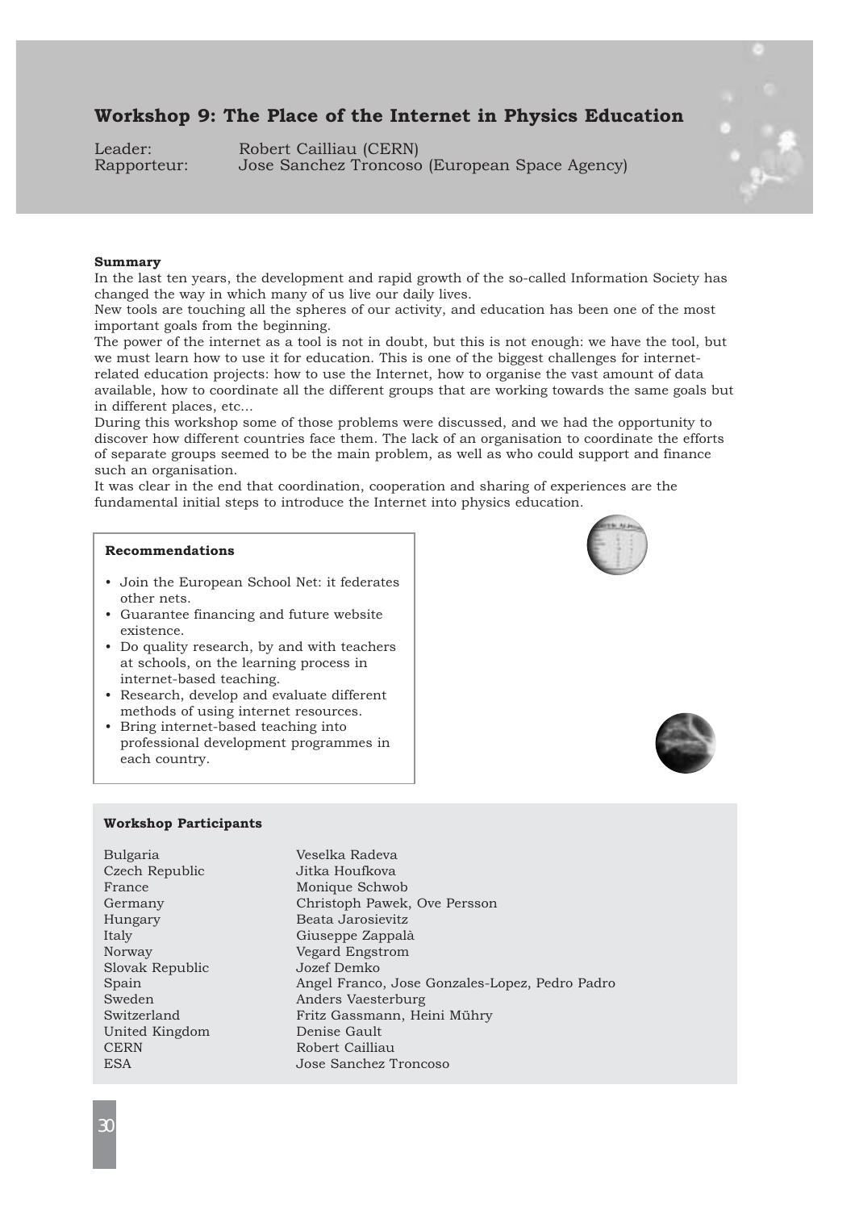## Workshop 9: The Place of the Internet in Physics Education

Leader: Robert Cailliau (CERN)
Rapporteur: Jose Sanchez Troncoso (European Space Agency)

**Summary**

In the last ten years, the development and rapid growth of the so-called Information Society has changed the way in which many of us live our daily lives.

New tools are touching all the spheres of our activity, and education has been one of the most important goals from the beginning.

The power of the internet as a tool is not in doubt, but this is not enough: we have the tool, but we must learn how to use it for education. This is one of the biggest challenges for internet-related education projects: how to use the Internet, how to organise the vast amount of data available, how to coordinate all the different groups that are working towards the same goals but in different places, etc...

During this workshop some of those problems were discussed, and we had the opportunity to discover how different countries face them. The lack of an organisation to coordinate the efforts of separate groups seemed to be the main problem, as well as who could support and finance such an organisation.

It was clear in the end that coordination, cooperation and sharing of experiences are the fundamental initial steps to introduce the Internet into physics education.

**Recommendations**

- Join the European School Net: it federates other nets.
- Guarantee financing and future website existence.
- Do quality research, by and with teachers at schools, on the learning process in internet-based teaching.
- Research, develop and evaluate different methods of using internet resources.
- Bring internet-based teaching into professional development programmes in each country.

**Workshop Participants**

| | |
|---|---|
| Bulgaria | Veselka Radeva |
| Czech Republic | Jitka Houfkova |
| France | Monique Schwob |
| Germany | Christoph Pawek, Ove Persson |
| Hungary | Beata Jarosievitz |
| Italy | Giuseppe Zappalà |
| Norway | Vegard Engstrom |
| Slovak Republic | Jozef Demko |
| Spain | Angel Franco, Jose Gonzales-Lopez, Pedro Padro |
| Sweden | Anders Vaesterburg |
| Switzerland | Fritz Gassmann, Heini Mühry |
| United Kingdom | Denise Gault |
| CERN | Robert Cailliau |
| ESA | Jose Sanchez Troncoso |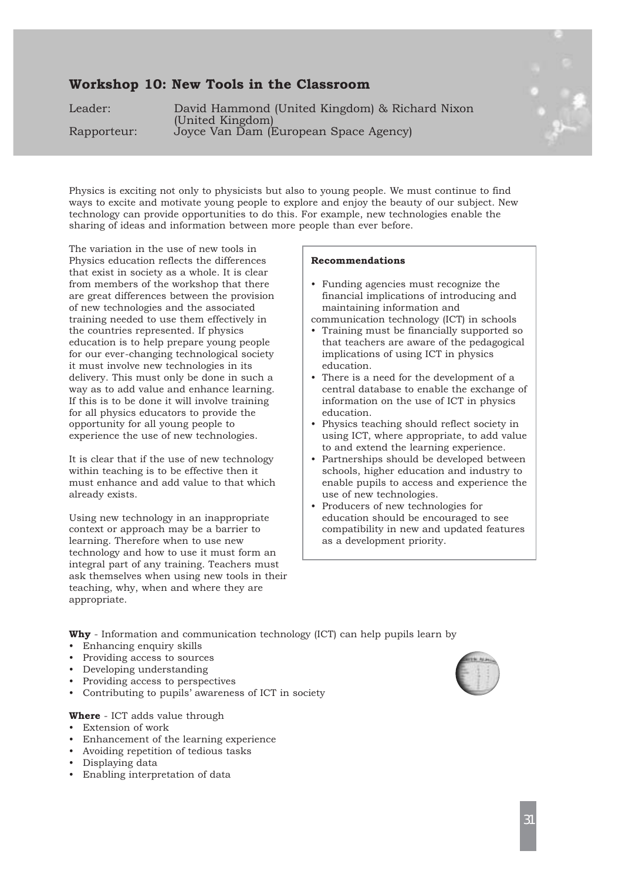## Workshop 10: New Tools in the Classroom

Leader: David Hammond (United Kingdom) & Richard Nixon (United Kingdom)
Rapporteur: Joyce Van Dam (European Space Agency)

Physics is exciting not only to physicists but also to young people. We must continue to find ways to excite and motivate young people to explore and enjoy the beauty of our subject. New technology can provide opportunities to do this. For example, new technologies enable the sharing of ideas and information between more people than ever before.

The variation in the use of new tools in Physics education reflects the differences that exist in society as a whole. It is clear from members of the workshop that there are great differences between the provision of new technologies and the associated training needed to use them effectively in the countries represented. If physics education is to help prepare young people for our ever-changing technological society it must involve new technologies in its delivery. This must only be done in such a way as to add value and enhance learning. If this is to be done it will involve training for all physics educators to provide the opportunity for all young people to experience the use of new technologies.

It is clear that if the use of new technology within teaching is to be effective then it must enhance and add value to that which already exists.

Using new technology in an inappropriate context or approach may be a barrier to learning. Therefore when to use new technology and how to use it must form an integral part of any training. Teachers must ask themselves when using new tools in their teaching, why, when and where they are appropriate.

**Recommendations**

- Funding agencies must recognize the financial implications of introducing and maintaining information and communication technology (ICT) in schools
- Training must be financially supported so that teachers are aware of the pedagogical implications of using ICT in physics education.
- There is a need for the development of a central database to enable the exchange of information on the use of ICT in physics education.
- Physics teaching should reflect society in using ICT, where appropriate, to add value to and extend the learning experience.
- Partnerships should be developed between schools, higher education and industry to enable pupils to access and experience the use of new technologies.
- Producers of new technologies for education should be encouraged to see compatibility in new and updated features as a development priority.

**Why** - Information and communication technology (ICT) can help pupils learn by

- Enhancing enquiry skills
- Providing access to sources
- Developing understanding
- Providing access to perspectives
- Contributing to pupils' awareness of ICT in society

**Where** - ICT adds value through

- Extension of work
- Enhancement of the learning experience
- Avoiding repetition of tedious tasks
- Displaying data
- Enabling interpretation of data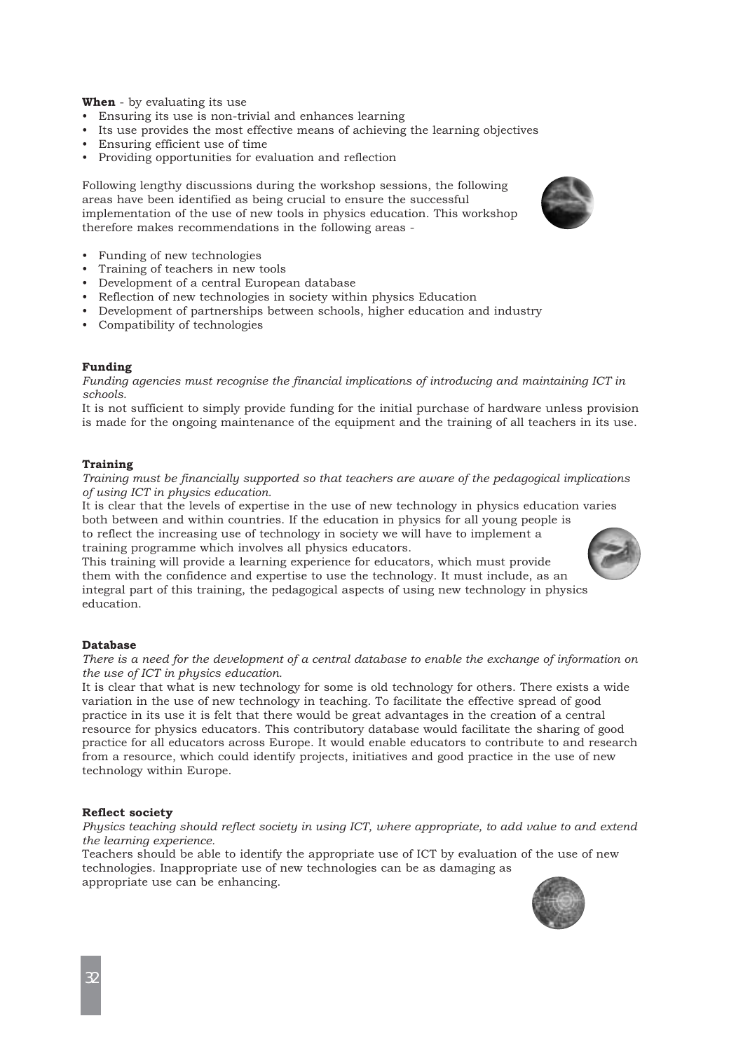**When** - by evaluating its use

- Ensuring its use is non-trivial and enhances learning
- Its use provides the most effective means of achieving the learning objectives
- Ensuring efficient use of time
- Providing opportunities for evaluation and reflection

Following lengthy discussions during the workshop sessions, the following areas have been identified as being crucial to ensure the successful implementation of the use of new tools in physics education. This workshop therefore makes recommendations in the following areas -

- Funding of new technologies
- Training of teachers in new tools
- Development of a central European database
- Reflection of new technologies in society within physics Education
- Development of partnerships between schools, higher education and industry
- Compatibility of technologies

### Funding

*Funding agencies must recognise the financial implications of introducing and maintaining ICT in schools.*

It is not sufficient to simply provide funding for the initial purchase of hardware unless provision is made for the ongoing maintenance of the equipment and the training of all teachers in its use.

### Training

*Training must be financially supported so that teachers are aware of the pedagogical implications of using ICT in physics education.*

It is clear that the levels of expertise in the use of new technology in physics education varies both between and within countries. If the education in physics for all young people is to reflect the increasing use of technology in society we will have to implement a training programme which involves all physics educators.

This training will provide a learning experience for educators, which must provide them with the confidence and expertise to use the technology. It must include, as an integral part of this training, the pedagogical aspects of using new technology in physics education.

### Database

*There is a need for the development of a central database to enable the exchange of information on the use of ICT in physics education.*

It is clear that what is new technology for some is old technology for others. There exists a wide variation in the use of new technology in teaching. To facilitate the effective spread of good practice in its use it is felt that there would be great advantages in the creation of a central resource for physics educators. This contributory database would facilitate the sharing of good practice for all educators across Europe. It would enable educators to contribute to and research from a resource, which could identify projects, initiatives and good practice in the use of new technology within Europe.

### Reflect society

*Physics teaching should reflect society in using ICT, where appropriate, to add value to and extend the learning experience.*

Teachers should be able to identify the appropriate use of ICT by evaluation of the use of new technologies. Inappropriate use of new technologies can be as damaging as appropriate use can be enhancing.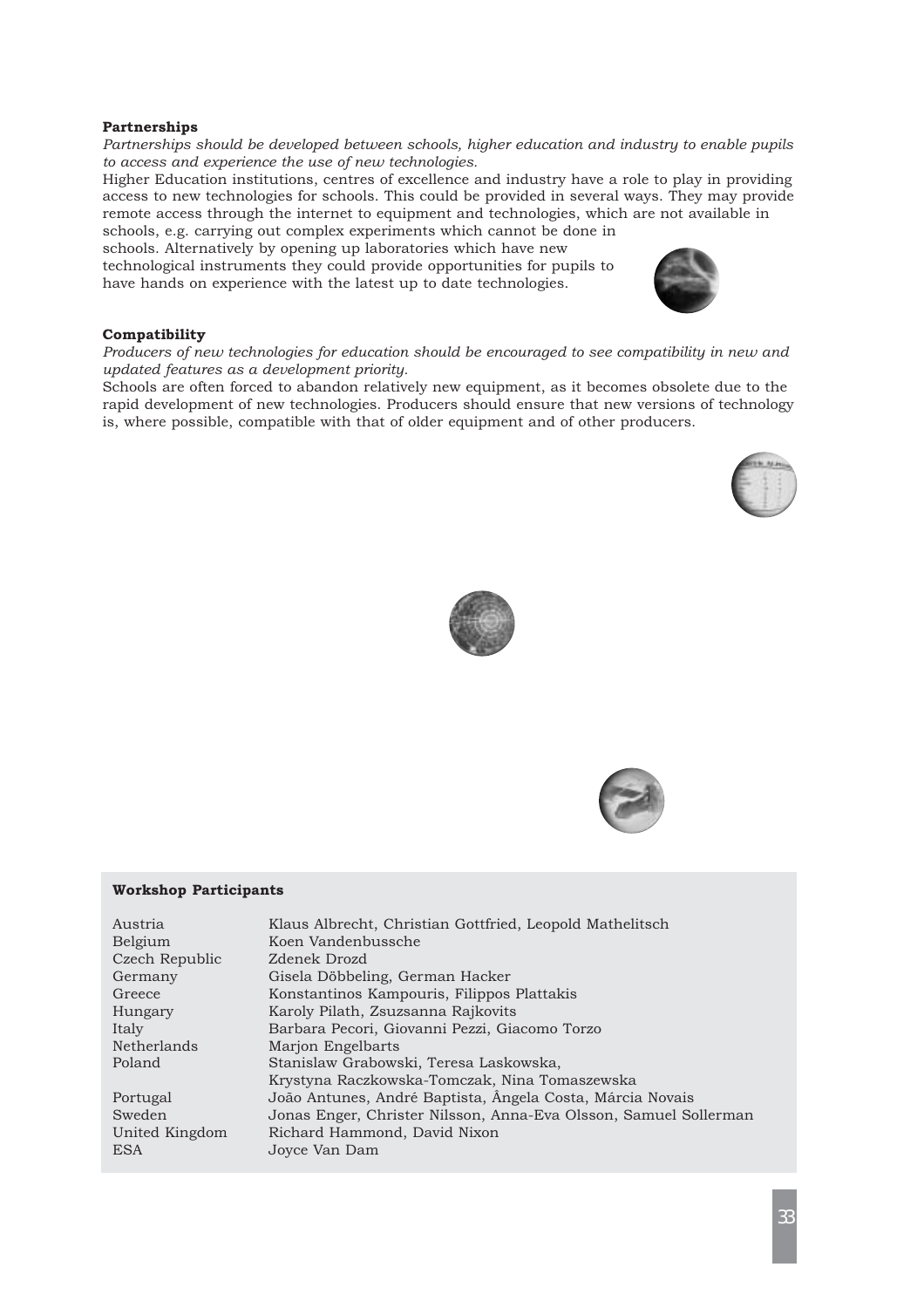**Partnerships**

*Partnerships should be developed between schools, higher education and industry to enable pupils to access and experience the use of new technologies.*

Higher Education institutions, centres of excellence and industry have a role to play in providing access to new technologies for schools. This could be provided in several ways. They may provide remote access through the internet to equipment and technologies, which are not available in schools, e.g. carrying out complex experiments which cannot be done in schools. Alternatively by opening up laboratories which have new technological instruments they could provide opportunities for pupils to have hands on experience with the latest up to date technologies.

**Compatibility**

*Producers of new technologies for education should be encouraged to see compatibility in new and updated features as a development priority.*

Schools are often forced to abandon relatively new equipment, as it becomes obsolete due to the rapid development of new technologies. Producers should ensure that new versions of technology is, where possible, compatible with that of older equipment and of other producers.

**Workshop Participants**

| | |
|---|---|
| Austria | Klaus Albrecht, Christian Gottfried, Leopold Mathelitsch |
| Belgium | Koen Vandenbussche |
| Czech Republic | Zdenek Drozd |
| Germany | Gisela Döbbeling, German Hacker |
| Greece | Konstantinos Kampouris, Filippos Plattakis |
| Hungary | Karoly Pilath, Zsuzsanna Rajkovits |
| Italy | Barbara Pecori, Giovanni Pezzi, Giacomo Torzo |
| Netherlands | Marjon Engelbarts |
| Poland | Stanislaw Grabowski, Teresa Laskowska, Krystyna Raczkowska-Tomczak, Nina Tomaszewska |
| Portugal | João Antunes, André Baptista, Ângela Costa, Márcia Novais |
| Sweden | Jonas Enger, Christer Nilsson, Anna-Eva Olsson, Samuel Sollerman |
| United Kingdom | Richard Hammond, David Nixon |
| ESA | Joyce Van Dam |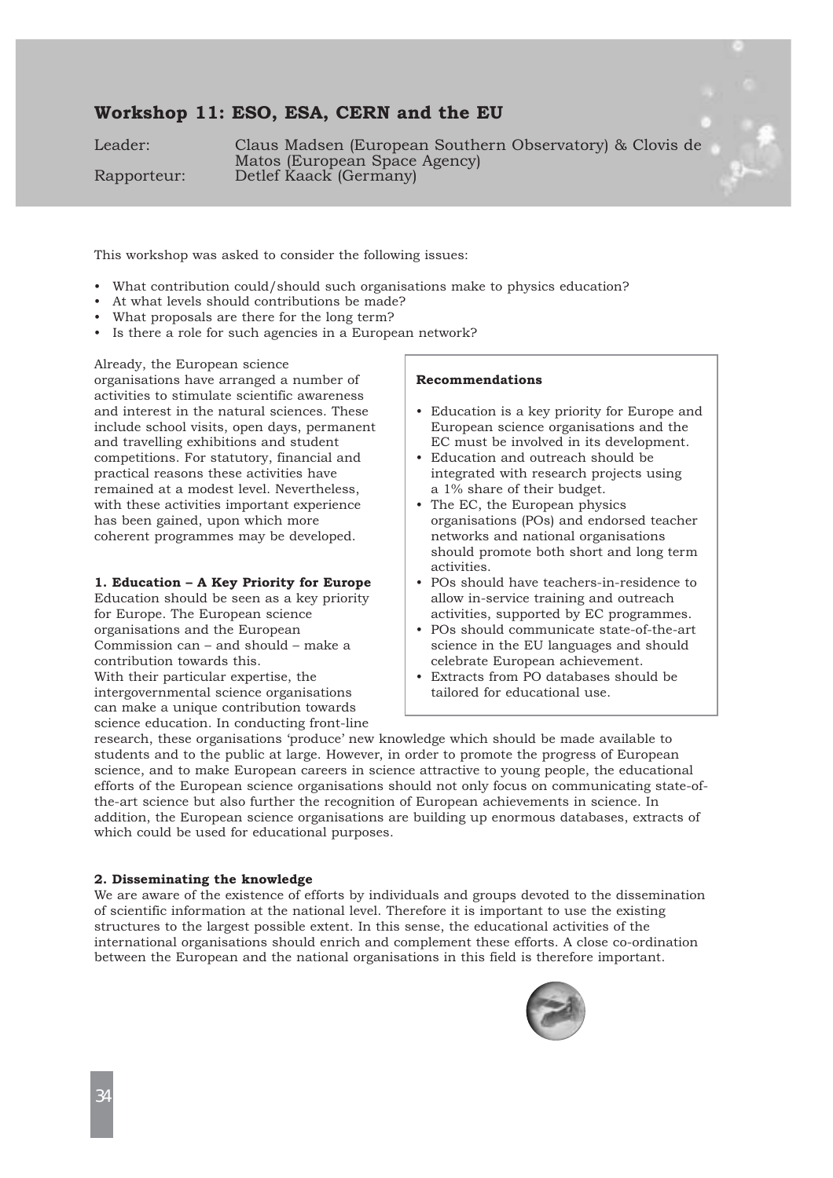## Workshop 11: ESO, ESA, CERN and the EU

Leader: Claus Madsen (European Southern Observatory) & Clovis de Matos (European Space Agency)
Rapporteur: Detlef Kaack (Germany)

This workshop was asked to consider the following issues:

- What contribution could/should such organisations make to physics education?
- At what levels should contributions be made?
- What proposals are there for the long term?
- Is there a role for such agencies in a European network?

Already, the European science organisations have arranged a number of activities to stimulate scientific awareness and interest in the natural sciences. These include school visits, open days, permanent and travelling exhibitions and student competitions. For statutory, financial and practical reasons these activities have remained at a modest level. Nevertheless, with these activities important experience has been gained, upon which more coherent programmes may be developed.

**Recommendations**

- Education is a key priority for Europe and European science organisations and the EC must be involved in its development.
- Education and outreach should be integrated with research projects using a 1% share of their budget.
- The EC, the European physics organisations (POs) and endorsed teacher networks and national organisations should promote both short and long term activities.
- POs should have teachers-in-residence to allow in-service training and outreach activities, supported by EC programmes.
- POs should communicate state-of-the-art science in the EU languages and should celebrate European achievement.
- Extracts from PO databases should be tailored for educational use.

### 1. Education – A Key Priority for Europe

Education should be seen as a key priority for Europe. The European science organisations and the European Commission can – and should – make a contribution towards this.
With their particular expertise, the intergovernmental science organisations can make a unique contribution towards science education. In conducting front-line research, these organisations 'produce' new knowledge which should be made available to students and to the public at large. However, in order to promote the progress of European science, and to make European careers in science attractive to young people, the educational efforts of the European science organisations should not only focus on communicating state-of-the-art science but also further the recognition of European achievements in science. In addition, the European science organisations are building up enormous databases, extracts of which could be used for educational purposes.

### 2. Disseminating the knowledge

We are aware of the existence of efforts by individuals and groups devoted to the dissemination of scientific information at the national level. Therefore it is important to use the existing structures to the largest possible extent. In this sense, the educational activities of the international organisations should enrich and complement these efforts. A close co-ordination between the European and the national organisations in this field is therefore important.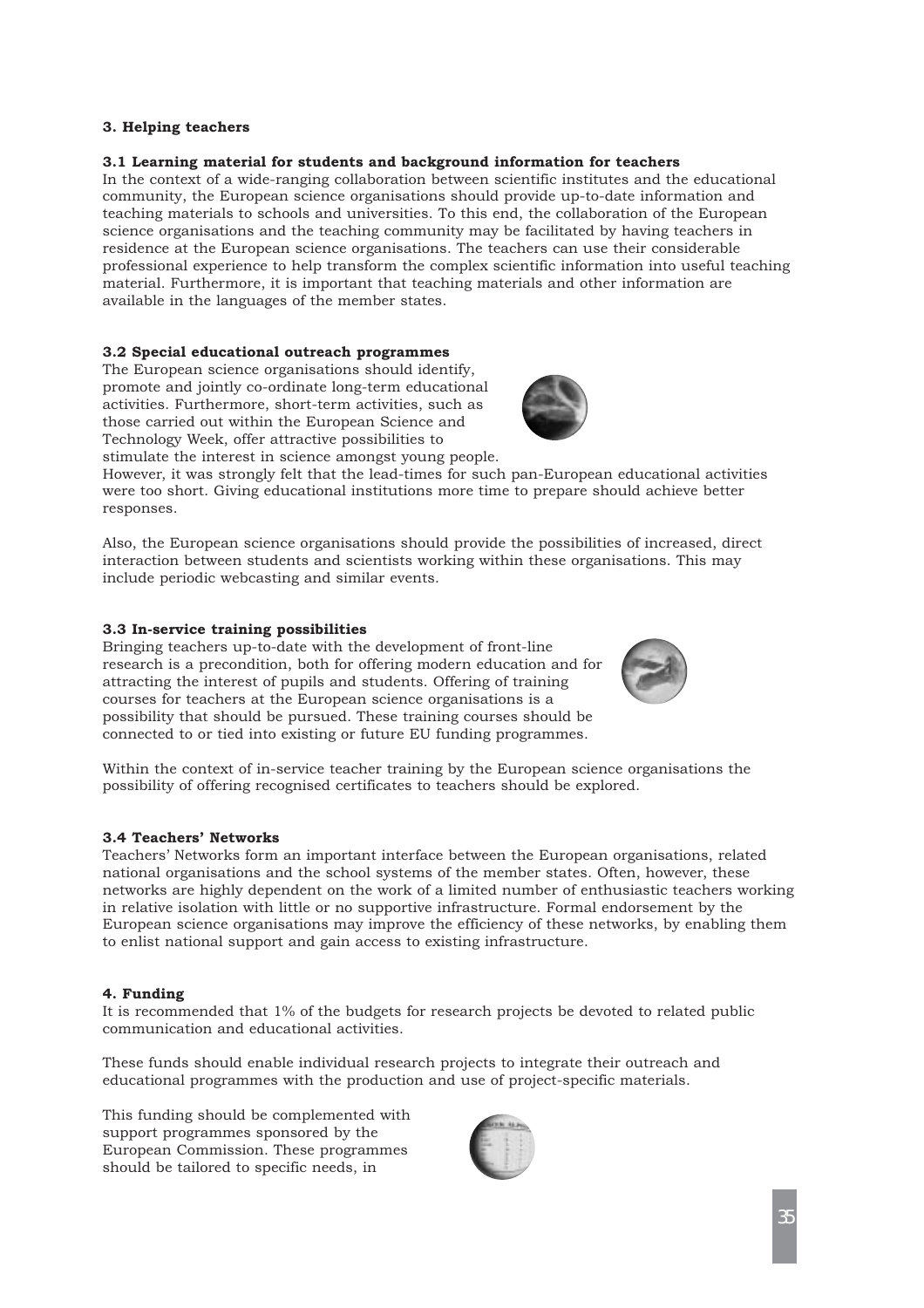### 3. Helping teachers

#### 3.1 Learning material for students and background information for teachers

In the context of a wide-ranging collaboration between scientific institutes and the educational community, the European science organisations should provide up-to-date information and teaching materials to schools and universities. To this end, the collaboration of the European science organisations and the teaching community may be facilitated by having teachers in residence at the European science organisations. The teachers can use their considerable professional experience to help transform the complex scientific information into useful teaching material. Furthermore, it is important that teaching materials and other information are available in the languages of the member states.

#### 3.2 Special educational outreach programmes

The European science organisations should identify, promote and jointly co-ordinate long-term educational activities. Furthermore, short-term activities, such as those carried out within the European Science and Technology Week, offer attractive possibilities to stimulate the interest in science amongst young people. However, it was strongly felt that the lead-times for such pan-European educational activities were too short. Giving educational institutions more time to prepare should achieve better responses.

Also, the European science organisations should provide the possibilities of increased, direct interaction between students and scientists working within these organisations. This may include periodic webcasting and similar events.

#### 3.3 In-service training possibilities

Bringing teachers up-to-date with the development of front-line research is a precondition, both for offering modern education and for attracting the interest of pupils and students. Offering of training courses for teachers at the European science organisations is a possibility that should be pursued. These training courses should be connected to or tied into existing or future EU funding programmes.

Within the context of in-service teacher training by the European science organisations the possibility of offering recognised certificates to teachers should be explored.

#### 3.4 Teachers' Networks

Teachers' Networks form an important interface between the European organisations, related national organisations and the school systems of the member states. Often, however, these networks are highly dependent on the work of a limited number of enthusiastic teachers working in relative isolation with little or no supportive infrastructure. Formal endorsement by the European science organisations may improve the efficiency of these networks, by enabling them to enlist national support and gain access to existing infrastructure.

### 4. Funding

It is recommended that 1% of the budgets for research projects be devoted to related public communication and educational activities.

These funds should enable individual research projects to integrate their outreach and educational programmes with the production and use of project-specific materials.

This funding should be complemented with support programmes sponsored by the European Commission. These programmes should be tailored to specific needs, in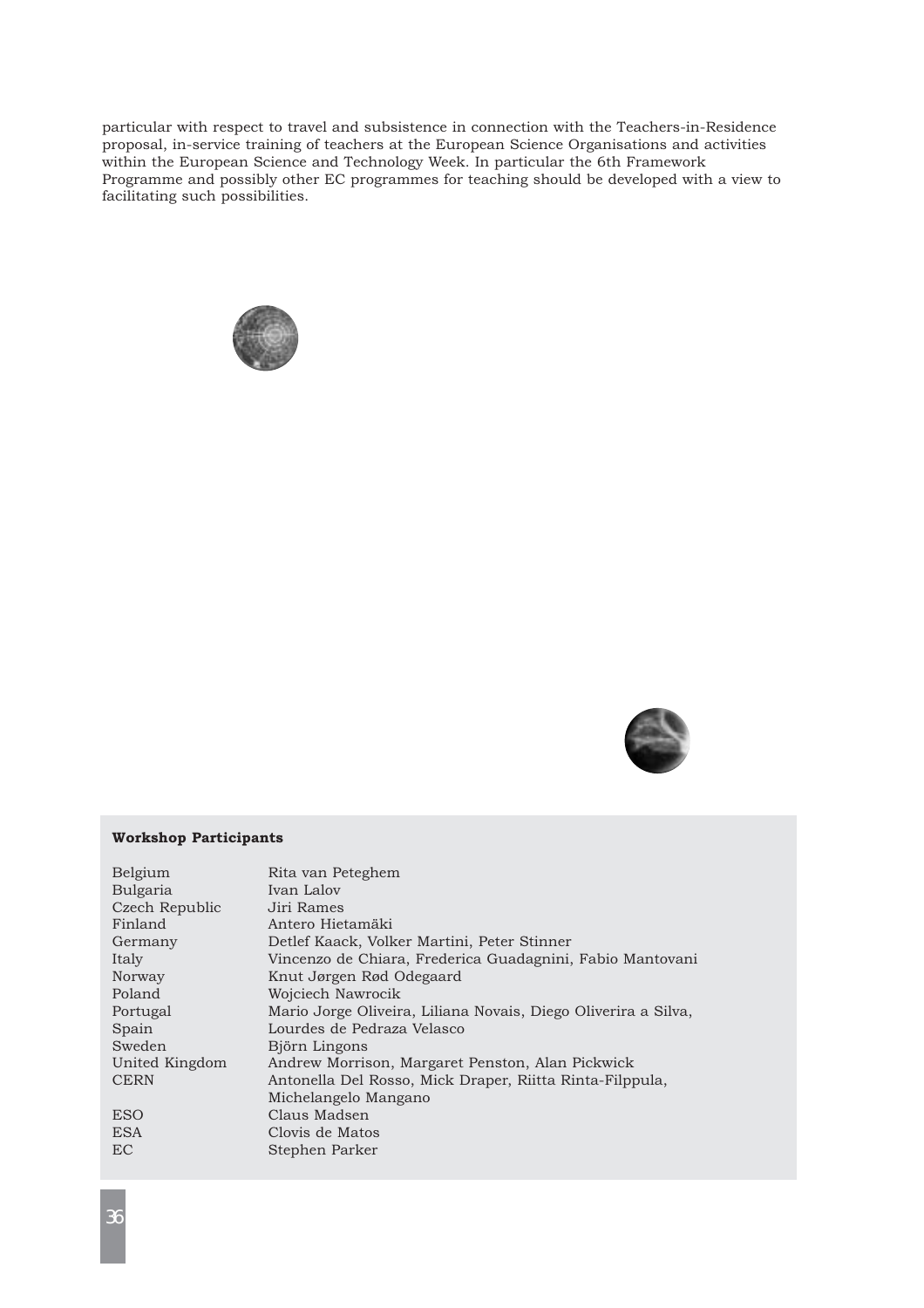particular with respect to travel and subsistence in connection with the Teachers-in-Residence proposal, in-service training of teachers at the European Science Organisations and activities within the European Science and Technology Week. In particular the 6th Framework Programme and possibly other EC programmes for teaching should be developed with a view to facilitating such possibilities.

**Workshop Participants**

| | |
|---|---|
| Belgium | Rita van Peteghem |
| Bulgaria | Ivan Lalov |
| Czech Republic | Jiri Rames |
| Finland | Antero Hietamäki |
| Germany | Detlef Kaack, Volker Martini, Peter Stinner |
| Italy | Vincenzo de Chiara, Frederica Guadagnini, Fabio Mantovani |
| Norway | Knut Jørgen Rød Odegaard |
| Poland | Wojciech Nawrocik |
| Portugal | Mario Jorge Oliveira, Liliana Novais, Diego Oliverira a Silva, |
| Spain | Lourdes de Pedraza Velasco |
| Sweden | Björn Lingons |
| United Kingdom | Andrew Morrison, Margaret Penston, Alan Pickwick |
| CERN | Antonella Del Rosso, Mick Draper, Riitta Rinta-Filppula, Michelangelo Mangano |
| ESO | Claus Madsen |
| ESA | Clovis de Matos |
| EC | Stephen Parker |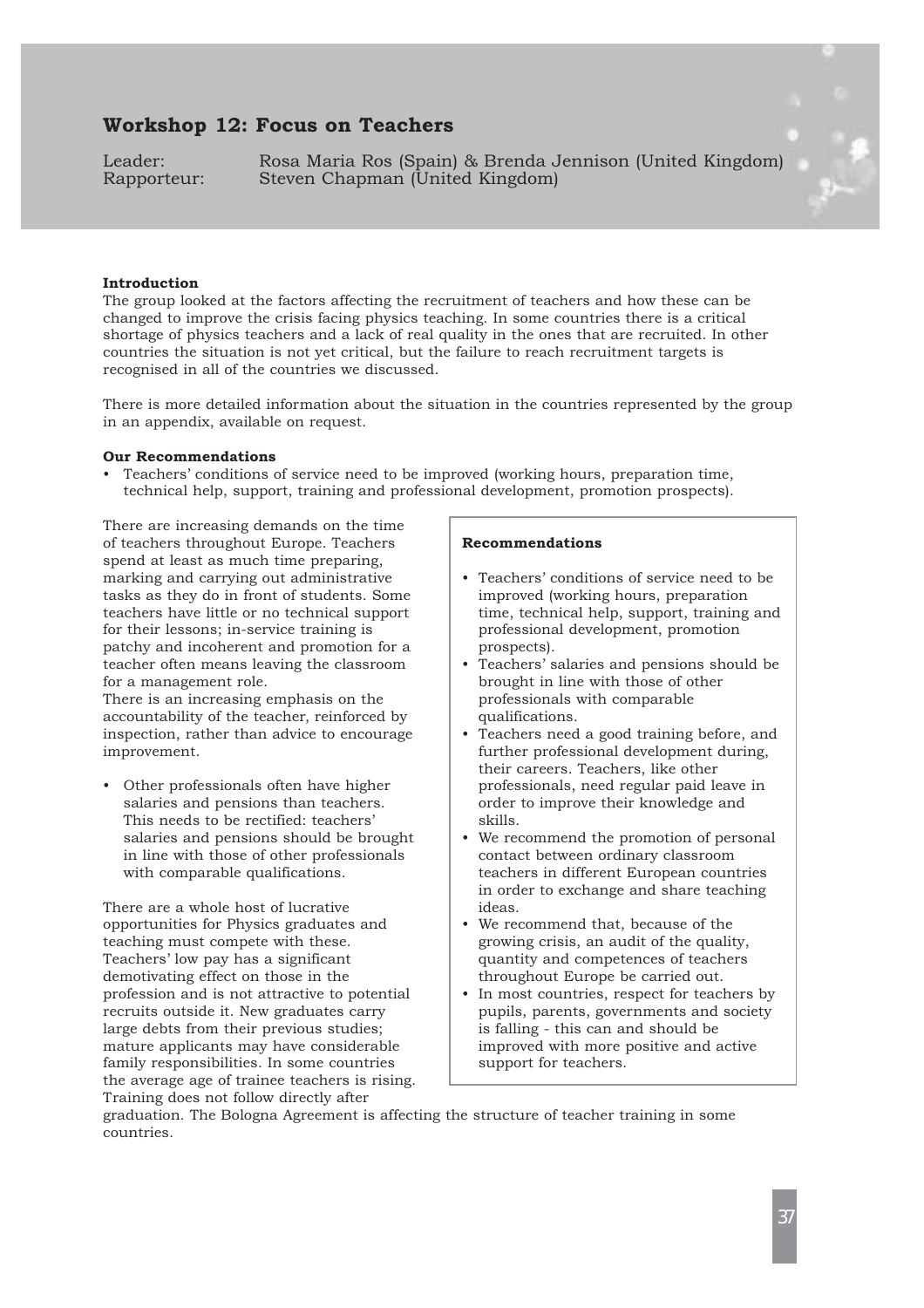## Workshop 12: Focus on Teachers

Leader: Rosa Maria Ros (Spain) & Brenda Jennison (United Kingdom)
Rapporteur: Steven Chapman (United Kingdom)

**Introduction**

The group looked at the factors affecting the recruitment of teachers and how these can be changed to improve the crisis facing physics teaching. In some countries there is a critical shortage of physics teachers and a lack of real quality in the ones that are recruited. In other countries the situation is not yet critical, but the failure to reach recruitment targets is recognised in all of the countries we discussed.

There is more detailed information about the situation in the countries represented by the group in an appendix, available on request.

**Our Recommendations**

- Teachers' conditions of service need to be improved (working hours, preparation time, technical help, support, training and professional development, promotion prospects).

There are increasing demands on the time of teachers throughout Europe. Teachers spend at least as much time preparing, marking and carrying out administrative tasks as they do in front of students. Some teachers have little or no technical support for their lessons; in-service training is patchy and incoherent and promotion for a teacher often means leaving the classroom for a management role.
There is an increasing emphasis on the accountability of the teacher, reinforced by inspection, rather than advice to encourage improvement.

- Other professionals often have higher salaries and pensions than teachers. This needs to be rectified: teachers' salaries and pensions should be brought in line with those of other professionals with comparable qualifications.

There are a whole host of lucrative opportunities for Physics graduates and teaching must compete with these. Teachers' low pay has a significant demotivating effect on those in the profession and is not attractive to potential recruits outside it. New graduates carry large debts from their previous studies; mature applicants may have considerable family responsibilities. In some countries the average age of trainee teachers is rising. Training does not follow directly after graduation. The Bologna Agreement is affecting the structure of teacher training in some countries.

**Recommendations**

- Teachers' conditions of service need to be improved (working hours, preparation time, technical help, support, training and professional development, promotion prospects).
- Teachers' salaries and pensions should be brought in line with those of other professionals with comparable qualifications.
- Teachers need a good training before, and further professional development during, their careers. Teachers, like other professionals, need regular paid leave in order to improve their knowledge and skills.
- We recommend the promotion of personal contact between ordinary classroom teachers in different European countries in order to exchange and share teaching ideas.
- We recommend that, because of the growing crisis, an audit of the quality, quantity and competences of teachers throughout Europe be carried out.
- In most countries, respect for teachers by pupils, parents, governments and society is falling - this can and should be improved with more positive and active support for teachers.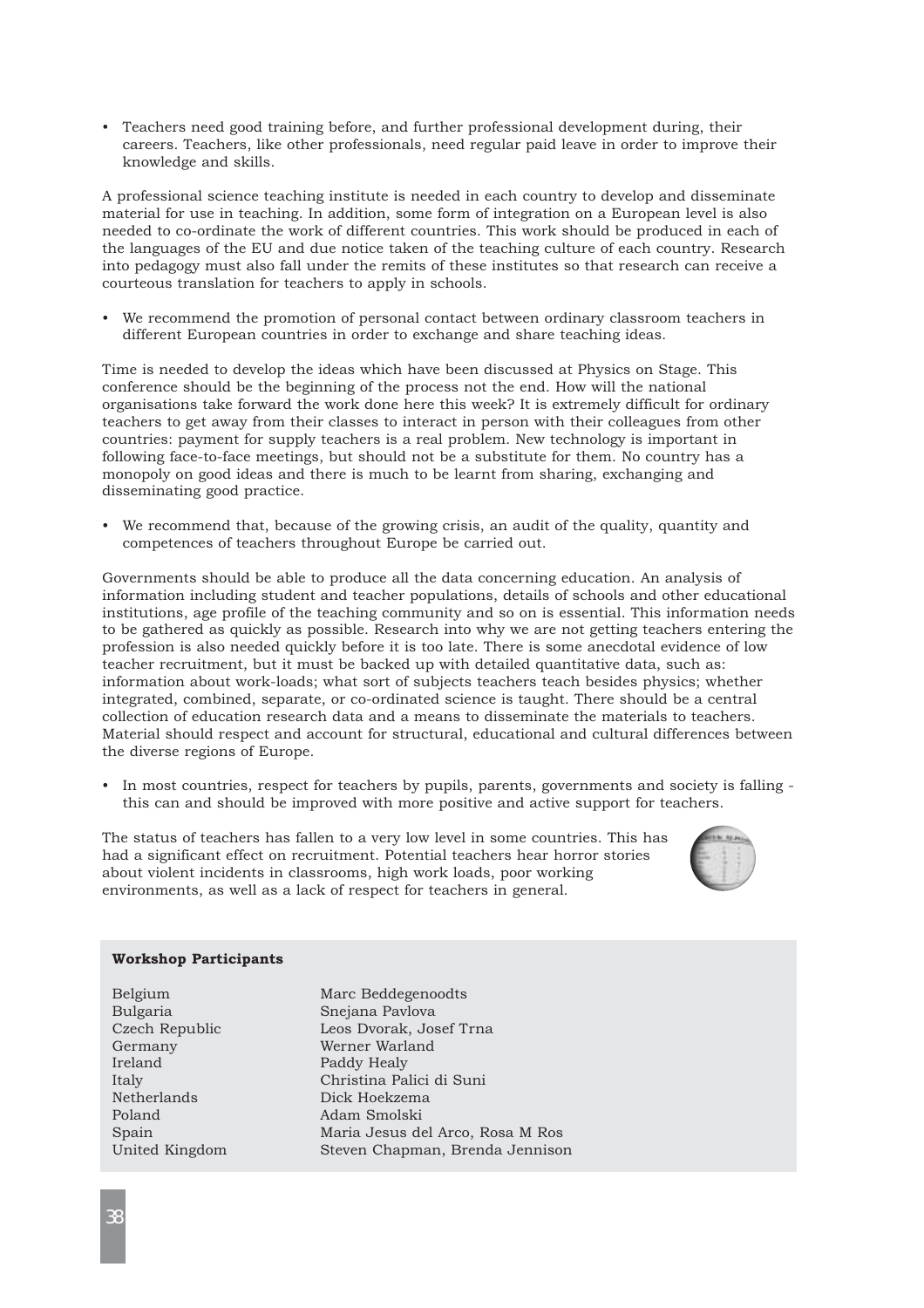- Teachers need good training before, and further professional development during, their careers. Teachers, like other professionals, need regular paid leave in order to improve their knowledge and skills.

A professional science teaching institute is needed in each country to develop and disseminate material for use in teaching. In addition, some form of integration on a European level is also needed to co-ordinate the work of different countries. This work should be produced in each of the languages of the EU and due notice taken of the teaching culture of each country. Research into pedagogy must also fall under the remits of these institutes so that research can receive a courteous translation for teachers to apply in schools.

- We recommend the promotion of personal contact between ordinary classroom teachers in different European countries in order to exchange and share teaching ideas.

Time is needed to develop the ideas which have been discussed at Physics on Stage. This conference should be the beginning of the process not the end. How will the national organisations take forward the work done here this week? It is extremely difficult for ordinary teachers to get away from their classes to interact in person with their colleagues from other countries: payment for supply teachers is a real problem. New technology is important in following face-to-face meetings, but should not be a substitute for them. No country has a monopoly on good ideas and there is much to be learnt from sharing, exchanging and disseminating good practice.

- We recommend that, because of the growing crisis, an audit of the quality, quantity and competences of teachers throughout Europe be carried out.

Governments should be able to produce all the data concerning education. An analysis of information including student and teacher populations, details of schools and other educational institutions, age profile of the teaching community and so on is essential. This information needs to be gathered as quickly as possible. Research into why we are not getting teachers entering the profession is also needed quickly before it is too late. There is some anecdotal evidence of low teacher recruitment, but it must be backed up with detailed quantitative data, such as: information about work-loads; what sort of subjects teachers teach besides physics; whether integrated, combined, separate, or co-ordinated science is taught. There should be a central collection of education research data and a means to disseminate the materials to teachers. Material should respect and account for structural, educational and cultural differences between the diverse regions of Europe.

- In most countries, respect for teachers by pupils, parents, governments and society is falling - this can and should be improved with more positive and active support for teachers.

The status of teachers has fallen to a very low level in some countries. This has had a significant effect on recruitment. Potential teachers hear horror stories about violent incidents in classrooms, high work loads, poor working environments, as well as a lack of respect for teachers in general.

**Workshop Participants**

| | |
|---|---|
| Belgium | Marc Beddegenoodts |
| Bulgaria | Snejana Pavlova |
| Czech Republic | Leos Dvorak, Josef Trna |
| Germany | Werner Warland |
| Ireland | Paddy Healy |
| Italy | Christina Palici di Suni |
| Netherlands | Dick Hoekzema |
| Poland | Adam Smolski |
| Spain | Maria Jesus del Arco, Rosa M Ros |
| United Kingdom | Steven Chapman, Brenda Jennison |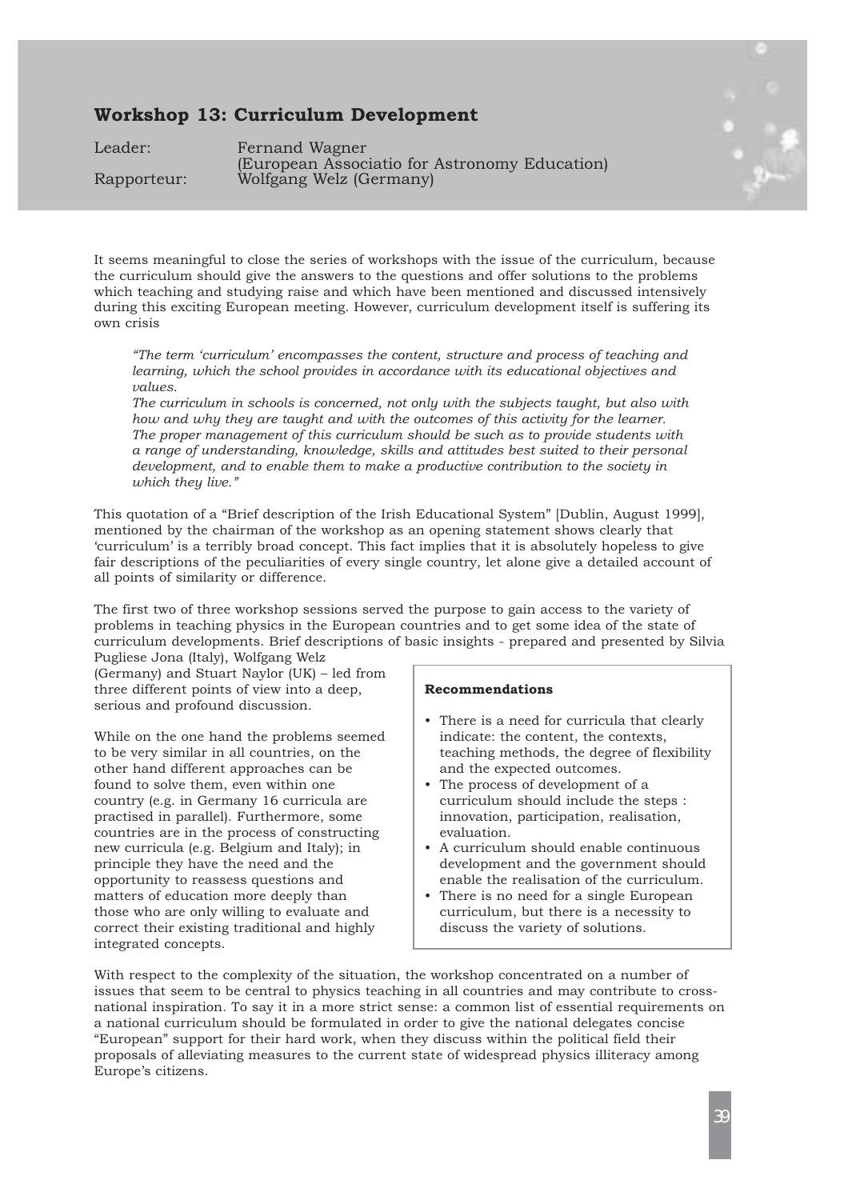## Workshop 13: Curriculum Development

Leader: Fernand Wagner (European Associatio for Astronomy Education)
Rapporteur: Wolfgang Welz (Germany)

It seems meaningful to close the series of workshops with the issue of the curriculum, because the curriculum should give the answers to the questions and offer solutions to the problems which teaching and studying raise and which have been mentioned and discussed intensively during this exciting European meeting. However, curriculum development itself is suffering its own crisis

> *"The term 'curriculum' encompasses the content, structure and process of teaching and learning, which the school provides in accordance with its educational objectives and values.*
> *The curriculum in schools is concerned, not only with the subjects taught, but also with how and why they are taught and with the outcomes of this activity for the learner. The proper management of this curriculum should be such as to provide students with a range of understanding, knowledge, skills and attitudes best suited to their personal development, and to enable them to make a productive contribution to the society in which they live."*

This quotation of a "Brief description of the Irish Educational System" [Dublin, August 1999], mentioned by the chairman of the workshop as an opening statement shows clearly that 'curriculum' is a terribly broad concept. This fact implies that it is absolutely hopeless to give fair descriptions of the peculiarities of every single country, let alone give a detailed account of all points of similarity or difference.

The first two of three workshop sessions served the purpose to gain access to the variety of problems in teaching physics in the European countries and to get some idea of the state of curriculum developments. Brief descriptions of basic insights - prepared and presented by Silvia Pugliese Jona (Italy), Wolfgang Welz (Germany) and Stuart Naylor (UK) – led from three different points of view into a deep, serious and profound discussion.

While on the one hand the problems seemed to be very similar in all countries, on the other hand different approaches can be found to solve them, even within one country (e.g. in Germany 16 curricula are practised in parallel). Furthermore, some countries are in the process of constructing new curricula (e.g. Belgium and Italy); in principle they have the need and the opportunity to reassess questions and matters of education more deeply than those who are only willing to evaluate and correct their existing traditional and highly integrated concepts.

**Recommendations**

- There is a need for curricula that clearly indicate: the content, the contexts, teaching methods, the degree of flexibility and the expected outcomes.
- The process of development of a curriculum should include the steps : innovation, participation, realisation, evaluation.
- A curriculum should enable continuous development and the government should enable the realisation of the curriculum.
- There is no need for a single European curriculum, but there is a necessity to discuss the variety of solutions.

With respect to the complexity of the situation, the workshop concentrated on a number of issues that seem to be central to physics teaching in all countries and may contribute to cross-national inspiration. To say it in a more strict sense: a common list of essential requirements on a national curriculum should be formulated in order to give the national delegates concise "European" support for their hard work, when they discuss within the political field their proposals of alleviating measures to the current state of widespread physics illiteracy among Europe's citizens.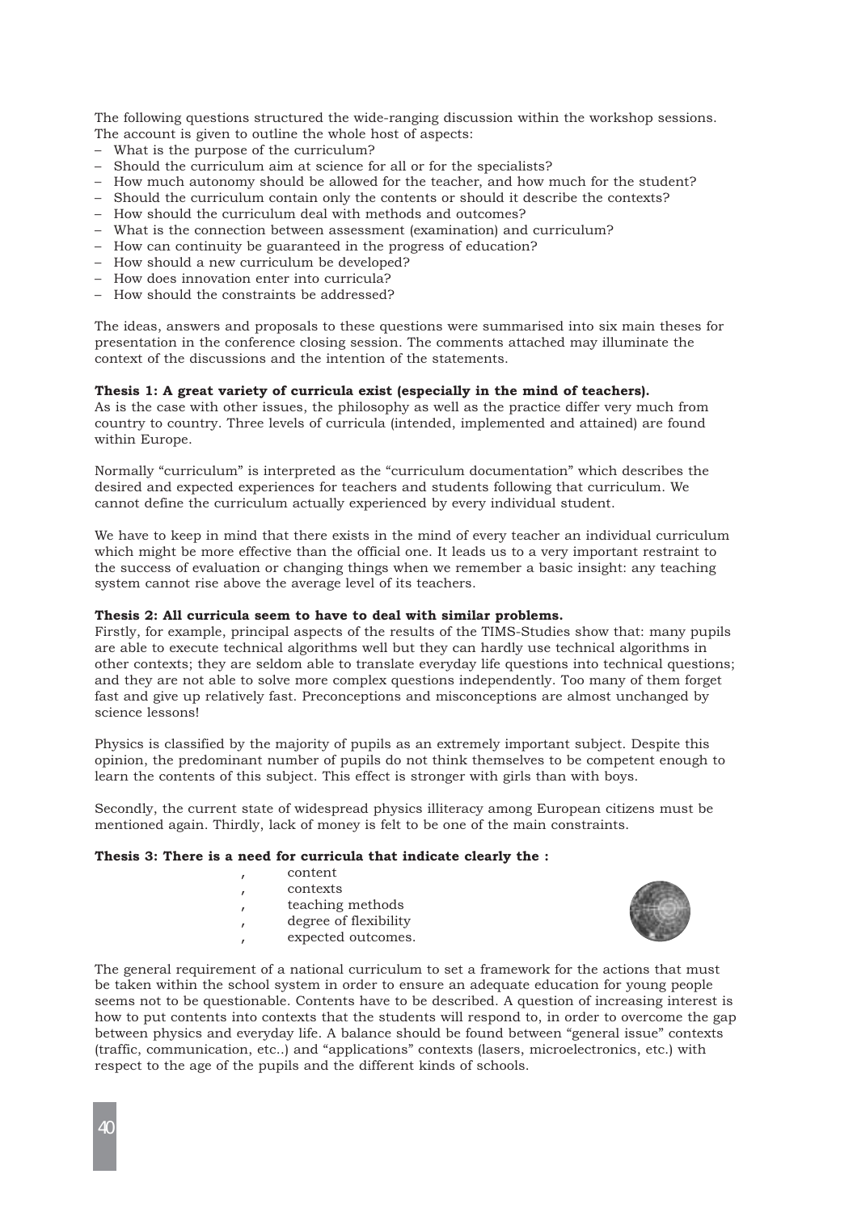The following questions structured the wide-ranging discussion within the workshop sessions. The account is given to outline the whole host of aspects:

- What is the purpose of the curriculum?
- Should the curriculum aim at science for all or for the specialists?
- How much autonomy should be allowed for the teacher, and how much for the student?
- Should the curriculum contain only the contents or should it describe the contexts?
- How should the curriculum deal with methods and outcomes?
- What is the connection between assessment (examination) and curriculum?
- How can continuity be guaranteed in the progress of education?
- How should a new curriculum be developed?
- How does innovation enter into curricula?
- How should the constraints be addressed?

The ideas, answers and proposals to these questions were summarised into six main theses for presentation in the conference closing session. The comments attached may illuminate the context of the discussions and the intention of the statements.

**Thesis 1: A great variety of curricula exist (especially in the mind of teachers).**

As is the case with other issues, the philosophy as well as the practice differ very much from country to country. Three levels of curricula (intended, implemented and attained) are found within Europe.

Normally "curriculum" is interpreted as the "curriculum documentation" which describes the desired and expected experiences for teachers and students following that curriculum. We cannot define the curriculum actually experienced by every individual student.

We have to keep in mind that there exists in the mind of every teacher an individual curriculum which might be more effective than the official one. It leads us to a very important restraint to the success of evaluation or changing things when we remember a basic insight: any teaching system cannot rise above the average level of its teachers.

**Thesis 2: All curricula seem to have to deal with similar problems.**

Firstly, for example, principal aspects of the results of the TIMS-Studies show that: many pupils are able to execute technical algorithms well but they can hardly use technical algorithms in other contexts; they are seldom able to translate everyday life questions into technical questions; and they are not able to solve more complex questions independently. Too many of them forget fast and give up relatively fast. Preconceptions and misconceptions are almost unchanged by science lessons!

Physics is classified by the majority of pupils as an extremely important subject. Despite this opinion, the predominant number of pupils do not think themselves to be competent enough to learn the contents of this subject. This effect is stronger with girls than with boys.

Secondly, the current state of widespread physics illiteracy among European citizens must be mentioned again. Thirdly, lack of money is felt to be one of the main constraints.

**Thesis 3: There is a need for curricula that indicate clearly the :**

- content
- contexts
- teaching methods
- degree of flexibility
- expected outcomes.

The general requirement of a national curriculum to set a framework for the actions that must be taken within the school system in order to ensure an adequate education for young people seems not to be questionable. Contents have to be described. A question of increasing interest is how to put contents into contexts that the students will respond to, in order to overcome the gap between physics and everyday life. A balance should be found between "general issue" contexts (traffic, communication, etc..) and "applications" contexts (lasers, microelectronics, etc.) with respect to the age of the pupils and the different kinds of schools.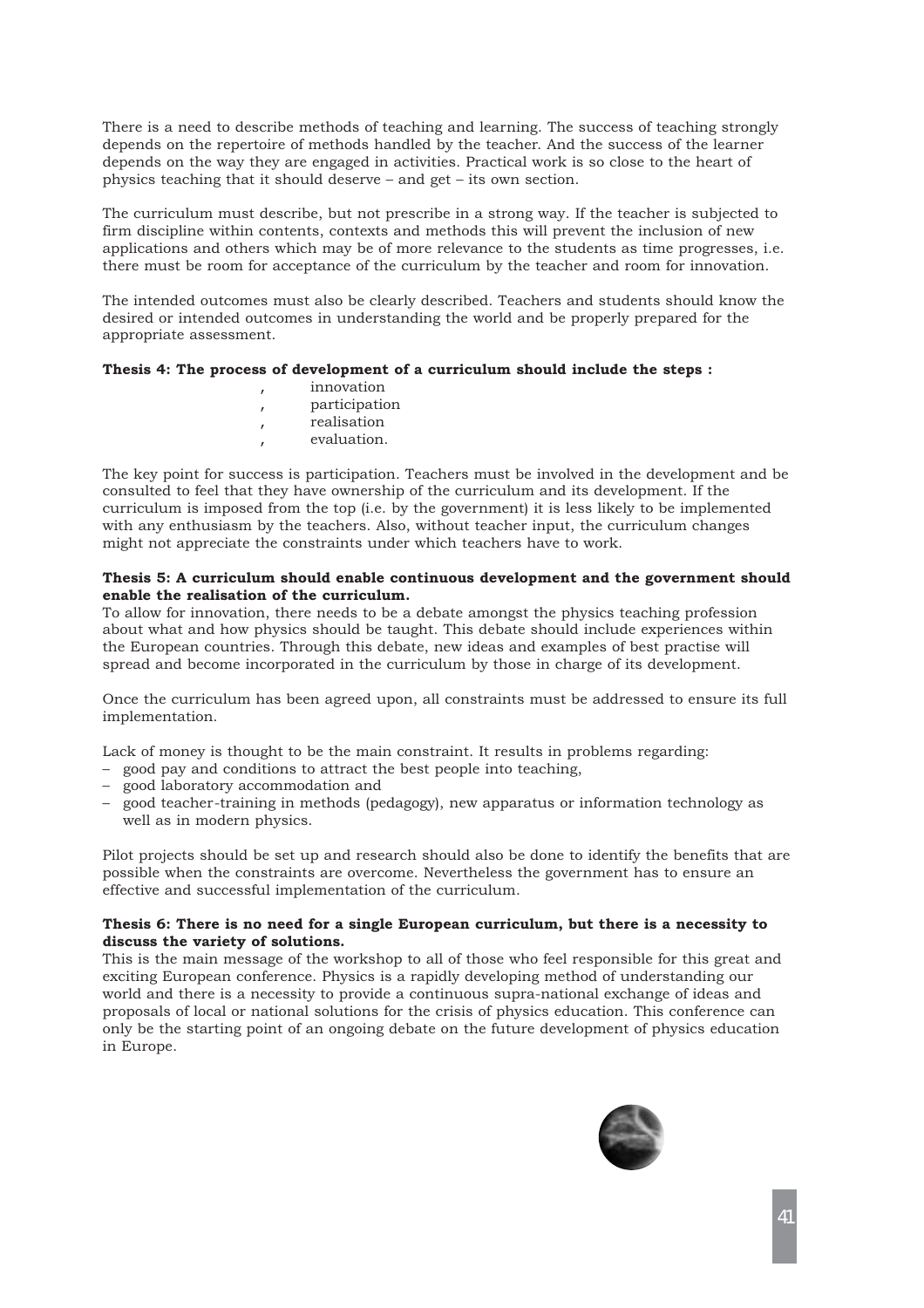There is a need to describe methods of teaching and learning. The success of teaching strongly depends on the repertoire of methods handled by the teacher. And the success of the learner depends on the way they are engaged in activities. Practical work is so close to the heart of physics teaching that it should deserve – and get – its own section.

The curriculum must describe, but not prescribe in a strong way. If the teacher is subjected to firm discipline within contents, contexts and methods this will prevent the inclusion of new applications and others which may be of more relevance to the students as time progresses, i.e. there must be room for acceptance of the curriculum by the teacher and room for innovation.

The intended outcomes must also be clearly described. Teachers and students should know the desired or intended outcomes in understanding the world and be properly prepared for the appropriate assessment.

**Thesis 4: The process of development of a curriculum should include the steps :**

- innovation
- participation
- realisation
- evaluation.

The key point for success is participation. Teachers must be involved in the development and be consulted to feel that they have ownership of the curriculum and its development. If the curriculum is imposed from the top (i.e. by the government) it is less likely to be implemented with any enthusiasm by the teachers. Also, without teacher input, the curriculum changes might not appreciate the constraints under which teachers have to work.

**Thesis 5: A curriculum should enable continuous development and the government should enable the realisation of the curriculum.**

To allow for innovation, there needs to be a debate amongst the physics teaching profession about what and how physics should be taught. This debate should include experiences within the European countries. Through this debate, new ideas and examples of best practise will spread and become incorporated in the curriculum by those in charge of its development.

Once the curriculum has been agreed upon, all constraints must be addressed to ensure its full implementation.

Lack of money is thought to be the main constraint. It results in problems regarding:

- good pay and conditions to attract the best people into teaching,
- good laboratory accommodation and
- good teacher-training in methods (pedagogy), new apparatus or information technology as well as in modern physics.

Pilot projects should be set up and research should also be done to identify the benefits that are possible when the constraints are overcome. Nevertheless the government has to ensure an effective and successful implementation of the curriculum.

**Thesis 6: There is no need for a single European curriculum, but there is a necessity to discuss the variety of solutions.**

This is the main message of the workshop to all of those who feel responsible for this great and exciting European conference. Physics is a rapidly developing method of understanding our world and there is a necessity to provide a continuous supra-national exchange of ideas and proposals of local or national solutions for the crisis of physics education. This conference can only be the starting point of an ongoing debate on the future development of physics education in Europe.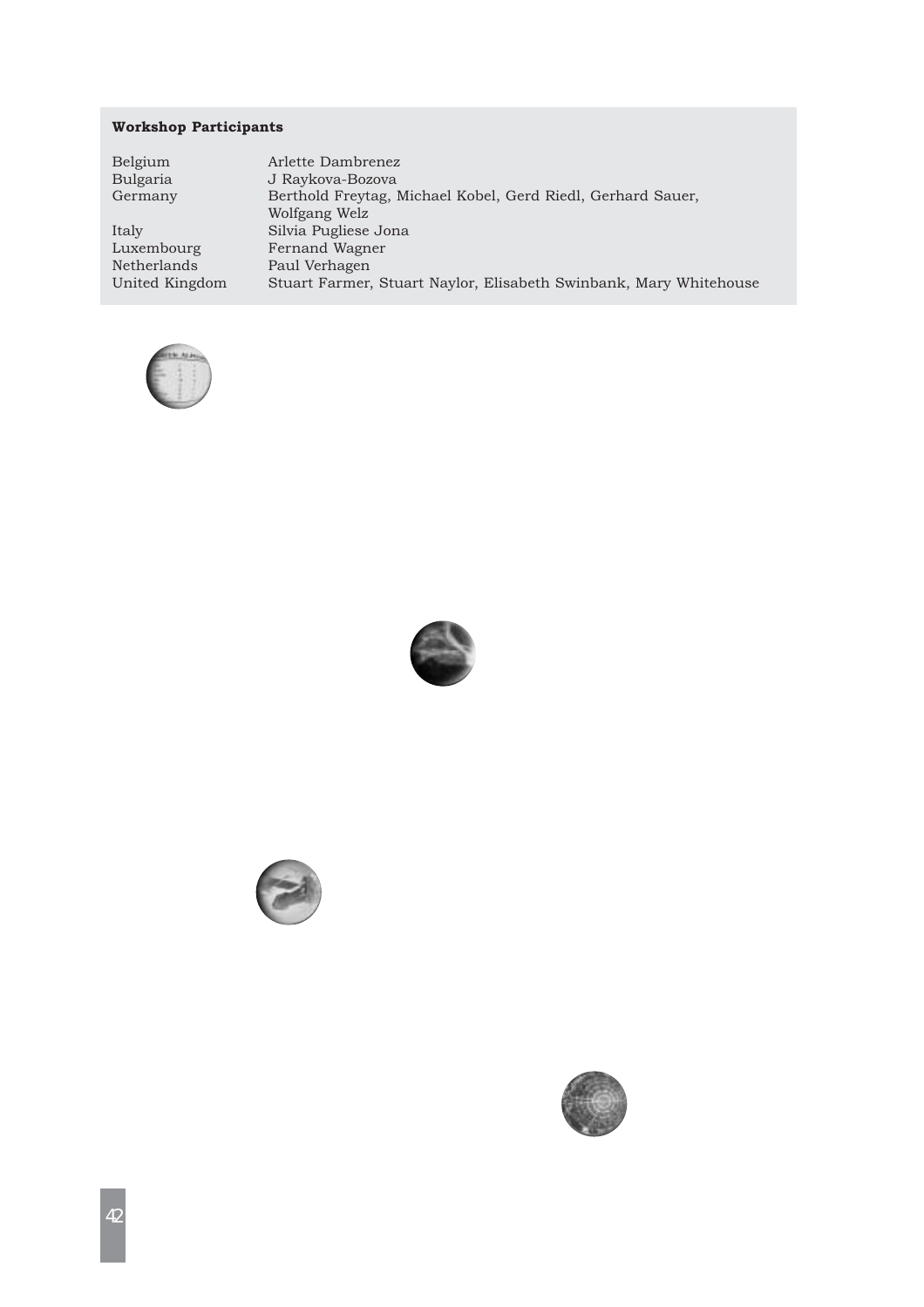**Workshop Participants**

| | |
|---|---|
| Belgium | Arlette Dambrenez |
| Bulgaria | J Raykova-Bozova |
| Germany | Berthold Freytag, Michael Kobel, Gerd Riedl, Gerhard Sauer, Wolfgang Welz |
| Italy | Silvia Pugliese Jona |
| Luxembourg | Fernand Wagner |
| Netherlands | Paul Verhagen |
| United Kingdom | Stuart Farmer, Stuart Naylor, Elisabeth Swinbank, Mary Whitehouse |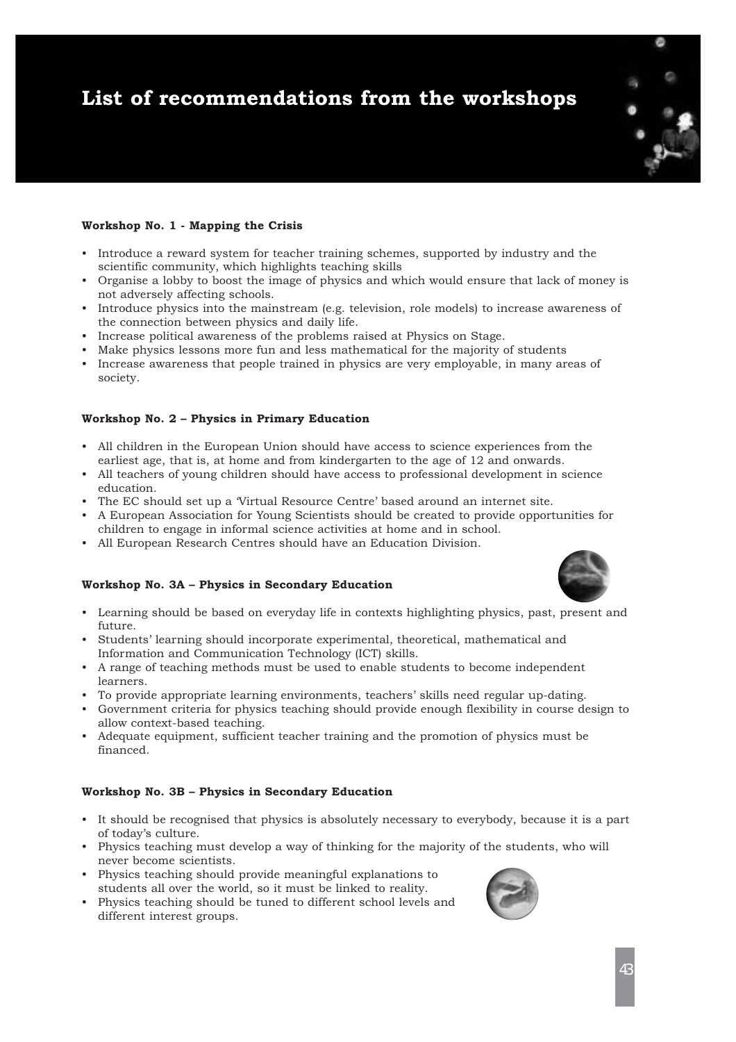# List of recommendations from the workshops

**Workshop No. 1 - Mapping the Crisis**

- Introduce a reward system for teacher training schemes, supported by industry and the scientific community, which highlights teaching skills
- Organise a lobby to boost the image of physics and which would ensure that lack of money is not adversely affecting schools.
- Introduce physics into the mainstream (e.g. television, role models) to increase awareness of the connection between physics and daily life.
- Increase political awareness of the problems raised at Physics on Stage.
- Make physics lessons more fun and less mathematical for the majority of students
- Increase awareness that people trained in physics are very employable, in many areas of society.

**Workshop No. 2 – Physics in Primary Education**

- All children in the European Union should have access to science experiences from the earliest age, that is, at home and from kindergarten to the age of 12 and onwards.
- All teachers of young children should have access to professional development in science education.
- The EC should set up a 'Virtual Resource Centre' based around an internet site.
- A European Association for Young Scientists should be created to provide opportunities for children to engage in informal science activities at home and in school.
- All European Research Centres should have an Education Division.

**Workshop No. 3A – Physics in Secondary Education**

- Learning should be based on everyday life in contexts highlighting physics, past, present and future.
- Students' learning should incorporate experimental, theoretical, mathematical and Information and Communication Technology (ICT) skills.
- A range of teaching methods must be used to enable students to become independent learners.
- To provide appropriate learning environments, teachers' skills need regular up-dating.
- Government criteria for physics teaching should provide enough flexibility in course design to allow context-based teaching.
- Adequate equipment, sufficient teacher training and the promotion of physics must be financed.

**Workshop No. 3B – Physics in Secondary Education**

- It should be recognised that physics is absolutely necessary to everybody, because it is a part of today's culture.
- Physics teaching must develop a way of thinking for the majority of the students, who will never become scientists.
- Physics teaching should provide meaningful explanations to students all over the world, so it must be linked to reality.
- Physics teaching should be tuned to different school levels and different interest groups.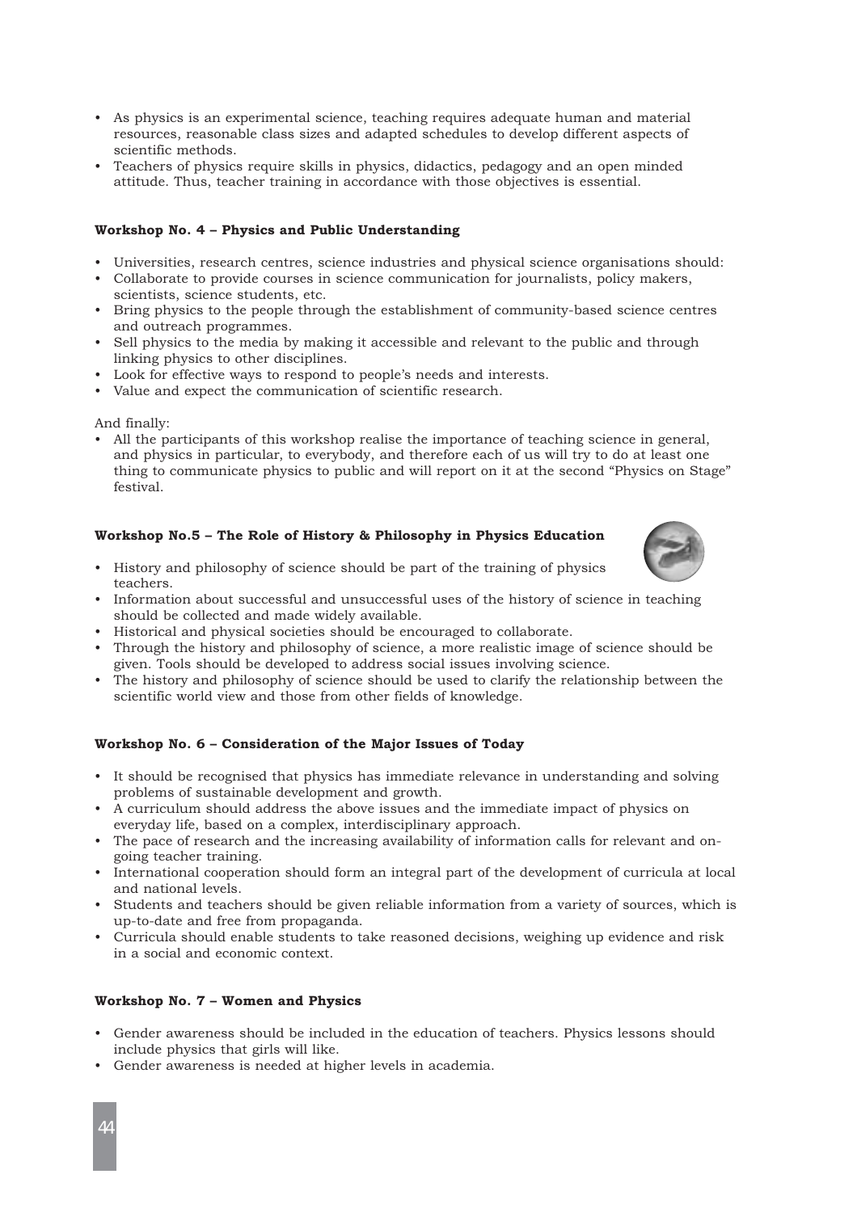- As physics is an experimental science, teaching requires adequate human and material resources, reasonable class sizes and adapted schedules to develop different aspects of scientific methods.
- Teachers of physics require skills in physics, didactics, pedagogy and an open minded attitude. Thus, teacher training in accordance with those objectives is essential.

**Workshop No. 4 – Physics and Public Understanding**

- Universities, research centres, science industries and physical science organisations should:
- Collaborate to provide courses in science communication for journalists, policy makers, scientists, science students, etc.
- Bring physics to the people through the establishment of community-based science centres and outreach programmes.
- Sell physics to the media by making it accessible and relevant to the public and through linking physics to other disciplines.
- Look for effective ways to respond to people's needs and interests.
- Value and expect the communication of scientific research.

And finally:

- All the participants of this workshop realise the importance of teaching science in general, and physics in particular, to everybody, and therefore each of us will try to do at least one thing to communicate physics to public and will report on it at the second "Physics on Stage" festival.

**Workshop No.5 – The Role of History & Philosophy in Physics Education**

- History and philosophy of science should be part of the training of physics teachers.
- Information about successful and unsuccessful uses of the history of science in teaching should be collected and made widely available.
- Historical and physical societies should be encouraged to collaborate.
- Through the history and philosophy of science, a more realistic image of science should be given. Tools should be developed to address social issues involving science.
- The history and philosophy of science should be used to clarify the relationship between the scientific world view and those from other fields of knowledge.

**Workshop No. 6 – Consideration of the Major Issues of Today**

- It should be recognised that physics has immediate relevance in understanding and solving problems of sustainable development and growth.
- A curriculum should address the above issues and the immediate impact of physics on everyday life, based on a complex, interdisciplinary approach.
- The pace of research and the increasing availability of information calls for relevant and on-going teacher training.
- International cooperation should form an integral part of the development of curricula at local and national levels.
- Students and teachers should be given reliable information from a variety of sources, which is up-to-date and free from propaganda.
- Curricula should enable students to take reasoned decisions, weighing up evidence and risk in a social and economic context.

**Workshop No. 7 – Women and Physics**

- Gender awareness should be included in the education of teachers. Physics lessons should include physics that girls will like.
- Gender awareness is needed at higher levels in academia.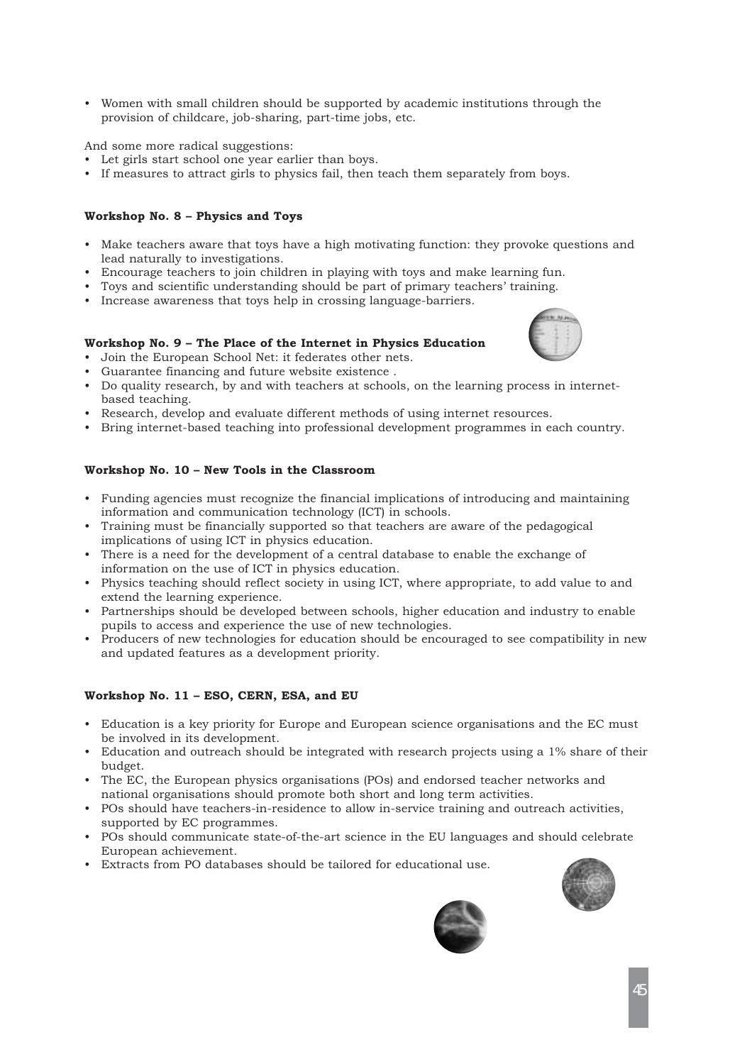- Women with small children should be supported by academic institutions through the provision of childcare, job-sharing, part-time jobs, etc.

And some more radical suggestions:

- Let girls start school one year earlier than boys.
- If measures to attract girls to physics fail, then teach them separately from boys.

**Workshop No. 8 – Physics and Toys**

- Make teachers aware that toys have a high motivating function: they provoke questions and lead naturally to investigations.
- Encourage teachers to join children in playing with toys and make learning fun.
- Toys and scientific understanding should be part of primary teachers' training.
- Increase awareness that toys help in crossing language-barriers.

**Workshop No. 9 – The Place of the Internet in Physics Education**

- Join the European School Net: it federates other nets.
- Guarantee financing and future website existence .
- Do quality research, by and with teachers at schools, on the learning process in internet-based teaching.
- Research, develop and evaluate different methods of using internet resources.
- Bring internet-based teaching into professional development programmes in each country.

**Workshop No. 10 – New Tools in the Classroom**

- Funding agencies must recognize the financial implications of introducing and maintaining information and communication technology (ICT) in schools.
- Training must be financially supported so that teachers are aware of the pedagogical implications of using ICT in physics education.
- There is a need for the development of a central database to enable the exchange of information on the use of ICT in physics education.
- Physics teaching should reflect society in using ICT, where appropriate, to add value to and extend the learning experience.
- Partnerships should be developed between schools, higher education and industry to enable pupils to access and experience the use of new technologies.
- Producers of new technologies for education should be encouraged to see compatibility in new and updated features as a development priority.

**Workshop No. 11 – ESO, CERN, ESA, and EU**

- Education is a key priority for Europe and European science organisations and the EC must be involved in its development.
- Education and outreach should be integrated with research projects using a 1% share of their budget.
- The EC, the European physics organisations (POs) and endorsed teacher networks and national organisations should promote both short and long term activities.
- POs should have teachers-in-residence to allow in-service training and outreach activities, supported by EC programmes.
- POs should communicate state-of-the-art science in the EU languages and should celebrate European achievement.
- Extracts from PO databases should be tailored for educational use.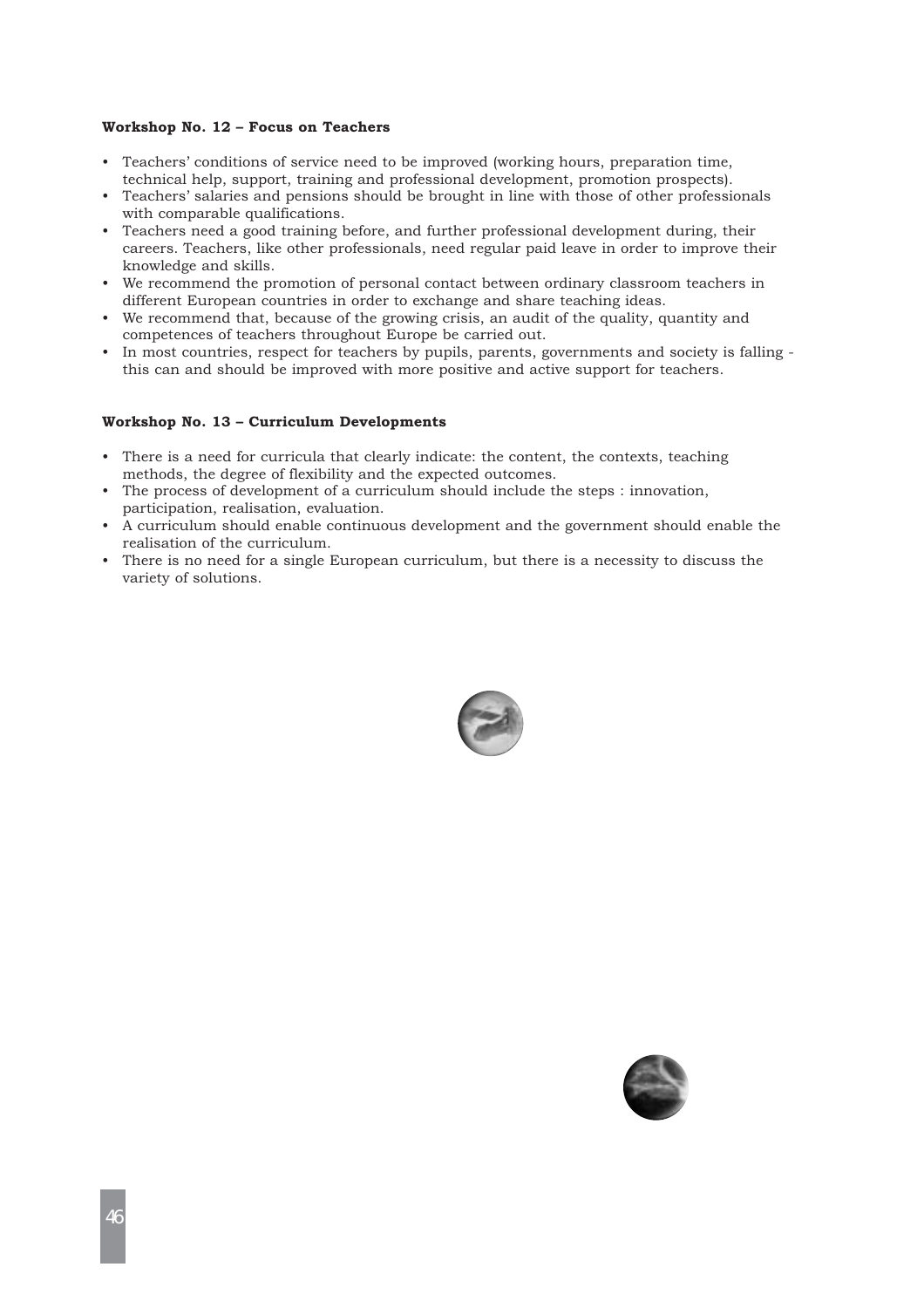**Workshop No. 12 – Focus on Teachers**

- Teachers' conditions of service need to be improved (working hours, preparation time, technical help, support, training and professional development, promotion prospects).
- Teachers' salaries and pensions should be brought in line with those of other professionals with comparable qualifications.
- Teachers need a good training before, and further professional development during, their careers. Teachers, like other professionals, need regular paid leave in order to improve their knowledge and skills.
- We recommend the promotion of personal contact between ordinary classroom teachers in different European countries in order to exchange and share teaching ideas.
- We recommend that, because of the growing crisis, an audit of the quality, quantity and competences of teachers throughout Europe be carried out.
- In most countries, respect for teachers by pupils, parents, governments and society is falling - this can and should be improved with more positive and active support for teachers.

**Workshop No. 13 – Curriculum Developments**

- There is a need for curricula that clearly indicate: the content, the contexts, teaching methods, the degree of flexibility and the expected outcomes.
- The process of development of a curriculum should include the steps : innovation, participation, realisation, evaluation.
- A curriculum should enable continuous development and the government should enable the realisation of the curriculum.
- There is no need for a single European curriculum, but there is a necessity to discuss the variety of solutions.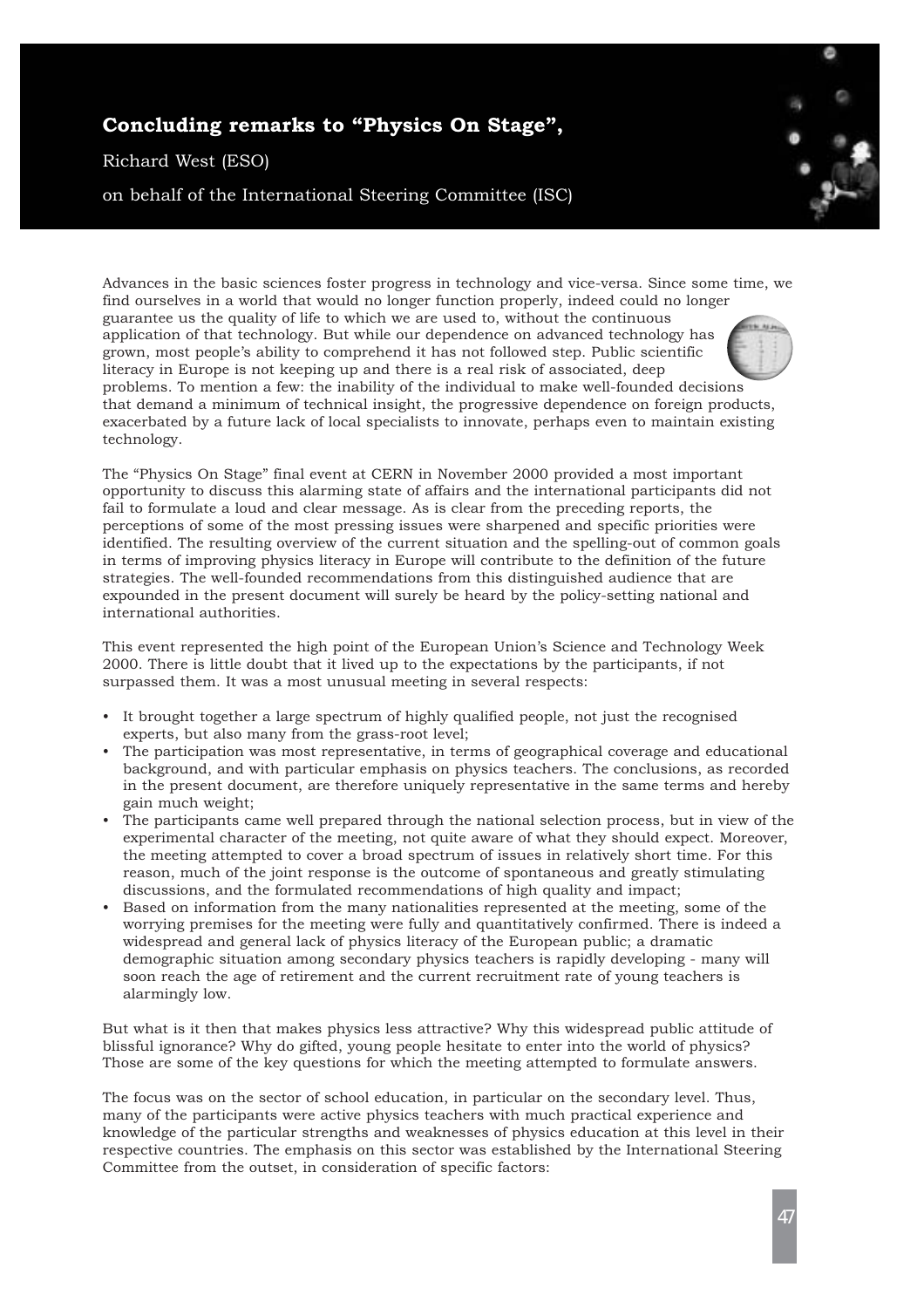# Concluding remarks to "Physics On Stage",

Richard West (ESO)

on behalf of the International Steering Committee (ISC)

Advances in the basic sciences foster progress in technology and vice-versa. Since some time, we find ourselves in a world that would no longer function properly, indeed could no longer guarantee us the quality of life to which we are used to, without the continuous application of that technology. But while our dependence on advanced technology has grown, most people's ability to comprehend it has not followed step. Public scientific literacy in Europe is not keeping up and there is a real risk of associated, deep problems. To mention a few: the inability of the individual to make well-founded decisions that demand a minimum of technical insight, the progressive dependence on foreign products, exacerbated by a future lack of local specialists to innovate, perhaps even to maintain existing technology.

The "Physics On Stage" final event at CERN in November 2000 provided a most important opportunity to discuss this alarming state of affairs and the international participants did not fail to formulate a loud and clear message. As is clear from the preceding reports, the perceptions of some of the most pressing issues were sharpened and specific priorities were identified. The resulting overview of the current situation and the spelling-out of common goals in terms of improving physics literacy in Europe will contribute to the definition of the future strategies. The well-founded recommendations from this distinguished audience that are expounded in the present document will surely be heard by the policy-setting national and international authorities.

This event represented the high point of the European Union's Science and Technology Week 2000. There is little doubt that it lived up to the expectations by the participants, if not surpassed them. It was a most unusual meeting in several respects:

- It brought together a large spectrum of highly qualified people, not just the recognised experts, but also many from the grass-root level;
- The participation was most representative, in terms of geographical coverage and educational background, and with particular emphasis on physics teachers. The conclusions, as recorded in the present document, are therefore uniquely representative in the same terms and hereby gain much weight;
- The participants came well prepared through the national selection process, but in view of the experimental character of the meeting, not quite aware of what they should expect. Moreover, the meeting attempted to cover a broad spectrum of issues in relatively short time. For this reason, much of the joint response is the outcome of spontaneous and greatly stimulating discussions, and the formulated recommendations of high quality and impact;
- Based on information from the many nationalities represented at the meeting, some of the worrying premises for the meeting were fully and quantitatively confirmed. There is indeed a widespread and general lack of physics literacy of the European public; a dramatic demographic situation among secondary physics teachers is rapidly developing - many will soon reach the age of retirement and the current recruitment rate of young teachers is alarmingly low.

But what is it then that makes physics less attractive? Why this widespread public attitude of blissful ignorance? Why do gifted, young people hesitate to enter into the world of physics? Those are some of the key questions for which the meeting attempted to formulate answers.

The focus was on the sector of school education, in particular on the secondary level. Thus, many of the participants were active physics teachers with much practical experience and knowledge of the particular strengths and weaknesses of physics education at this level in their respective countries. The emphasis on this sector was established by the International Steering Committee from the outset, in consideration of specific factors: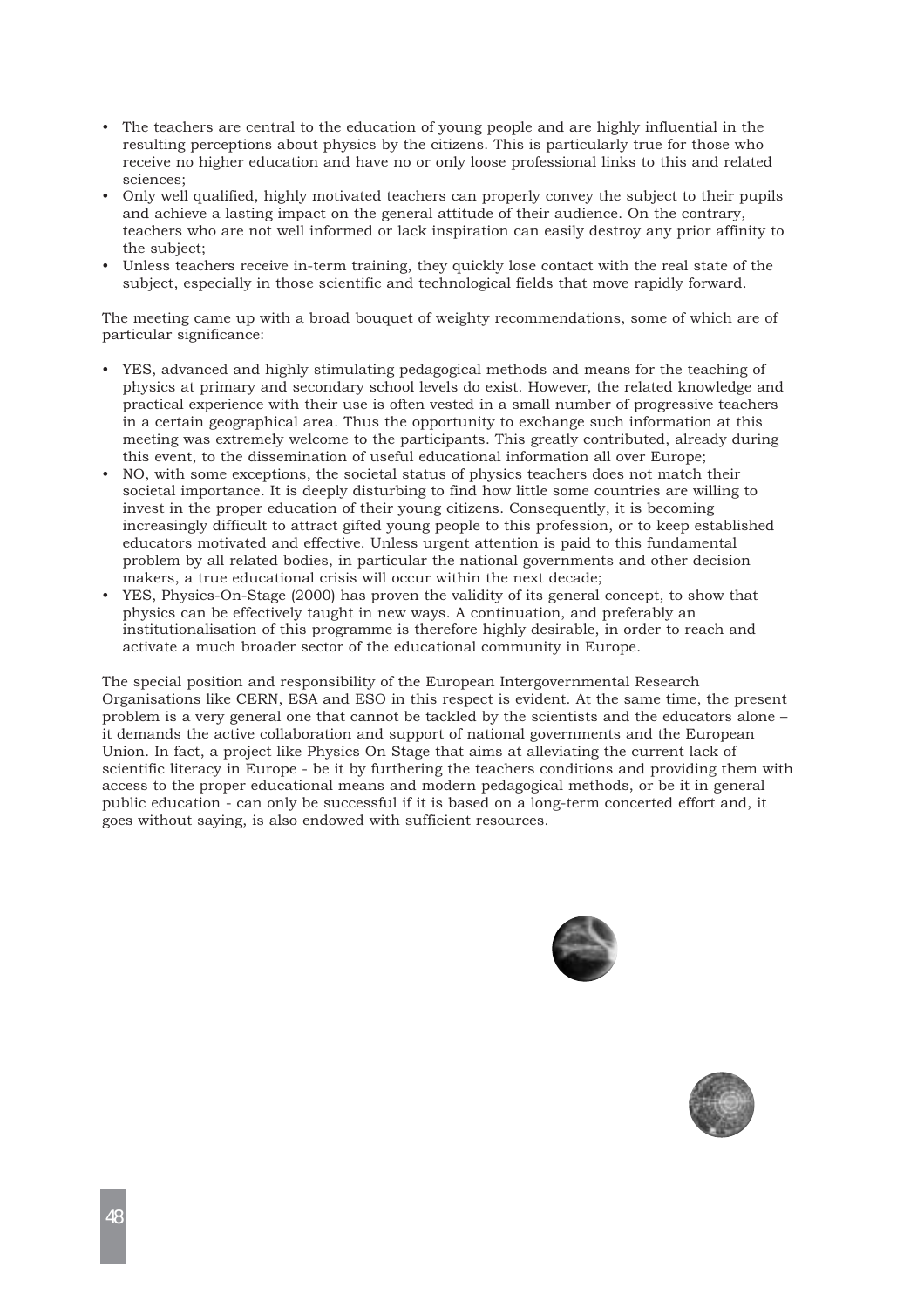- The teachers are central to the education of young people and are highly influential in the resulting perceptions about physics by the citizens. This is particularly true for those who receive no higher education and have no or only loose professional links to this and related sciences;
- Only well qualified, highly motivated teachers can properly convey the subject to their pupils and achieve a lasting impact on the general attitude of their audience. On the contrary, teachers who are not well informed or lack inspiration can easily destroy any prior affinity to the subject;
- Unless teachers receive in-term training, they quickly lose contact with the real state of the subject, especially in those scientific and technological fields that move rapidly forward.

The meeting came up with a broad bouquet of weighty recommendations, some of which are of particular significance:

- YES, advanced and highly stimulating pedagogical methods and means for the teaching of physics at primary and secondary school levels do exist. However, the related knowledge and practical experience with their use is often vested in a small number of progressive teachers in a certain geographical area. Thus the opportunity to exchange such information at this meeting was extremely welcome to the participants. This greatly contributed, already during this event, to the dissemination of useful educational information all over Europe;
- NO, with some exceptions, the societal status of physics teachers does not match their societal importance. It is deeply disturbing to find how little some countries are willing to invest in the proper education of their young citizens. Consequently, it is becoming increasingly difficult to attract gifted young people to this profession, or to keep established educators motivated and effective. Unless urgent attention is paid to this fundamental problem by all related bodies, in particular the national governments and other decision makers, a true educational crisis will occur within the next decade;
- YES, Physics-On-Stage (2000) has proven the validity of its general concept, to show that physics can be effectively taught in new ways. A continuation, and preferably an institutionalisation of this programme is therefore highly desirable, in order to reach and activate a much broader sector of the educational community in Europe.

The special position and responsibility of the European Intergovernmental Research Organisations like CERN, ESA and ESO in this respect is evident. At the same time, the present problem is a very general one that cannot be tackled by the scientists and the educators alone – it demands the active collaboration and support of national governments and the European Union. In fact, a project like Physics On Stage that aims at alleviating the current lack of scientific literacy in Europe - be it by furthering the teachers conditions and providing them with access to the proper educational means and modern pedagogical methods, or be it in general public education - can only be successful if it is based on a long-term concerted effort and, it goes without saying, is also endowed with sufficient resources.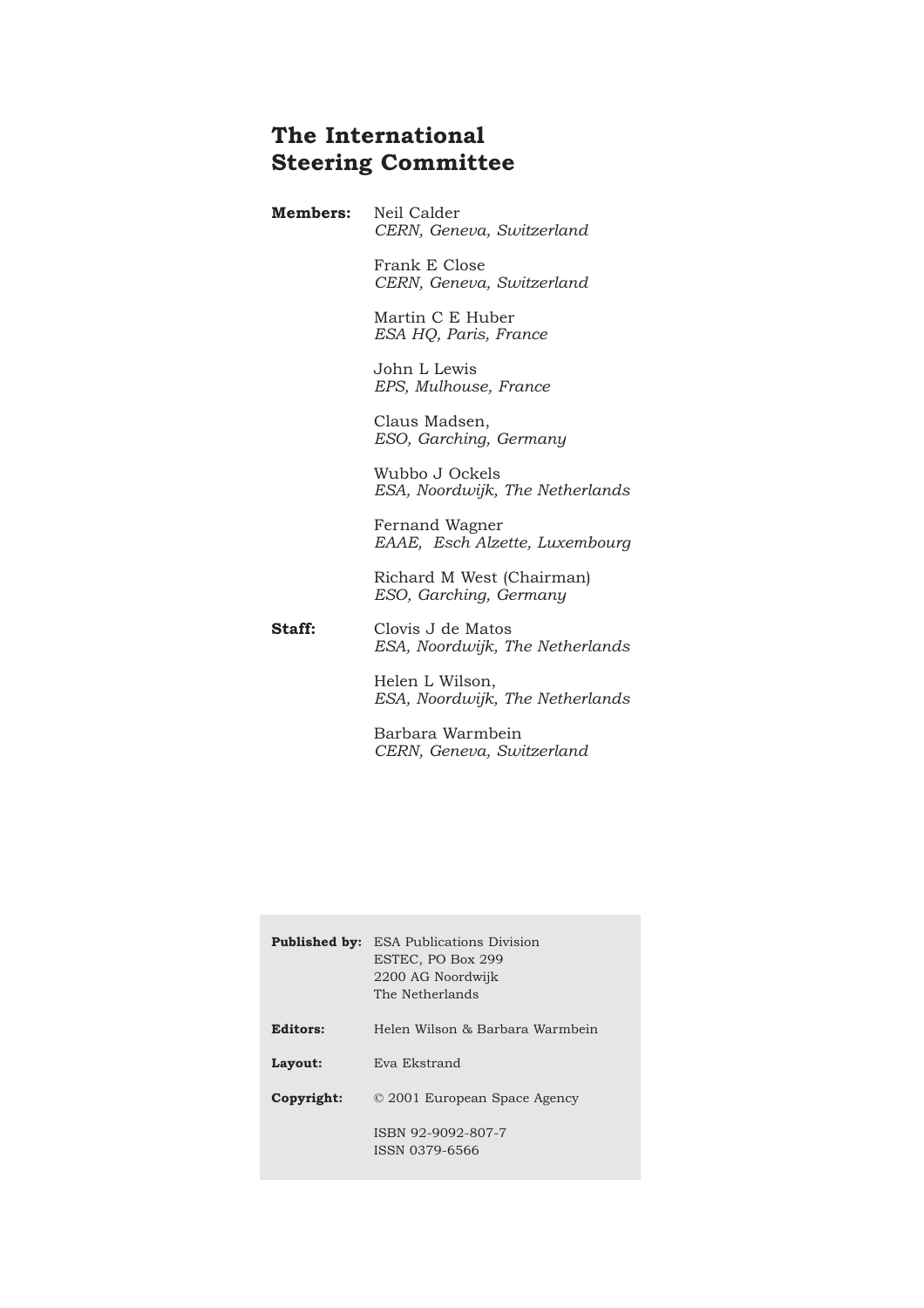## The International Steering Committee

**Members:**

Neil Calder
*CERN, Geneva, Switzerland*

Frank E Close
*CERN, Geneva, Switzerland*

Martin C E Huber
*ESA HQ, Paris, France*

John L Lewis
*EPS, Mulhouse, France*

Claus Madsen,
*ESO, Garching, Germany*

Wubbo J Ockels
*ESA, Noordwijk, The Netherlands*

Fernand Wagner
*EAAE, Esch Alzette, Luxembourg*

Richard M West (Chairman)
*ESO, Garching, Germany*

**Staff:**

Clovis J de Matos
*ESA, Noordwijk, The Netherlands*

Helen L Wilson,
*ESA, Noordwijk, The Netherlands*

Barbara Warmbein
*CERN, Geneva, Switzerland*

**Published by:** ESA Publications Division
ESTEC, PO Box 299
2200 AG Noordwijk
The Netherlands

**Editors:** Helen Wilson & Barbara Warmbein

**Layout:** Eva Ekstrand

**Copyright:** © 2001 European Space Agency

ISBN 92-9092-807-7
ISSN 0379-6566